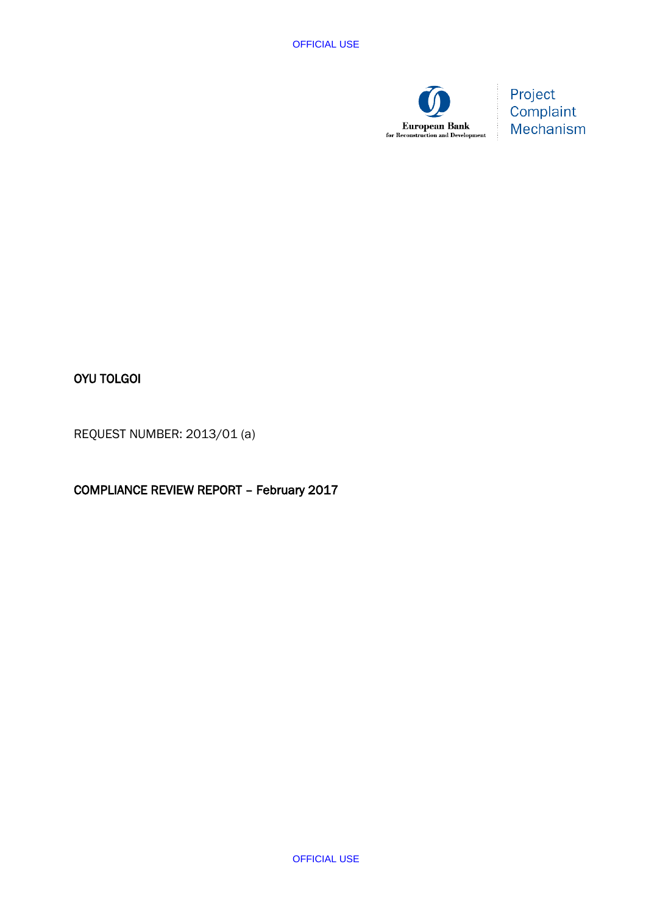European Bank for Reconstruction and Development

Project Complaint Mechanism

# OYU TOLGOI

REQUEST NUMBER: 2013/01 (a)

## COMPLIANCE REVIEW REPORT – February 2017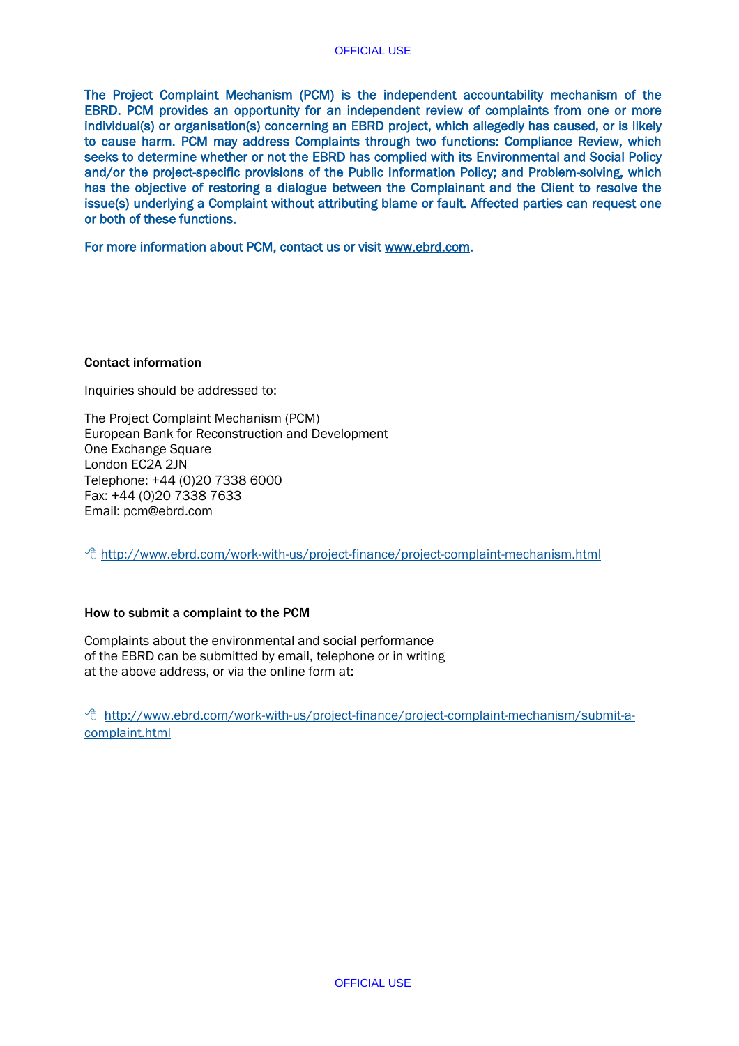The Project Complaint Mechanism (PCM) is the independent accountability mechanism of the EBRD. PCM provides an opportunity for an independent review of complaints from one or more individual(s) or organisation(s) concerning an EBRD project, which allegedly has caused, or is likely to cause harm. PCM may address Complaints through two functions: Compliance Review, which seeks to determine whether or not the EBRD has complied with its Environmental and Social Policy and/or the project-specific provisions of the Public Information Policy; and Problem-solving, which has the objective of restoring a dialogue between the Complainant and the Client to resolve the issue(s) underlying a Complaint without attributing blame or fault. Affected parties can request one or both of these functions.

For more information about PCM, contact us or visit www.ebrd.com.

**Contact information**

Inquiries should be addressed to:

The Project Complaint Mechanism (PCM)
European Bank for Reconstruction and Development
One Exchange Square
London EC2A 2JN
Telephone: +44 (0)20 7338 6000
Fax: +44 (0)20 7338 7633
Email: pcm@ebrd.com

http://www.ebrd.com/work-with-us/project-finance/project-complaint-mechanism.html

**How to submit a complaint to the PCM**

Complaints about the environmental and social performance of the EBRD can be submitted by email, telephone or in writing at the above address, or via the online form at:

http://www.ebrd.com/work-with-us/project-finance/project-complaint-mechanism/submit-a-complaint.html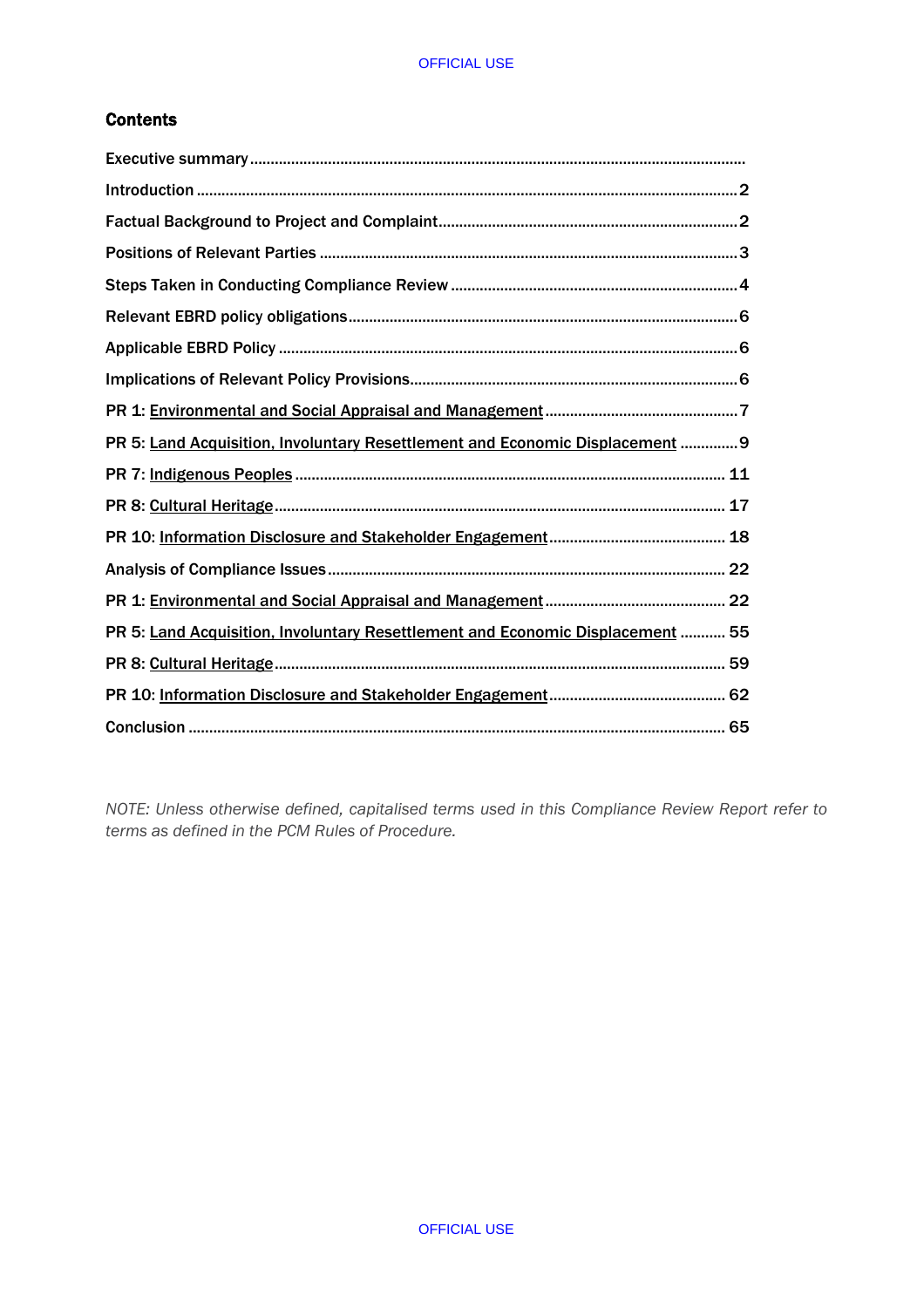## Contents

Executive summary

Introduction ..... 2

Factual Background to Project and Complaint ..... 2

Positions of Relevant Parties ..... 3

Steps Taken in Conducting Compliance Review ..... 4

Relevant EBRD policy obligations ..... 6

Applicable EBRD Policy ..... 6

Implications of Relevant Policy Provisions ..... 6

PR 1: Environmental and Social Appraisal and Management ..... 7

PR 5: Land Acquisition, Involuntary Resettlement and Economic Displacement ..... 9

PR 7: Indigenous Peoples ..... 11

PR 8: Cultural Heritage ..... 17

PR 10: Information Disclosure and Stakeholder Engagement ..... 18

Analysis of Compliance Issues ..... 22

PR 1: Environmental and Social Appraisal and Management ..... 22

PR 5: Land Acquisition, Involuntary Resettlement and Economic Displacement ..... 55

PR 8: Cultural Heritage ..... 59

PR 10: Information Disclosure and Stakeholder Engagement ..... 62

Conclusion ..... 65

*NOTE: Unless otherwise defined, capitalised terms used in this Compliance Review Report refer to terms as defined in the PCM Rules of Procedure.*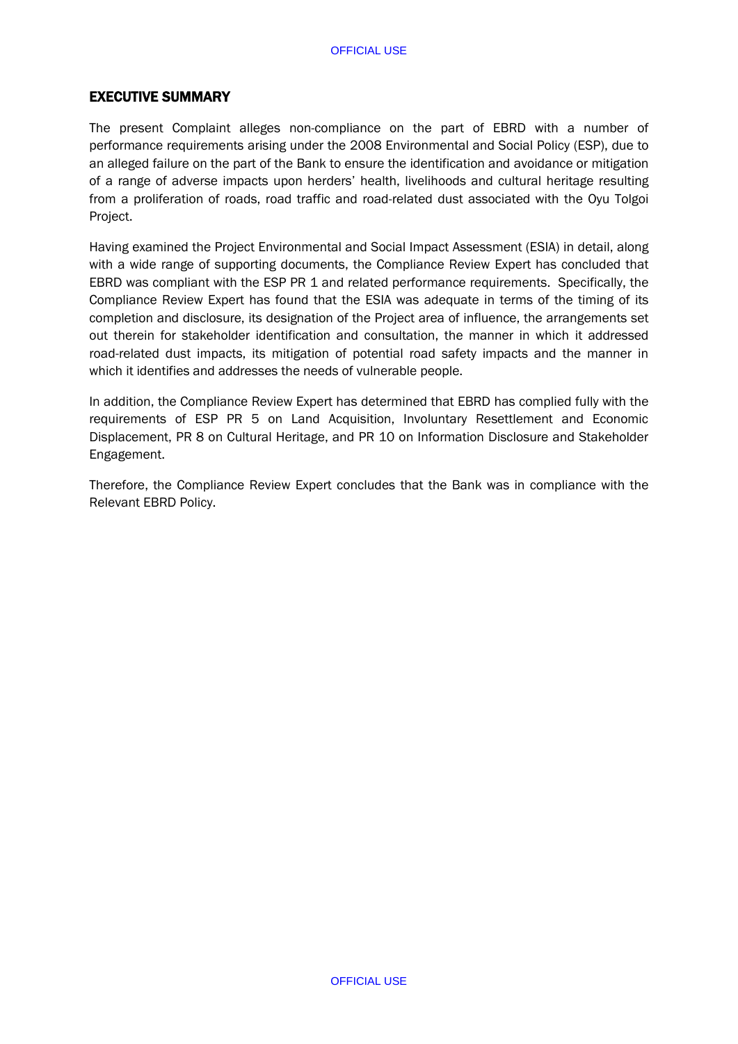## EXECUTIVE SUMMARY

The present Complaint alleges non-compliance on the part of EBRD with a number of performance requirements arising under the 2008 Environmental and Social Policy (ESP), due to an alleged failure on the part of the Bank to ensure the identification and avoidance or mitigation of a range of adverse impacts upon herders' health, livelihoods and cultural heritage resulting from a proliferation of roads, road traffic and road-related dust associated with the Oyu Tolgoi Project.

Having examined the Project Environmental and Social Impact Assessment (ESIA) in detail, along with a wide range of supporting documents, the Compliance Review Expert has concluded that EBRD was compliant with the ESP PR 1 and related performance requirements. Specifically, the Compliance Review Expert has found that the ESIA was adequate in terms of the timing of its completion and disclosure, its designation of the Project area of influence, the arrangements set out therein for stakeholder identification and consultation, the manner in which it addressed road-related dust impacts, its mitigation of potential road safety impacts and the manner in which it identifies and addresses the needs of vulnerable people.

In addition, the Compliance Review Expert has determined that EBRD has complied fully with the requirements of ESP PR 5 on Land Acquisition, Involuntary Resettlement and Economic Displacement, PR 8 on Cultural Heritage, and PR 10 on Information Disclosure and Stakeholder Engagement.

Therefore, the Compliance Review Expert concludes that the Bank was in compliance with the Relevant EBRD Policy.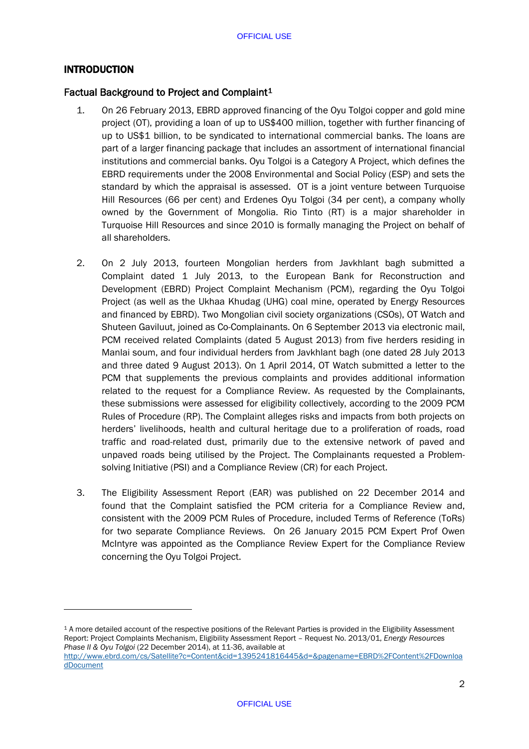# INTRODUCTION

## Factual Background to Project and Complaint[1]

1. On 26 February 2013, EBRD approved financing of the Oyu Tolgoi copper and gold mine project (OT), providing a loan of up to US$400 million, together with further financing of up to US$1 billion, to be syndicated to international commercial banks. The loans are part of a larger financing package that includes an assortment of international financial institutions and commercial banks. Oyu Tolgoi is a Category A Project, which defines the EBRD requirements under the 2008 Environmental and Social Policy (ESP) and sets the standard by which the appraisal is assessed. OT is a joint venture between Turquoise Hill Resources (66 per cent) and Erdenes Oyu Tolgoi (34 per cent), a company wholly owned by the Government of Mongolia. Rio Tinto (RT) is a major shareholder in Turquoise Hill Resources and since 2010 is formally managing the Project on behalf of all shareholders.

2. On 2 July 2013, fourteen Mongolian herders from Javkhlant bagh submitted a Complaint dated 1 July 2013, to the European Bank for Reconstruction and Development (EBRD) Project Complaint Mechanism (PCM), regarding the Oyu Tolgoi Project (as well as the Ukhaa Khudag (UHG) coal mine, operated by Energy Resources and financed by EBRD). Two Mongolian civil society organizations (CSOs), OT Watch and Shuteen Gaviluut, joined as Co-Complainants. On 6 September 2013 via electronic mail, PCM received related Complaints (dated 5 August 2013) from five herders residing in Manlai soum, and four individual herders from Javkhlant bagh (one dated 28 July 2013 and three dated 9 August 2013). On 1 April 2014, OT Watch submitted a letter to the PCM that supplements the previous complaints and provides additional information related to the request for a Compliance Review. As requested by the Complainants, these submissions were assessed for eligibility collectively, according to the 2009 PCM Rules of Procedure (RP). The Complaint alleges risks and impacts from both projects on herders' livelihoods, health and cultural heritage due to a proliferation of roads, road traffic and road-related dust, primarily due to the extensive network of paved and unpaved roads being utilised by the Project. The Complainants requested a Problem-solving Initiative (PSI) and a Compliance Review (CR) for each Project.

3. The Eligibility Assessment Report (EAR) was published on 22 December 2014 and found that the Complaint satisfied the PCM criteria for a Compliance Review and, consistent with the 2009 PCM Rules of Procedure, included Terms of Reference (ToRs) for two separate Compliance Reviews. On 26 January 2015 PCM Expert Prof Owen McIntyre was appointed as the Compliance Review Expert for the Compliance Review concerning the Oyu Tolgoi Project.

---

[1] A more detailed account of the respective positions of the Relevant Parties is provided in the Eligibility Assessment Report: Project Complaints Mechanism, Eligibility Assessment Report – Request No. 2013/01, *Energy Resources Phase II & Oyu Tolgoi* (22 December 2014), at 11-36, available at http://www.ebrd.com/cs/Satellite?c=Content&cid=1395241816445&d=&pagename=EBRD%2FContent%2FDownloadDocument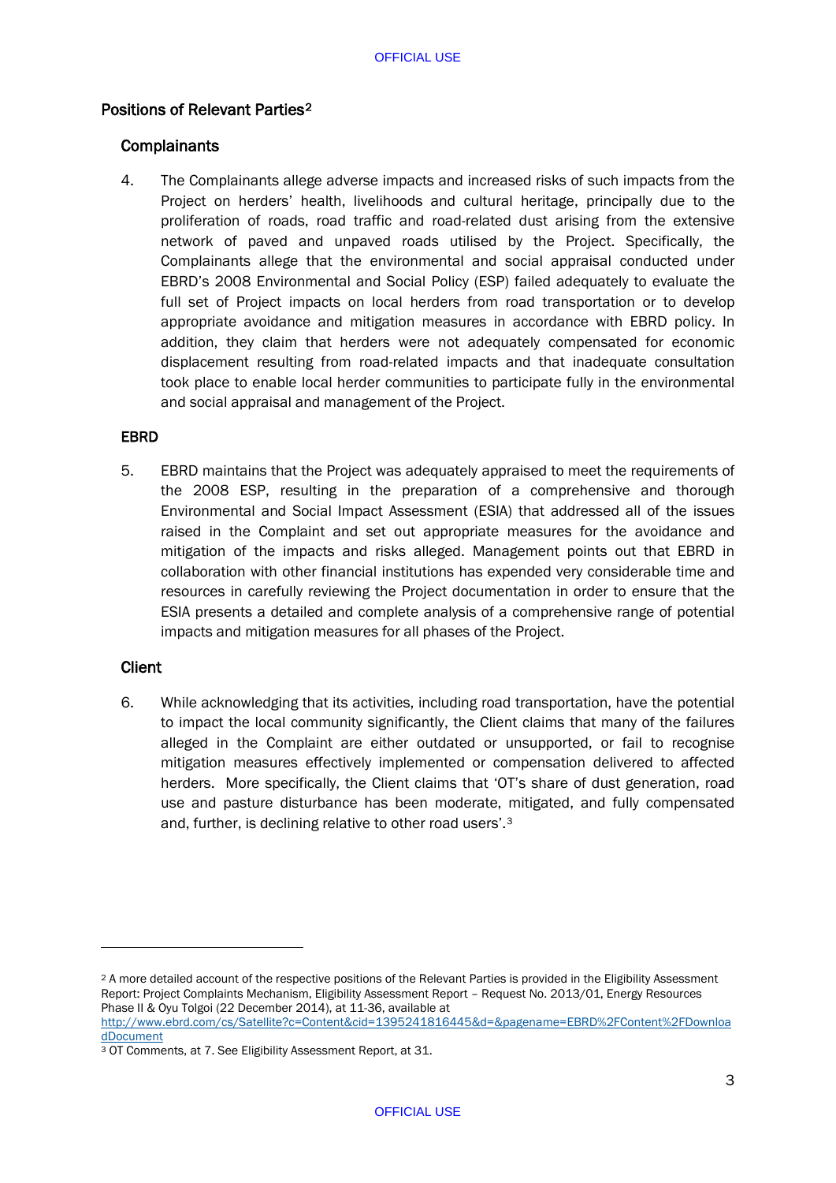## Positions of Relevant Parties[2]

### Complainants

4. The Complainants allege adverse impacts and increased risks of such impacts from the Project on herders' health, livelihoods and cultural heritage, principally due to the proliferation of roads, road traffic and road-related dust arising from the extensive network of paved and unpaved roads utilised by the Project. Specifically, the Complainants allege that the environmental and social appraisal conducted under EBRD's 2008 Environmental and Social Policy (ESP) failed adequately to evaluate the full set of Project impacts on local herders from road transportation or to develop appropriate avoidance and mitigation measures in accordance with EBRD policy. In addition, they claim that herders were not adequately compensated for economic displacement resulting from road-related impacts and that inadequate consultation took place to enable local herder communities to participate fully in the environmental and social appraisal and management of the Project.

### EBRD

5. EBRD maintains that the Project was adequately appraised to meet the requirements of the 2008 ESP, resulting in the preparation of a comprehensive and thorough Environmental and Social Impact Assessment (ESIA) that addressed all of the issues raised in the Complaint and set out appropriate measures for the avoidance and mitigation of the impacts and risks alleged. Management points out that EBRD in collaboration with other financial institutions has expended very considerable time and resources in carefully reviewing the Project documentation in order to ensure that the ESIA presents a detailed and complete analysis of a comprehensive range of potential impacts and mitigation measures for all phases of the Project.

### Client

6. While acknowledging that its activities, including road transportation, have the potential to impact the local community significantly, the Client claims that many of the failures alleged in the Complaint are either outdated or unsupported, or fail to recognise mitigation measures effectively implemented or compensation delivered to affected herders. More specifically, the Client claims that 'OT's share of dust generation, road use and pasture disturbance has been moderate, mitigated, and fully compensated and, further, is declining relative to other road users'.[3]

---

[2] A more detailed account of the respective positions of the Relevant Parties is provided in the Eligibility Assessment Report: Project Complaints Mechanism, Eligibility Assessment Report – Request No. 2013/01, Energy Resources Phase II & Oyu Tolgoi (22 December 2014), at 11-36, available at http://www.ebrd.com/cs/Satellite?c=Content&cid=1395241816445&d=&pagename=EBRD%2FContent%2FDownloadDocument

[3] OT Comments, at 7. See Eligibility Assessment Report, at 31.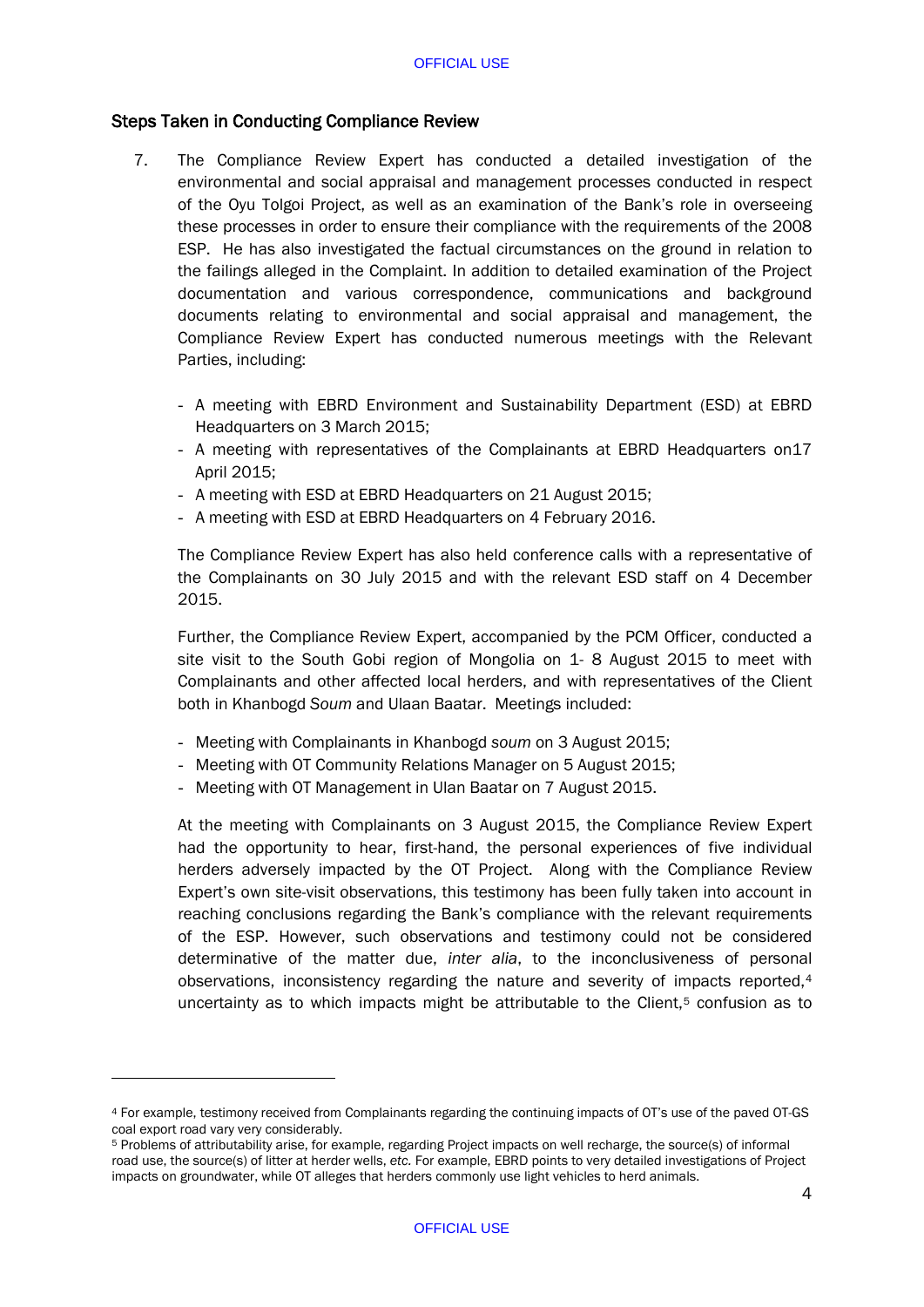## Steps Taken in Conducting Compliance Review

7. The Compliance Review Expert has conducted a detailed investigation of the environmental and social appraisal and management processes conducted in respect of the Oyu Tolgoi Project, as well as an examination of the Bank's role in overseeing these processes in order to ensure their compliance with the requirements of the 2008 ESP. He has also investigated the factual circumstances on the ground in relation to the failings alleged in the Complaint. In addition to detailed examination of the Project documentation and various correspondence, communications and background documents relating to environmental and social appraisal and management, the Compliance Review Expert has conducted numerous meetings with the Relevant Parties, including:

   - A meeting with EBRD Environment and Sustainability Department (ESD) at EBRD Headquarters on 3 March 2015;
   - A meeting with representatives of the Complainants at EBRD Headquarters on17 April 2015;
   - A meeting with ESD at EBRD Headquarters on 21 August 2015;
   - A meeting with ESD at EBRD Headquarters on 4 February 2016.

   The Compliance Review Expert has also held conference calls with a representative of the Complainants on 30 July 2015 and with the relevant ESD staff on 4 December 2015.

   Further, the Compliance Review Expert, accompanied by the PCM Officer, conducted a site visit to the South Gobi region of Mongolia on 1- 8 August 2015 to meet with Complainants and other affected local herders, and with representatives of the Client both in Khanbogd *Soum* and Ulaan Baatar. Meetings included:

   - Meeting with Complainants in Khanbogd *soum* on 3 August 2015;
   - Meeting with OT Community Relations Manager on 5 August 2015;
   - Meeting with OT Management in Ulan Baatar on 7 August 2015.

   At the meeting with Complainants on 3 August 2015, the Compliance Review Expert had the opportunity to hear, first-hand, the personal experiences of five individual herders adversely impacted by the OT Project. Along with the Compliance Review Expert's own site-visit observations, this testimony has been fully taken into account in reaching conclusions regarding the Bank's compliance with the relevant requirements of the ESP. However, such observations and testimony could not be considered determinative of the matter due, *inter alia*, to the inconclusiveness of personal observations, inconsistency regarding the nature and severity of impacts reported,[4] uncertainty as to which impacts might be attributable to the Client,[5] confusion as to

---

[4] For example, testimony received from Complainants regarding the continuing impacts of OT's use of the paved OT-GS coal export road vary very considerably.

[5] Problems of attributability arise, for example, regarding Project impacts on well recharge, the source(s) of informal road use, the source(s) of litter at herder wells, *etc.* For example, EBRD points to very detailed investigations of Project impacts on groundwater, while OT alleges that herders commonly use light vehicles to herd animals.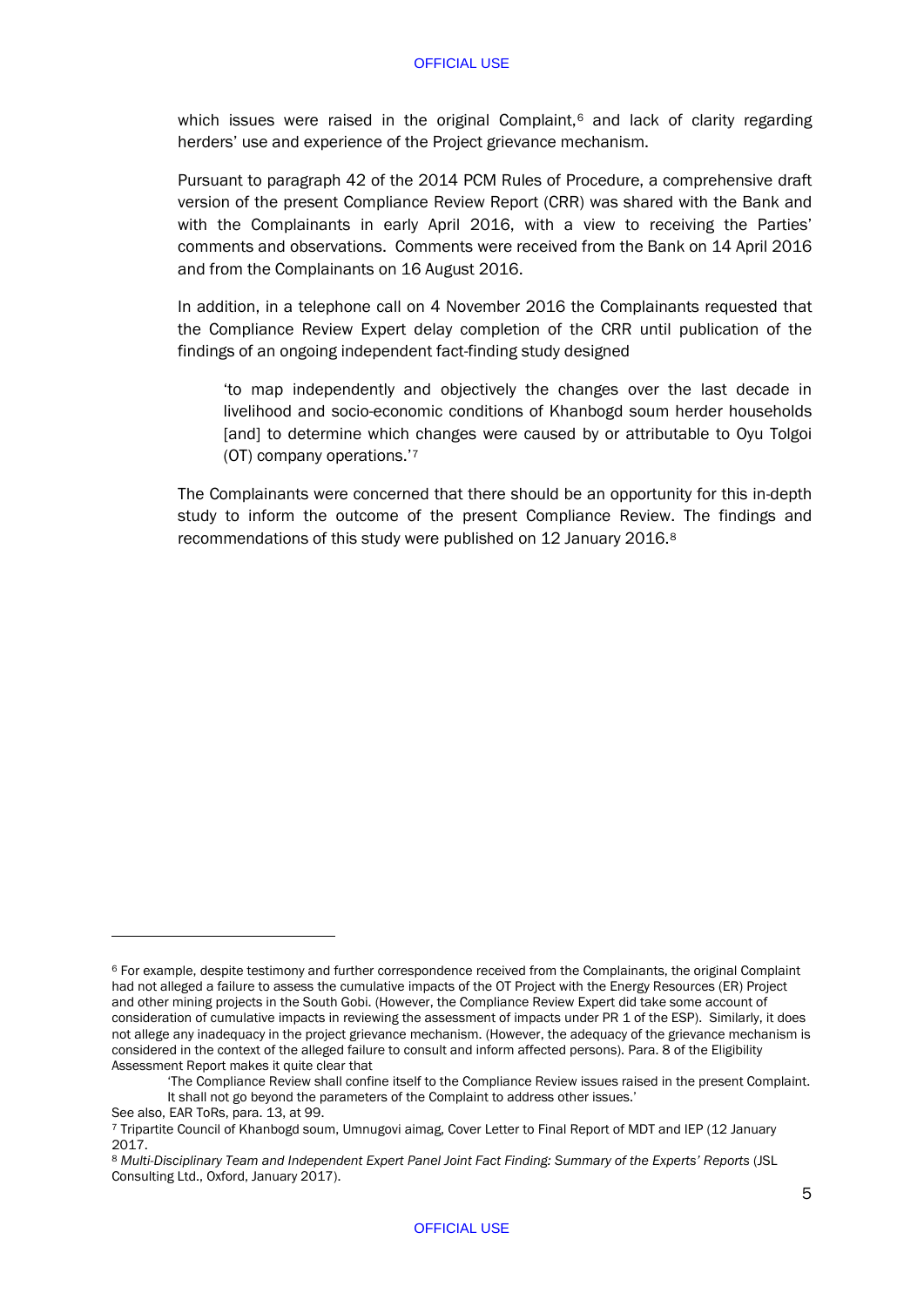which issues were raised in the original Complaint,[6] and lack of clarity regarding herders' use and experience of the Project grievance mechanism.

Pursuant to paragraph 42 of the 2014 PCM Rules of Procedure, a comprehensive draft version of the present Compliance Review Report (CRR) was shared with the Bank and with the Complainants in early April 2016, with a view to receiving the Parties' comments and observations. Comments were received from the Bank on 14 April 2016 and from the Complainants on 16 August 2016.

In addition, in a telephone call on 4 November 2016 the Complainants requested that the Compliance Review Expert delay completion of the CRR until publication of the findings of an ongoing independent fact-finding study designed

> 'to map independently and objectively the changes over the last decade in livelihood and socio-economic conditions of Khanbogd soum herder households [and] to determine which changes were caused by or attributable to Oyu Tolgoi (OT) company operations.'[7]

The Complainants were concerned that there should be an opportunity for this in-depth study to inform the outcome of the present Compliance Review. The findings and recommendations of this study were published on 12 January 2016.[8]

---

[6] For example, despite testimony and further correspondence received from the Complainants, the original Complaint had not alleged a failure to assess the cumulative impacts of the OT Project with the Energy Resources (ER) Project and other mining projects in the South Gobi. (However, the Compliance Review Expert did take some account of consideration of cumulative impacts in reviewing the assessment of impacts under PR 1 of the ESP). Similarly, it does not allege any inadequacy in the project grievance mechanism. (However, the adequacy of the grievance mechanism is considered in the context of the alleged failure to consult and inform affected persons). Para. 8 of the Eligibility Assessment Report makes it quite clear that

> 'The Compliance Review shall confine itself to the Compliance Review issues raised in the present Complaint. It shall not go beyond the parameters of the Complaint to address other issues.'

See also, EAR ToRs, para. 13, at 99.

[7] Tripartite Council of Khanbogd soum, Umnugovi aimag, Cover Letter to Final Report of MDT and IEP (12 January 2017.

[8] *Multi-Disciplinary Team and Independent Expert Panel Joint Fact Finding: Summary of the Experts' Reports* (JSL Consulting Ltd., Oxford, January 2017).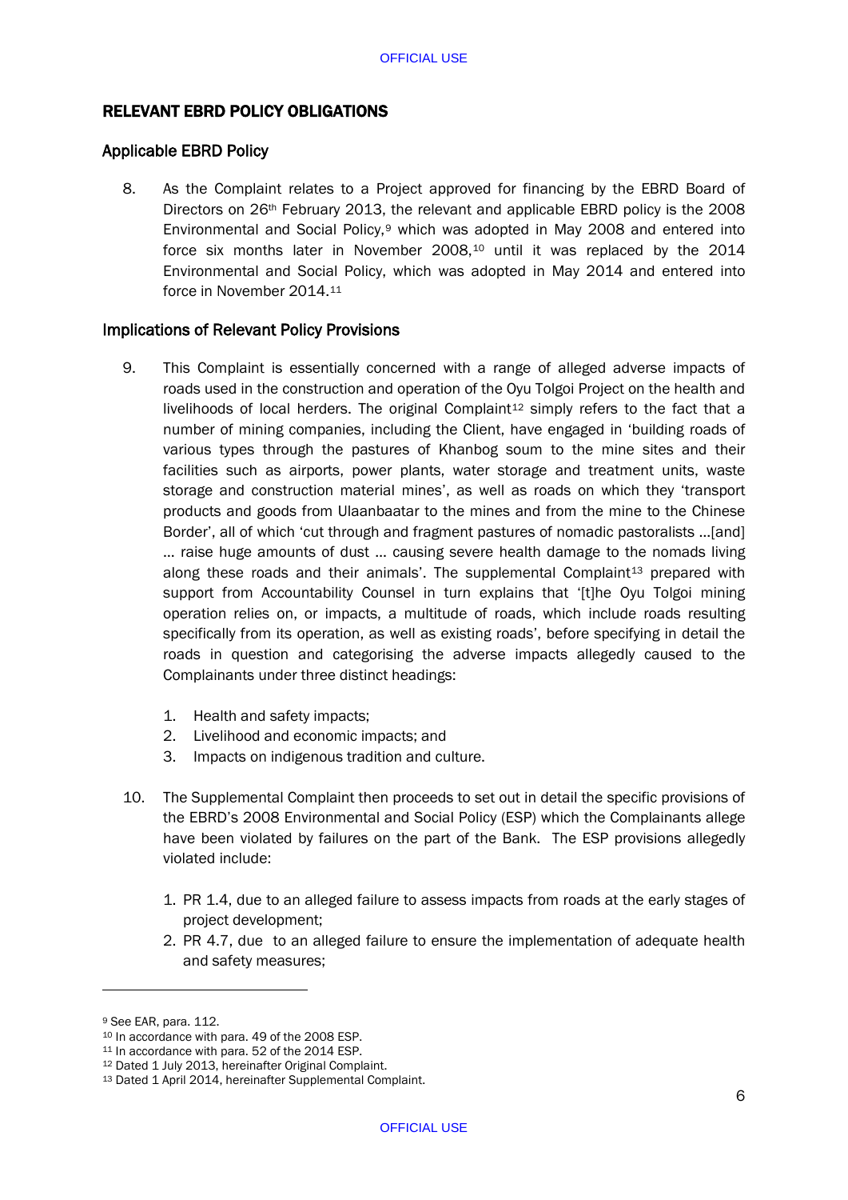## RELEVANT EBRD POLICY OBLIGATIONS

### Applicable EBRD Policy

8. As the Complaint relates to a Project approved for financing by the EBRD Board of Directors on 26th February 2013, the relevant and applicable EBRD policy is the 2008 Environmental and Social Policy,[9] which was adopted in May 2008 and entered into force six months later in November 2008,[10] until it was replaced by the 2014 Environmental and Social Policy, which was adopted in May 2014 and entered into force in November 2014.[11]

### Implications of Relevant Policy Provisions

9. This Complaint is essentially concerned with a range of alleged adverse impacts of roads used in the construction and operation of the Oyu Tolgoi Project on the health and livelihoods of local herders. The original Complaint[12] simply refers to the fact that a number of mining companies, including the Client, have engaged in 'building roads of various types through the pastures of Khanbog soum to the mine sites and their facilities such as airports, power plants, water storage and treatment units, waste storage and construction material mines', as well as roads on which they 'transport products and goods from Ulaanbaatar to the mines and from the mine to the Chinese Border', all of which 'cut through and fragment pastures of nomadic pastoralists …[and] … raise huge amounts of dust … causing severe health damage to the nomads living along these roads and their animals'. The supplemental Complaint[13] prepared with support from Accountability Counsel in turn explains that '[t]he Oyu Tolgoi mining operation relies on, or impacts, a multitude of roads, which include roads resulting specifically from its operation, as well as existing roads', before specifying in detail the roads in question and categorising the adverse impacts allegedly caused to the Complainants under three distinct headings:

   1. Health and safety impacts;
   2. Livelihood and economic impacts; and
   3. Impacts on indigenous tradition and culture.

10. The Supplemental Complaint then proceeds to set out in detail the specific provisions of the EBRD's 2008 Environmental and Social Policy (ESP) which the Complainants allege have been violated by failures on the part of the Bank. The ESP provisions allegedly violated include:

   1. PR 1.4, due to an alleged failure to assess impacts from roads at the early stages of project development;
   2. PR 4.7, due to an alleged failure to ensure the implementation of adequate health and safety measures;

---

[9] See EAR, para. 112.
[10] In accordance with para. 49 of the 2008 ESP.
[11] In accordance with para. 52 of the 2014 ESP.
[12] Dated 1 July 2013, hereinafter Original Complaint.
[13] Dated 1 April 2014, hereinafter Supplemental Complaint.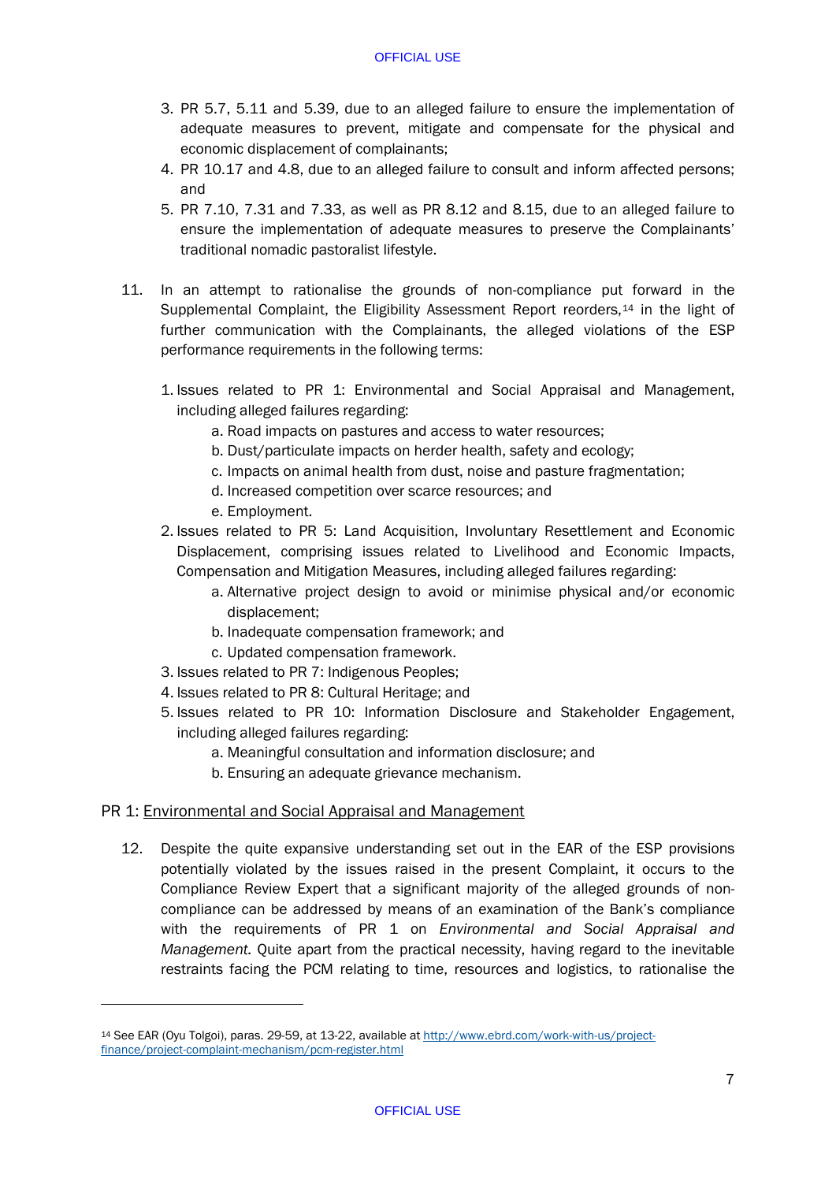3. PR 5.7, 5.11 and 5.39, due to an alleged failure to ensure the implementation of adequate measures to prevent, mitigate and compensate for the physical and economic displacement of complainants;
4. PR 10.17 and 4.8, due to an alleged failure to consult and inform affected persons; and
5. PR 7.10, 7.31 and 7.33, as well as PR 8.12 and 8.15, due to an alleged failure to ensure the implementation of adequate measures to preserve the Complainants' traditional nomadic pastoralist lifestyle.

11. In an attempt to rationalise the grounds of non-compliance put forward in the Supplemental Complaint, the Eligibility Assessment Report reorders,[14] in the light of further communication with the Complainants, the alleged violations of the ESP performance requirements in the following terms:

    1. Issues related to PR 1: Environmental and Social Appraisal and Management, including alleged failures regarding:
        a. Road impacts on pastures and access to water resources;
        b. Dust/particulate impacts on herder health, safety and ecology;
        c. Impacts on animal health from dust, noise and pasture fragmentation;
        d. Increased competition over scarce resources; and
        e. Employment.
    2. Issues related to PR 5: Land Acquisition, Involuntary Resettlement and Economic Displacement, comprising issues related to Livelihood and Economic Impacts, Compensation and Mitigation Measures, including alleged failures regarding:
        a. Alternative project design to avoid or minimise physical and/or economic displacement;
        b. Inadequate compensation framework; and
        c. Updated compensation framework.
    3. Issues related to PR 7: Indigenous Peoples;
    4. Issues related to PR 8: Cultural Heritage; and
    5. Issues related to PR 10: Information Disclosure and Stakeholder Engagement, including alleged failures regarding:
        a. Meaningful consultation and information disclosure; and
        b. Ensuring an adequate grievance mechanism.

PR 1: Environmental and Social Appraisal and Management

12. Despite the quite expansive understanding set out in the EAR of the ESP provisions potentially violated by the issues raised in the present Complaint, it occurs to the Compliance Review Expert that a significant majority of the alleged grounds of non-compliance can be addressed by means of an examination of the Bank's compliance with the requirements of PR 1 on *Environmental and Social Appraisal and Management*. Quite apart from the practical necessity, having regard to the inevitable restraints facing the PCM relating to time, resources and logistics, to rationalise the

---

[14] See EAR (Oyu Tolgoi), paras. 29-59, at 13-22, available at http://www.ebrd.com/work-with-us/project-finance/project-complaint-mechanism/pcm-register.html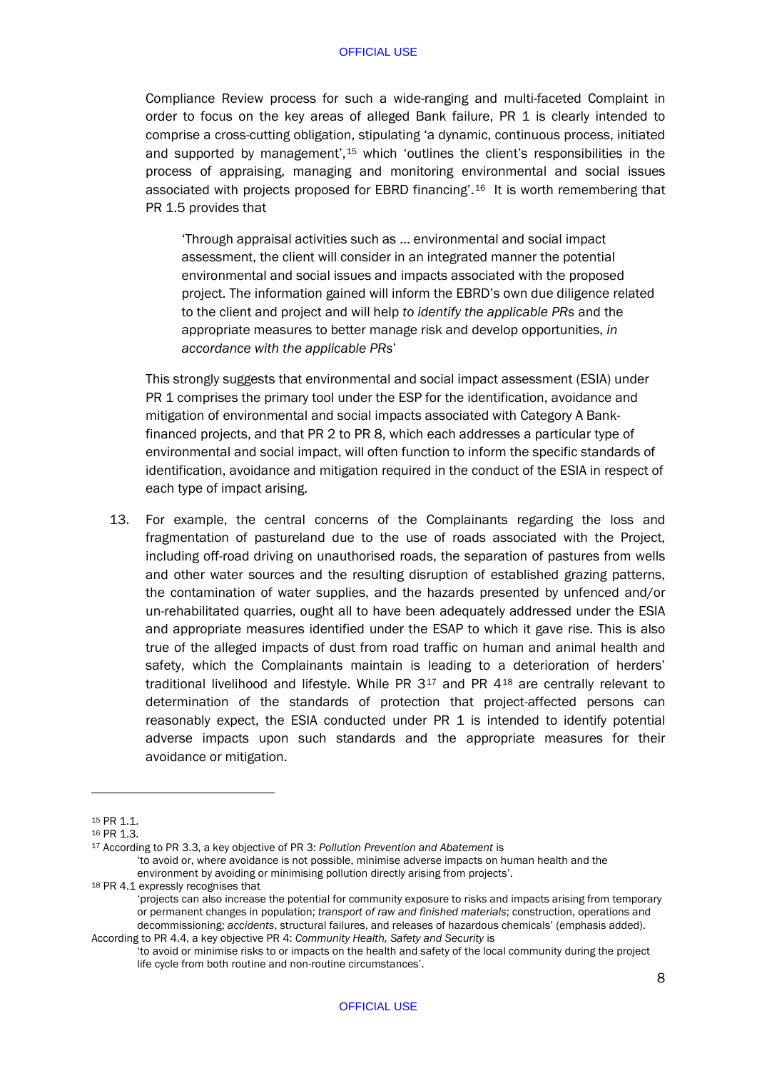Compliance Review process for such a wide-ranging and multi-faceted Complaint in order to focus on the key areas of alleged Bank failure, PR 1 is clearly intended to comprise a cross-cutting obligation, stipulating 'a dynamic, continuous process, initiated and supported by management',[15] which 'outlines the client's responsibilities in the process of appraising, managing and monitoring environmental and social issues associated with projects proposed for EBRD financing'.[16] It is worth remembering that PR 1.5 provides that

> 'Through appraisal activities such as … environmental and social impact assessment, the client will consider in an integrated manner the potential environmental and social issues and impacts associated with the proposed project. The information gained will inform the EBRD's own due diligence related to the client and project and will help *to identify the applicable PRs* and the appropriate measures to better manage risk and develop opportunities, *in accordance with the applicable PRs*'

This strongly suggests that environmental and social impact assessment (ESIA) under PR 1 comprises the primary tool under the ESP for the identification, avoidance and mitigation of environmental and social impacts associated with Category A Bank-financed projects, and that PR 2 to PR 8, which each addresses a particular type of environmental and social impact, will often function to inform the specific standards of identification, avoidance and mitigation required in the conduct of the ESIA in respect of each type of impact arising.

13. For example, the central concerns of the Complainants regarding the loss and fragmentation of pastureland due to the use of roads associated with the Project, including off-road driving on unauthorised roads, the separation of pastures from wells and other water sources and the resulting disruption of established grazing patterns, the contamination of water supplies, and the hazards presented by unfenced and/or un-rehabilitated quarries, ought all to have been adequately addressed under the ESIA and appropriate measures identified under the ESAP to which it gave rise. This is also true of the alleged impacts of dust from road traffic on human and animal health and safety, which the Complainants maintain is leading to a deterioration of herders' traditional livelihood and lifestyle. While PR 3[17] and PR 4[18] are centrally relevant to determination of the standards of protection that project-affected persons can reasonably expect, the ESIA conducted under PR 1 is intended to identify potential adverse impacts upon such standards and the appropriate measures for their avoidance or mitigation.

---

[15] PR 1.1.

[16] PR 1.3.

[17] According to PR 3.3, a key objective of PR 3: *Pollution Prevention and Abatement* is

> 'to avoid or, where avoidance is not possible, minimise adverse impacts on human health and the environment by avoiding or minimising pollution directly arising from projects'.

[18] PR 4.1 expressly recognises that

> 'projects can also increase the potential for community exposure to risks and impacts arising from temporary or permanent changes in population; *transport of raw and finished materials*; construction, operations and decommissioning; *accidents*, structural failures, and releases of hazardous chemicals' (emphasis added).

According to PR 4.4, a key objective PR 4: *Community Health, Safety and Security* is

> 'to avoid or minimise risks to or impacts on the health and safety of the local community during the project life cycle from both routine and non-routine circumstances'.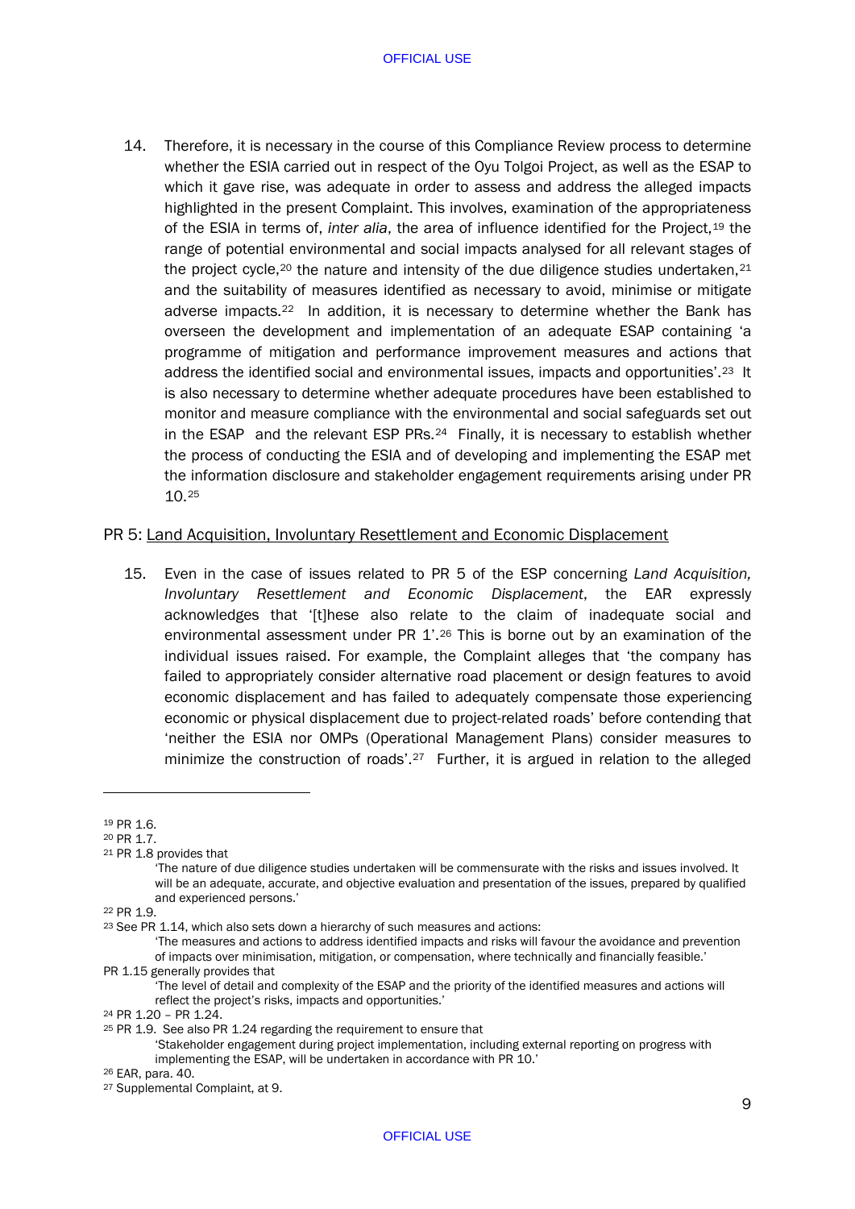14. Therefore, it is necessary in the course of this Compliance Review process to determine whether the ESIA carried out in respect of the Oyu Tolgoi Project, as well as the ESAP to which it gave rise, was adequate in order to assess and address the alleged impacts highlighted in the present Complaint. This involves, examination of the appropriateness of the ESIA in terms of, *inter alia*, the area of influence identified for the Project,[19] the range of potential environmental and social impacts analysed for all relevant stages of the project cycle,[20] the nature and intensity of the due diligence studies undertaken,[21] and the suitability of measures identified as necessary to avoid, minimise or mitigate adverse impacts.[22] In addition, it is necessary to determine whether the Bank has overseen the development and implementation of an adequate ESAP containing 'a programme of mitigation and performance improvement measures and actions that address the identified social and environmental issues, impacts and opportunities'.[23] It is also necessary to determine whether adequate procedures have been established to monitor and measure compliance with the environmental and social safeguards set out in the ESAP and the relevant ESP PRs.[24] Finally, it is necessary to establish whether the process of conducting the ESIA and of developing and implementing the ESAP met the information disclosure and stakeholder engagement requirements arising under PR 10.[25]

PR 5: <u>Land Acquisition, Involuntary Resettlement and Economic Displacement</u>

15. Even in the case of issues related to PR 5 of the ESP concerning *Land Acquisition, Involuntary Resettlement and Economic Displacement*, the EAR expressly acknowledges that '[t]hese also relate to the claim of inadequate social and environmental assessment under PR 1'.[26] This is borne out by an examination of the individual issues raised. For example, the Complaint alleges that 'the company has failed to appropriately consider alternative road placement or design features to avoid economic displacement and has failed to adequately compensate those experiencing economic or physical displacement due to project-related roads' before contending that 'neither the ESIA nor OMPs (Operational Management Plans) consider measures to minimize the construction of roads'.[27] Further, it is argued in relation to the alleged

---

[19] PR 1.6.

[20] PR 1.7.

[21] PR 1.8 provides that

> 'The nature of due diligence studies undertaken will be commensurate with the risks and issues involved. It will be an adequate, accurate, and objective evaluation and presentation of the issues, prepared by qualified and experienced persons.'

[22] PR 1.9.

[23] See PR 1.14, which also sets down a hierarchy of such measures and actions:

> 'The measures and actions to address identified impacts and risks will favour the avoidance and prevention of impacts over minimisation, mitigation, or compensation, where technically and financially feasible.'

PR 1.15 generally provides that

> 'The level of detail and complexity of the ESAP and the priority of the identified measures and actions will reflect the project's risks, impacts and opportunities.'

[24] PR 1.20 – PR 1.24.

[25] PR 1.9. See also PR 1.24 regarding the requirement to ensure that

> 'Stakeholder engagement during project implementation, including external reporting on progress with implementing the ESAP, will be undertaken in accordance with PR 10.'

[26] EAR, para. 40.

[27] Supplemental Complaint, at 9.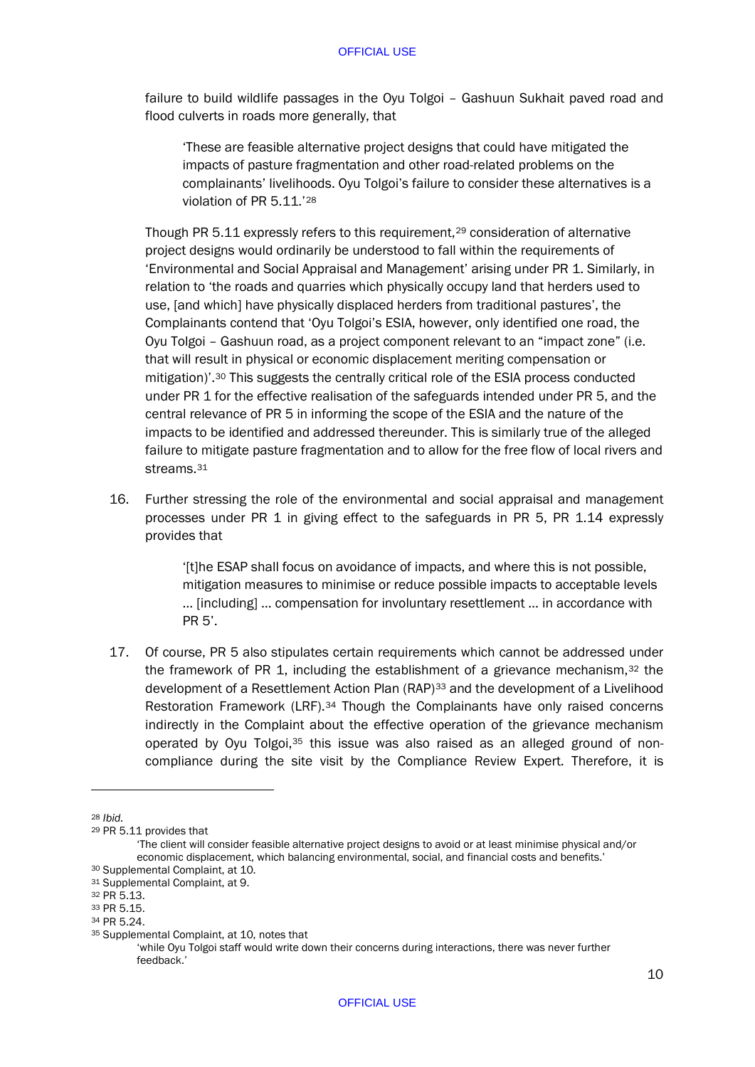failure to build wildlife passages in the Oyu Tolgoi – Gashuun Sukhait paved road and flood culverts in roads more generally, that

> 'These are feasible alternative project designs that could have mitigated the impacts of pasture fragmentation and other road-related problems on the complainants' livelihoods. Oyu Tolgoi's failure to consider these alternatives is a violation of PR 5.11.'[28]

Though PR 5.11 expressly refers to this requirement,[29] consideration of alternative project designs would ordinarily be understood to fall within the requirements of 'Environmental and Social Appraisal and Management' arising under PR 1. Similarly, in relation to 'the roads and quarries which physically occupy land that herders used to use, [and which] have physically displaced herders from traditional pastures', the Complainants contend that 'Oyu Tolgoi's ESIA, however, only identified one road, the Oyu Tolgoi – Gashuun road, as a project component relevant to an "impact zone" (i.e. that will result in physical or economic displacement meriting compensation or mitigation)'.[30] This suggests the centrally critical role of the ESIA process conducted under PR 1 for the effective realisation of the safeguards intended under PR 5, and the central relevance of PR 5 in informing the scope of the ESIA and the nature of the impacts to be identified and addressed thereunder. This is similarly true of the alleged failure to mitigate pasture fragmentation and to allow for the free flow of local rivers and streams.[31]

16. Further stressing the role of the environmental and social appraisal and management processes under PR 1 in giving effect to the safeguards in PR 5, PR 1.14 expressly provides that

> '[t]he ESAP shall focus on avoidance of impacts, and where this is not possible, mitigation measures to minimise or reduce possible impacts to acceptable levels … [including] … compensation for involuntary resettlement … in accordance with PR 5'.

17. Of course, PR 5 also stipulates certain requirements which cannot be addressed under the framework of PR 1, including the establishment of a grievance mechanism,[32] the development of a Resettlement Action Plan (RAP)[33] and the development of a Livelihood Restoration Framework (LRF).[34] Though the Complainants have only raised concerns indirectly in the Complaint about the effective operation of the grievance mechanism operated by Oyu Tolgoi,[35] this issue was also raised as an alleged ground of non-compliance during the site visit by the Compliance Review Expert. Therefore, it is

---

[28] *Ibid.*

[29] PR 5.11 provides that

> 'The client will consider feasible alternative project designs to avoid or at least minimise physical and/or economic displacement, which balancing environmental, social, and financial costs and benefits.'

[30] Supplemental Complaint, at 10.

[31] Supplemental Complaint, at 9.

[32] PR 5.13.

[33] PR 5.15.

[34] PR 5.24.

[35] Supplemental Complaint, at 10, notes that

> 'while Oyu Tolgoi staff would write down their concerns during interactions, there was never further feedback.'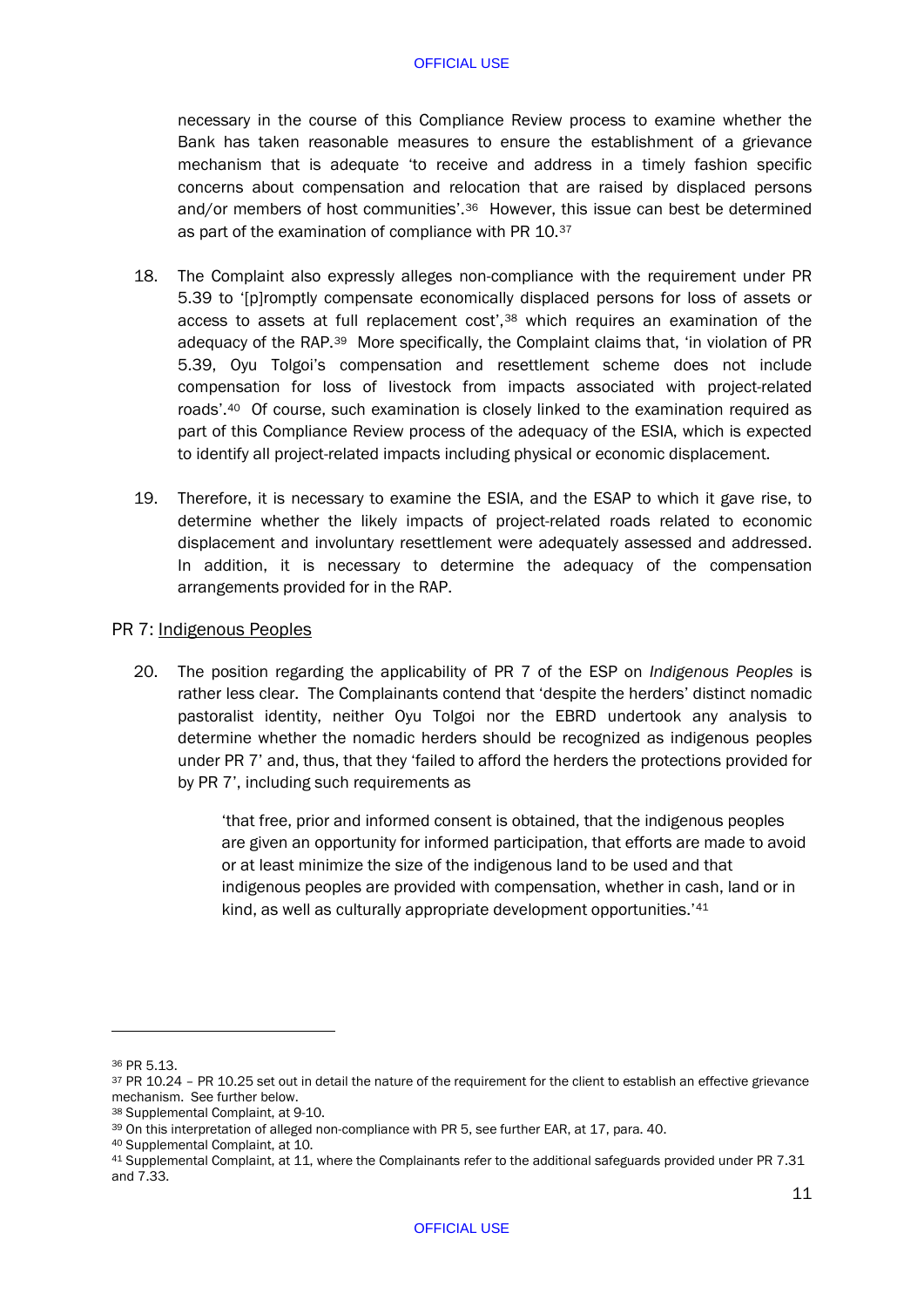necessary in the course of this Compliance Review process to examine whether the Bank has taken reasonable measures to ensure the establishment of a grievance mechanism that is adequate 'to receive and address in a timely fashion specific concerns about compensation and relocation that are raised by displaced persons and/or members of host communities'.[36] However, this issue can best be determined as part of the examination of compliance with PR 10.[37]

18. The Complaint also expressly alleges non-compliance with the requirement under PR 5.39 to '[p]romptly compensate economically displaced persons for loss of assets or access to assets at full replacement cost',[38] which requires an examination of the adequacy of the RAP.[39] More specifically, the Complaint claims that, 'in violation of PR 5.39, Oyu Tolgoi's compensation and resettlement scheme does not include compensation for loss of livestock from impacts associated with project-related roads'.[40] Of course, such examination is closely linked to the examination required as part of this Compliance Review process of the adequacy of the ESIA, which is expected to identify all project-related impacts including physical or economic displacement.

19. Therefore, it is necessary to examine the ESIA, and the ESAP to which it gave rise, to determine whether the likely impacts of project-related roads related to economic displacement and involuntary resettlement were adequately assessed and addressed. In addition, it is necessary to determine the adequacy of the compensation arrangements provided for in the RAP.

PR 7: Indigenous Peoples

20. The position regarding the applicability of PR 7 of the ESP on *Indigenous Peoples* is rather less clear. The Complainants contend that 'despite the herders' distinct nomadic pastoralist identity, neither Oyu Tolgoi nor the EBRD undertook any analysis to determine whether the nomadic herders should be recognized as indigenous peoples under PR 7' and, thus, that they 'failed to afford the herders the protections provided for by PR 7', including such requirements as

> 'that free, prior and informed consent is obtained, that the indigenous peoples are given an opportunity for informed participation, that efforts are made to avoid or at least minimize the size of the indigenous land to be used and that indigenous peoples are provided with compensation, whether in cash, land or in kind, as well as culturally appropriate development opportunities.'[41]

---

[36] PR 5.13.

[37] PR 10.24 – PR 10.25 set out in detail the nature of the requirement for the client to establish an effective grievance mechanism. See further below.

[38] Supplemental Complaint, at 9-10.

[39] On this interpretation of alleged non-compliance with PR 5, see further EAR, at 17, para. 40.

[40] Supplemental Complaint, at 10.

[41] Supplemental Complaint, at 11, where the Complainants refer to the additional safeguards provided under PR 7.31 and 7.33.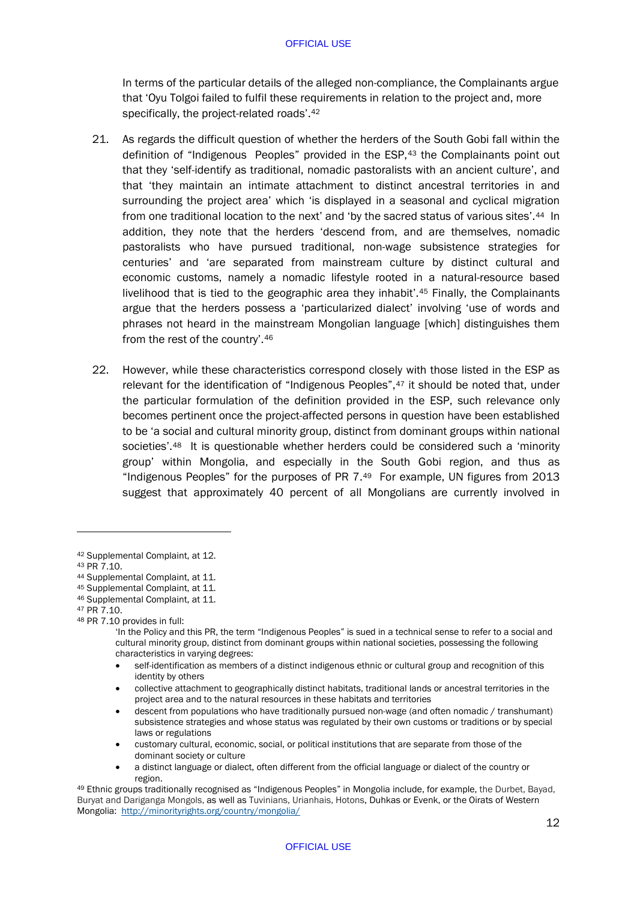In terms of the particular details of the alleged non-compliance, the Complainants argue that 'Oyu Tolgoi failed to fulfil these requirements in relation to the project and, more specifically, the project-related roads'.[42]

21. As regards the difficult question of whether the herders of the South Gobi fall within the definition of "Indigenous Peoples" provided in the ESP,[43] the Complainants point out that they 'self-identify as traditional, nomadic pastoralists with an ancient culture', and that 'they maintain an intimate attachment to distinct ancestral territories in and surrounding the project area' which 'is displayed in a seasonal and cyclical migration from one traditional location to the next' and 'by the sacred status of various sites'.[44] In addition, they note that the herders 'descend from, and are themselves, nomadic pastoralists who have pursued traditional, non-wage subsistence strategies for centuries' and 'are separated from mainstream culture by distinct cultural and economic customs, namely a nomadic lifestyle rooted in a natural-resource based livelihood that is tied to the geographic area they inhabit'.[45] Finally, the Complainants argue that the herders possess a 'particularized dialect' involving 'use of words and phrases not heard in the mainstream Mongolian language [which] distinguishes them from the rest of the country'.[46]

22. However, while these characteristics correspond closely with those listed in the ESP as relevant for the identification of "Indigenous Peoples",[47] it should be noted that, under the particular formulation of the definition provided in the ESP, such relevance only becomes pertinent once the project-affected persons in question have been established to be 'a social and cultural minority group, distinct from dominant groups within national societies'.[48] It is questionable whether herders could be considered such a 'minority group' within Mongolia, and especially in the South Gobi region, and thus as "Indigenous Peoples" for the purposes of PR 7.[49] For example, UN figures from 2013 suggest that approximately 40 percent of all Mongolians are currently involved in

---

[42] Supplemental Complaint, at 12.

[43] PR 7.10.

[44] Supplemental Complaint, at 11.

[45] Supplemental Complaint, at 11.

[46] Supplemental Complaint, at 11.

[47] PR 7.10.

[48] PR 7.10 provides in full:

> 'In the Policy and this PR, the term "Indigenous Peoples" is sued in a technical sense to refer to a social and cultural minority group, distinct from dominant groups within national societies, possessing the following characteristics in varying degrees:
>
> - self-identification as members of a distinct indigenous ethnic or cultural group and recognition of this identity by others
> - collective attachment to geographically distinct habitats, traditional lands or ancestral territories in the project area and to the natural resources in these habitats and territories
> - descent from populations who have traditionally pursued non-wage (and often nomadic / transhumant) subsistence strategies and whose status was regulated by their own customs or traditions or by special laws or regulations
> - customary cultural, economic, social, or political institutions that are separate from those of the dominant society or culture
> - a distinct language or dialect, often different from the official language or dialect of the country or region.

[49] Ethnic groups traditionally recognised as "Indigenous Peoples" in Mongolia include, for example, the Durbet, Bayad, Buryat and Dariganga Mongols, as well as Tuvinians, Urianhais, Hotons, Duhkas or Evenk, or the Oirats of Western Mongolia: http://minorityrights.org/country/mongolia/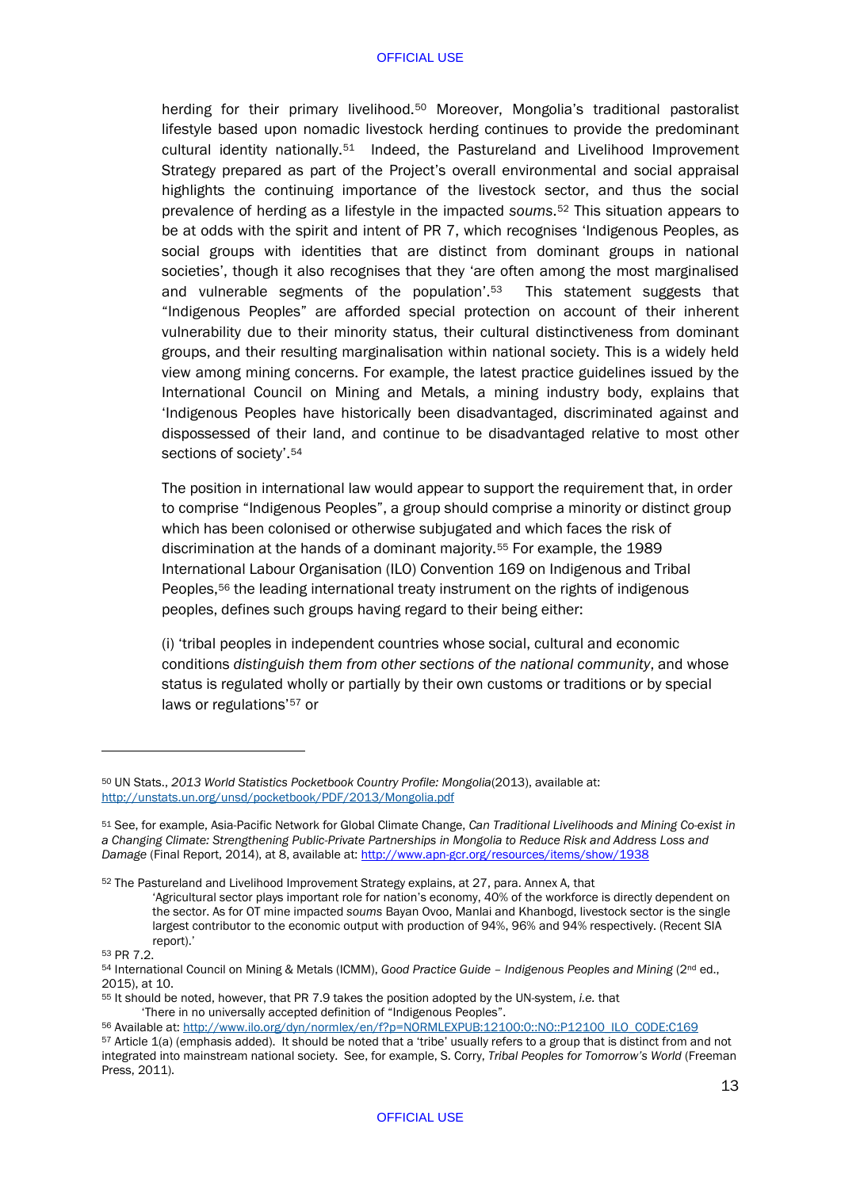herding for their primary livelihood.[50] Moreover, Mongolia's traditional pastoralist lifestyle based upon nomadic livestock herding continues to provide the predominant cultural identity nationally.[51] Indeed, the Pastureland and Livelihood Improvement Strategy prepared as part of the Project's overall environmental and social appraisal highlights the continuing importance of the livestock sector, and thus the social prevalence of herding as a lifestyle in the impacted *soums*.[52] This situation appears to be at odds with the spirit and intent of PR 7, which recognises 'Indigenous Peoples, as social groups with identities that are distinct from dominant groups in national societies', though it also recognises that they 'are often among the most marginalised and vulnerable segments of the population'.[53] This statement suggests that "Indigenous Peoples" are afforded special protection on account of their inherent vulnerability due to their minority status, their cultural distinctiveness from dominant groups, and their resulting marginalisation within national society. This is a widely held view among mining concerns. For example, the latest practice guidelines issued by the International Council on Mining and Metals, a mining industry body, explains that 'Indigenous Peoples have historically been disadvantaged, discriminated against and dispossessed of their land, and continue to be disadvantaged relative to most other sections of society'.[54]

The position in international law would appear to support the requirement that, in order to comprise "Indigenous Peoples", a group should comprise a minority or distinct group which has been colonised or otherwise subjugated and which faces the risk of discrimination at the hands of a dominant majority.[55] For example, the 1989 International Labour Organisation (ILO) Convention 169 on Indigenous and Tribal Peoples,[56] the leading international treaty instrument on the rights of indigenous peoples, defines such groups having regard to their being either:

(i) 'tribal peoples in independent countries whose social, cultural and economic conditions *distinguish them from other sections of the national community*, and whose status is regulated wholly or partially by their own customs or traditions or by special laws or regulations'[57] or

---

[50] UN Stats., *2013 World Statistics Pocketbook Country Profile: Mongolia*(2013), available at: http://unstats.un.org/unsd/pocketbook/PDF/2013/Mongolia.pdf

[51] See, for example, Asia-Pacific Network for Global Climate Change, *Can Traditional Livelihoods and Mining Co-exist in a Changing Climate: Strengthening Public-Private Partnerships in Mongolia to Reduce Risk and Address Loss and Damage* (Final Report, 2014), at 8, available at: http://www.apn-gcr.org/resources/items/show/1938

[52] The Pastureland and Livelihood Improvement Strategy explains, at 27, para. Annex A, that

> 'Agricultural sector plays important role for nation's economy, 40% of the workforce is directly dependent on the sector. As for OT mine impacted *soums* Bayan Ovoo, Manlai and Khanbogd, livestock sector is the single largest contributor to the economic output with production of 94%, 96% and 94% respectively. (Recent SIA report).'

[53] PR 7.2.

[54] International Council on Mining & Metals (ICMM), *Good Practice Guide – Indigenous Peoples and Mining* (2nd ed., 2015), at 10.

[55] It should be noted, however, that PR 7.9 takes the position adopted by the UN-system, *i.e.* that

> 'There in no universally accepted definition of "Indigenous Peoples".

[56] Available at: http://www.ilo.org/dyn/normlex/en/f?p=NORMLEXPUB:12100:0::NO::P12100_ILO_CODE:C169

[57] Article 1(a) (emphasis added). It should be noted that a 'tribe' usually refers to a group that is distinct from and not integrated into mainstream national society. See, for example, S. Corry, *Tribal Peoples for Tomorrow's World* (Freeman Press, 2011).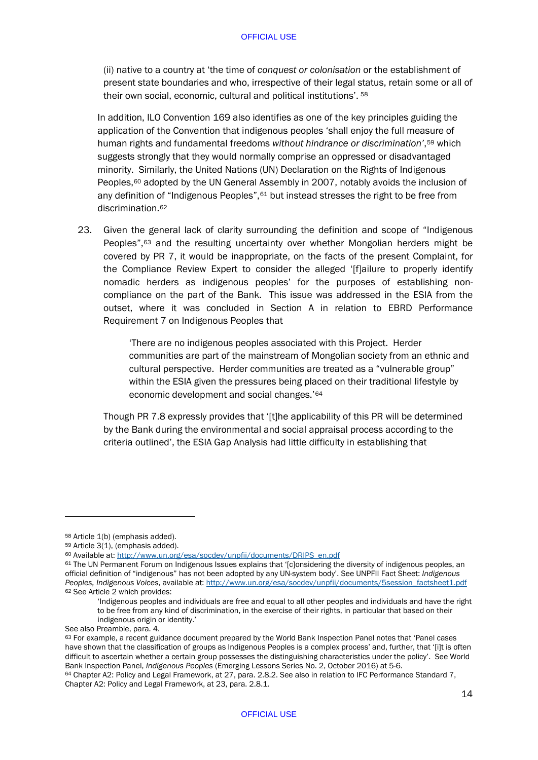(ii) native to a country at 'the time of *conquest or colonisation* or the establishment of present state boundaries and who, irrespective of their legal status, retain some or all of their own social, economic, cultural and political institutions'. [58]

In addition, ILO Convention 169 also identifies as one of the key principles guiding the application of the Convention that indigenous peoples 'shall enjoy the full measure of human rights and fundamental freedoms *without hindrance or discrimination'*,[59] which suggests strongly that they would normally comprise an oppressed or disadvantaged minority. Similarly, the United Nations (UN) Declaration on the Rights of Indigenous Peoples,[60] adopted by the UN General Assembly in 2007, notably avoids the inclusion of any definition of "Indigenous Peoples",[61] but instead stresses the right to be free from discrimination.[62]

23. Given the general lack of clarity surrounding the definition and scope of "Indigenous Peoples",[63] and the resulting uncertainty over whether Mongolian herders might be covered by PR 7, it would be inappropriate, on the facts of the present Complaint, for the Compliance Review Expert to consider the alleged '[f]ailure to properly identify nomadic herders as indigenous peoples' for the purposes of establishing non-compliance on the part of the Bank. This issue was addressed in the ESIA from the outset, where it was concluded in Section A in relation to EBRD Performance Requirement 7 on Indigenous Peoples that

> 'There are no indigenous peoples associated with this Project. Herder communities are part of the mainstream of Mongolian society from an ethnic and cultural perspective. Herder communities are treated as a "vulnerable group" within the ESIA given the pressures being placed on their traditional lifestyle by economic development and social changes.'[64]

Though PR 7.8 expressly provides that '[t]he applicability of this PR will be determined by the Bank during the environmental and social appraisal process according to the criteria outlined', the ESIA Gap Analysis had little difficulty in establishing that

---

[58] Article 1(b) (emphasis added).
[59] Article 3(1), (emphasis added).
[60] Available at: http://www.un.org/esa/socdev/unpfii/documents/DRIPS_en.pdf
[61] The UN Permanent Forum on Indigenous Issues explains that '[c]onsidering the diversity of indigenous peoples, an official definition of "indigenous" has not been adopted by any UN-system body'. See UNPFII Fact Sheet: *Indigenous Peoples, Indigenous Voices*, available at: http://www.un.org/esa/socdev/unpfii/documents/5session_factsheet1.pdf
[62] See Article 2 which provides:

> 'Indigenous peoples and individuals are free and equal to all other peoples and individuals and have the right to be free from any kind of discrimination, in the exercise of their rights, in particular that based on their indigenous origin or identity.'

See also Preamble, para. 4.
[63] For example, a recent guidance document prepared by the World Bank Inspection Panel notes that 'Panel cases have shown that the classification of groups as Indigenous Peoples is a complex process' and, further, that '[i]t is often difficult to ascertain whether a certain group possesses the distinguishing characteristics under the policy'. See World Bank Inspection Panel, *Indigenous Peoples* (Emerging Lessons Series No. 2, October 2016) at 5-6.
[64] Chapter A2: Policy and Legal Framework, at 27, para. 2.8.2. See also in relation to IFC Performance Standard 7, Chapter A2: Policy and Legal Framework, at 23, para. 2.8.1.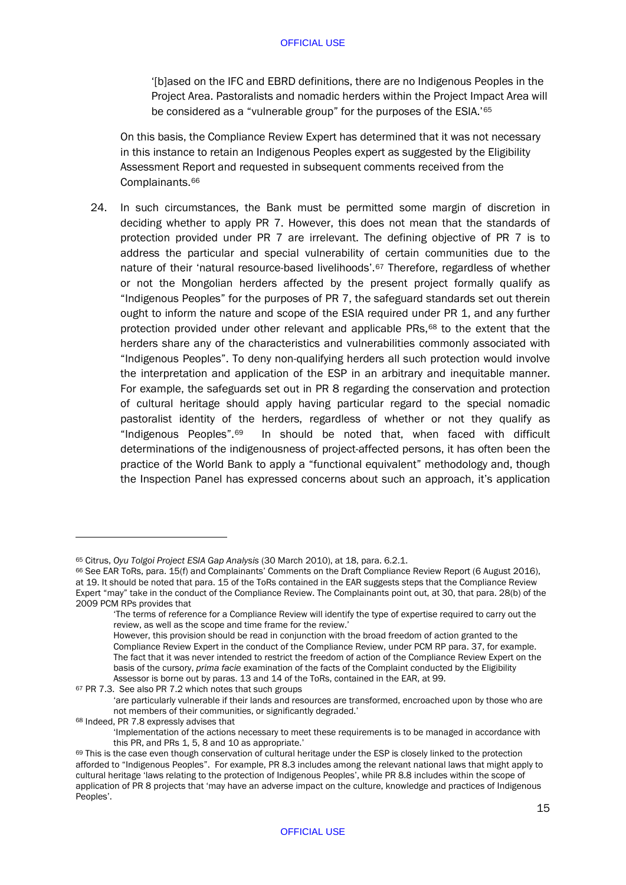> '[b]ased on the IFC and EBRD definitions, there are no Indigenous Peoples in the Project Area. Pastoralists and nomadic herders within the Project Impact Area will be considered as a "vulnerable group" for the purposes of the ESIA.'[65]

On this basis, the Compliance Review Expert has determined that it was not necessary in this instance to retain an Indigenous Peoples expert as suggested by the Eligibility Assessment Report and requested in subsequent comments received from the Complainants.[66]

24. In such circumstances, the Bank must be permitted some margin of discretion in deciding whether to apply PR 7. However, this does not mean that the standards of protection provided under PR 7 are irrelevant. The defining objective of PR 7 is to address the particular and special vulnerability of certain communities due to the nature of their 'natural resource-based livelihoods'.[67] Therefore, regardless of whether or not the Mongolian herders affected by the present project formally qualify as "Indigenous Peoples" for the purposes of PR 7, the safeguard standards set out therein ought to inform the nature and scope of the ESIA required under PR 1, and any further protection provided under other relevant and applicable PRs,[68] to the extent that the herders share any of the characteristics and vulnerabilities commonly associated with "Indigenous Peoples". To deny non-qualifying herders all such protection would involve the interpretation and application of the ESP in an arbitrary and inequitable manner. For example, the safeguards set out in PR 8 regarding the conservation and protection of cultural heritage should apply having particular regard to the special nomadic pastoralist identity of the herders, regardless of whether or not they qualify as "Indigenous Peoples".[69] In should be noted that, when faced with difficult determinations of the indigenousness of project-affected persons, it has often been the practice of the World Bank to apply a "functional equivalent" methodology and, though the Inspection Panel has expressed concerns about such an approach, it's application

---

[65] Citrus, *Oyu Tolgoi Project ESIA Gap Analysis* (30 March 2010), at 18, para. 6.2.1.

[66] See EAR ToRs, para. 15(f) and Complainants' Comments on the Draft Compliance Review Report (6 August 2016), at 19. It should be noted that para. 15 of the ToRs contained in the EAR suggests steps that the Compliance Review Expert "may" take in the conduct of the Compliance Review. The Complainants point out, at 30, that para. 28(b) of the 2009 PCM RPs provides that

> 'The terms of reference for a Compliance Review will identify the type of expertise required to carry out the review, as well as the scope and time frame for the review.'
>
> However, this provision should be read in conjunction with the broad freedom of action granted to the Compliance Review Expert in the conduct of the Compliance Review, under PCM RP para. 37, for example. The fact that it was never intended to restrict the freedom of action of the Compliance Review Expert on the basis of the cursory, *prima facie* examination of the facts of the Complaint conducted by the Eligibility Assessor is borne out by paras. 13 and 14 of the ToRs, contained in the EAR, at 99.

[67] PR 7.3. See also PR 7.2 which notes that such groups

> 'are particularly vulnerable if their lands and resources are transformed, encroached upon by those who are not members of their communities, or significantly degraded.'

[68] Indeed, PR 7.8 expressly advises that

> 'Implementation of the actions necessary to meet these requirements is to be managed in accordance with this PR, and PRs 1, 5, 8 and 10 as appropriate.'

[69] This is the case even though conservation of cultural heritage under the ESP is closely linked to the protection afforded to "Indigenous Peoples". For example, PR 8.3 includes among the relevant national laws that might apply to cultural heritage 'laws relating to the protection of Indigenous Peoples', while PR 8.8 includes within the scope of application of PR 8 projects that 'may have an adverse impact on the culture, knowledge and practices of Indigenous Peoples'.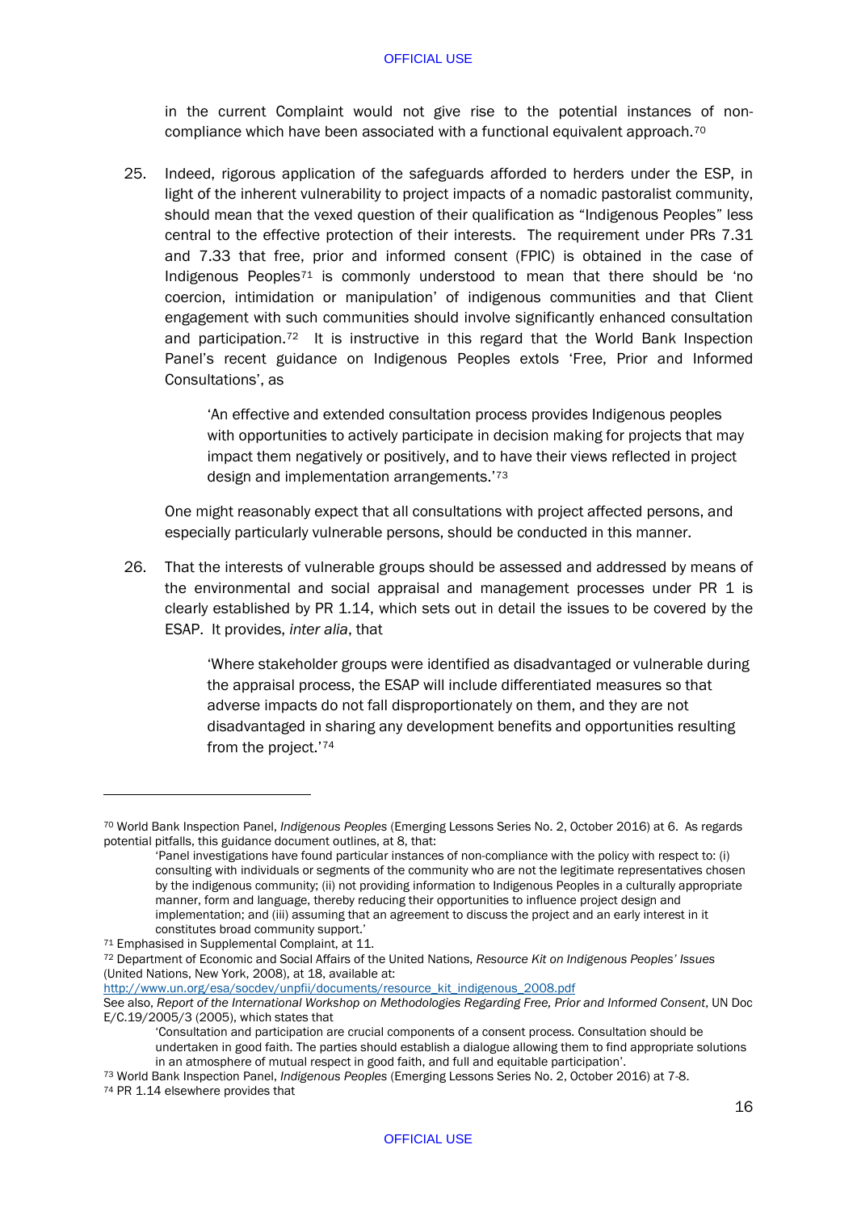in the current Complaint would not give rise to the potential instances of non-compliance which have been associated with a functional equivalent approach.[70]

25. Indeed, rigorous application of the safeguards afforded to herders under the ESP, in light of the inherent vulnerability to project impacts of a nomadic pastoralist community, should mean that the vexed question of their qualification as "Indigenous Peoples" less central to the effective protection of their interests. The requirement under PRs 7.31 and 7.33 that free, prior and informed consent (FPIC) is obtained in the case of Indigenous Peoples[71] is commonly understood to mean that there should be 'no coercion, intimidation or manipulation' of indigenous communities and that Client engagement with such communities should involve significantly enhanced consultation and participation.[72] It is instructive in this regard that the World Bank Inspection Panel's recent guidance on Indigenous Peoples extols 'Free, Prior and Informed Consultations', as

> 'An effective and extended consultation process provides Indigenous peoples with opportunities to actively participate in decision making for projects that may impact them negatively or positively, and to have their views reflected in project design and implementation arrangements.'[73]

One might reasonably expect that all consultations with project affected persons, and especially particularly vulnerable persons, should be conducted in this manner.

26. That the interests of vulnerable groups should be assessed and addressed by means of the environmental and social appraisal and management processes under PR 1 is clearly established by PR 1.14, which sets out in detail the issues to be covered by the ESAP. It provides, *inter alia*, that

> 'Where stakeholder groups were identified as disadvantaged or vulnerable during the appraisal process, the ESAP will include differentiated measures so that adverse impacts do not fall disproportionately on them, and they are not disadvantaged in sharing any development benefits and opportunities resulting from the project.'[74]

---

[70] World Bank Inspection Panel, *Indigenous Peoples* (Emerging Lessons Series No. 2, October 2016) at 6. As regards potential pitfalls, this guidance document outlines, at 8, that:

> 'Panel investigations have found particular instances of non-compliance with the policy with respect to: (i) consulting with individuals or segments of the community who are not the legitimate representatives chosen by the indigenous community; (ii) not providing information to Indigenous Peoples in a culturally appropriate manner, form and language, thereby reducing their opportunities to influence project design and implementation; and (iii) assuming that an agreement to discuss the project and an early interest in it constitutes broad community support.'

[71] Emphasised in Supplemental Complaint, at 11.

[72] Department of Economic and Social Affairs of the United Nations, *Resource Kit on Indigenous Peoples' Issues* (United Nations, New York, 2008), at 18, available at: http://www.un.org/esa/socdev/unpfii/documents/resource_kit_indigenous_2008.pdf
See also, *Report of the International Workshop on Methodologies Regarding Free, Prior and Informed Consent*, UN Doc E/C.19/2005/3 (2005), which states that

> 'Consultation and participation are crucial components of a consent process. Consultation should be undertaken in good faith. The parties should establish a dialogue allowing them to find appropriate solutions in an atmosphere of mutual respect in good faith, and full and equitable participation'.

[73] World Bank Inspection Panel, *Indigenous Peoples* (Emerging Lessons Series No. 2, October 2016) at 7-8.

[74] PR 1.14 elsewhere provides that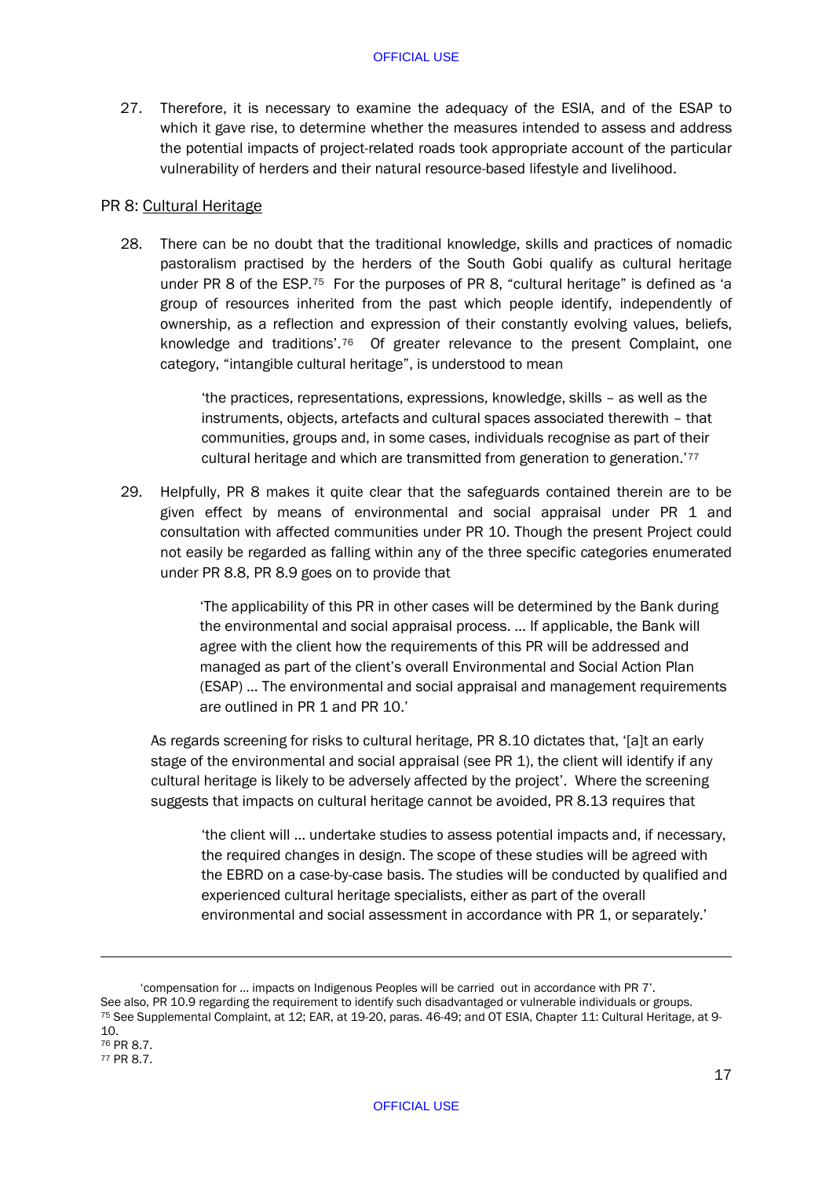27. Therefore, it is necessary to examine the adequacy of the ESIA, and of the ESAP to which it gave rise, to determine whether the measures intended to assess and address the potential impacts of project-related roads took appropriate account of the particular vulnerability of herders and their natural resource-based lifestyle and livelihood.

PR 8: Cultural Heritage

28. There can be no doubt that the traditional knowledge, skills and practices of nomadic pastoralism practised by the herders of the South Gobi qualify as cultural heritage under PR 8 of the ESP.[75] For the purposes of PR 8, "cultural heritage" is defined as 'a group of resources inherited from the past which people identify, independently of ownership, as a reflection and expression of their constantly evolving values, beliefs, knowledge and traditions'.[76] Of greater relevance to the present Complaint, one category, "intangible cultural heritage", is understood to mean

> 'the practices, representations, expressions, knowledge, skills – as well as the instruments, objects, artefacts and cultural spaces associated therewith – that communities, groups and, in some cases, individuals recognise as part of their cultural heritage and which are transmitted from generation to generation.'[77]

29. Helpfully, PR 8 makes it quite clear that the safeguards contained therein are to be given effect by means of environmental and social appraisal under PR 1 and consultation with affected communities under PR 10. Though the present Project could not easily be regarded as falling within any of the three specific categories enumerated under PR 8.8, PR 8.9 goes on to provide that

> 'The applicability of this PR in other cases will be determined by the Bank during the environmental and social appraisal process. … If applicable, the Bank will agree with the client how the requirements of this PR will be addressed and managed as part of the client's overall Environmental and Social Action Plan (ESAP) … The environmental and social appraisal and management requirements are outlined in PR 1 and PR 10.'

As regards screening for risks to cultural heritage, PR 8.10 dictates that, '[a]t an early stage of the environmental and social appraisal (see PR 1), the client will identify if any cultural heritage is likely to be adversely affected by the project'. Where the screening suggests that impacts on cultural heritage cannot be avoided, PR 8.13 requires that

> 'the client will … undertake studies to assess potential impacts and, if necessary, the required changes in design. The scope of these studies will be agreed with the EBRD on a case-by-case basis. The studies will be conducted by qualified and experienced cultural heritage specialists, either as part of the overall environmental and social assessment in accordance with PR 1, or separately.'

---

'compensation for … impacts on Indigenous Peoples will be carried out in accordance with PR 7'. See also, PR 10.9 regarding the requirement to identify such disadvantaged or vulnerable individuals or groups.

[75] See Supplemental Complaint, at 12; EAR, at 19-20, paras. 46-49; and OT ESIA, Chapter 11: Cultural Heritage, at 9-10.

[76] PR 8.7.

[77] PR 8.7.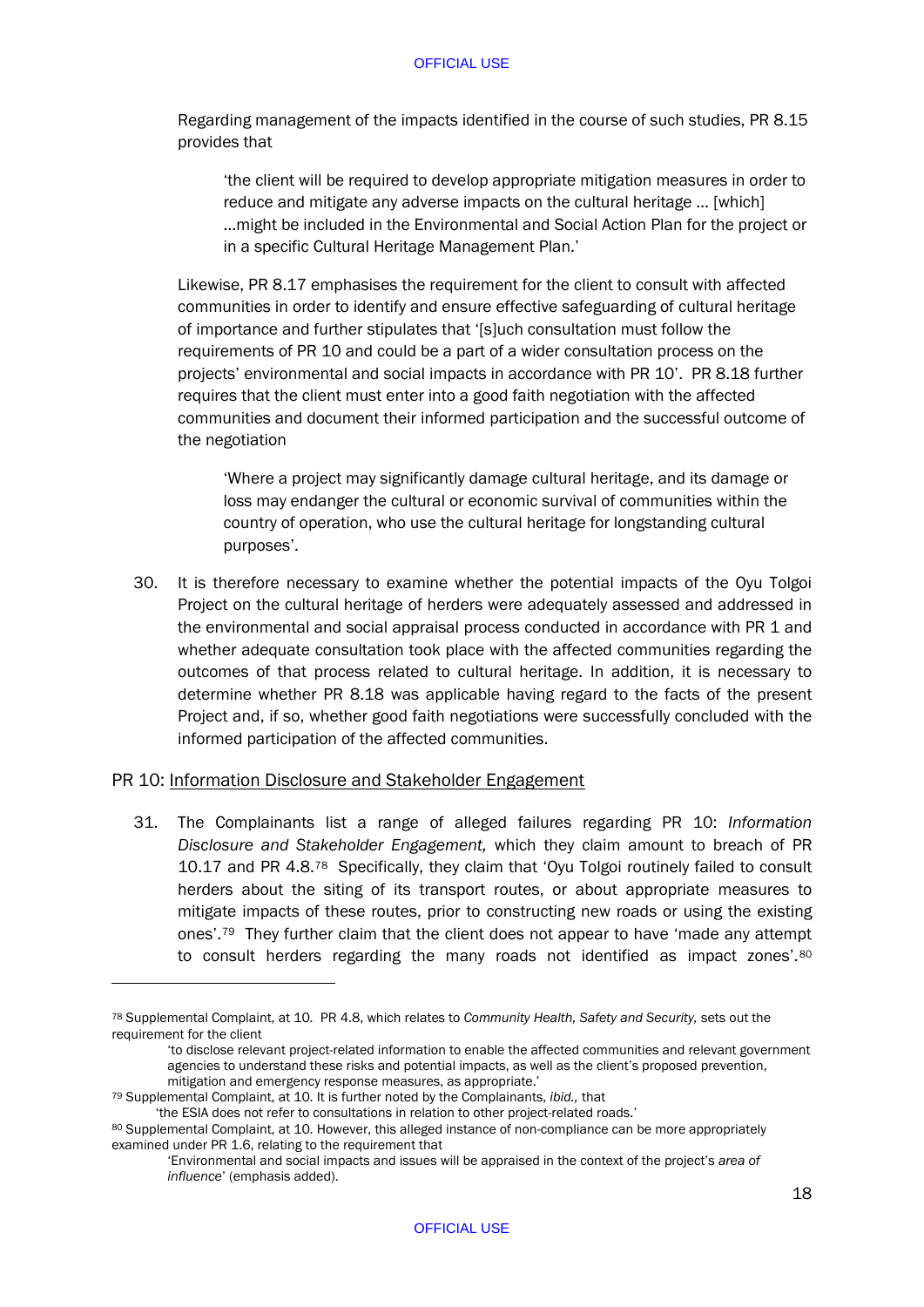Regarding management of the impacts identified in the course of such studies, PR 8.15 provides that

> 'the client will be required to develop appropriate mitigation measures in order to reduce and mitigate any adverse impacts on the cultural heritage … [which] …might be included in the Environmental and Social Action Plan for the project or in a specific Cultural Heritage Management Plan.'

Likewise, PR 8.17 emphasises the requirement for the client to consult with affected communities in order to identify and ensure effective safeguarding of cultural heritage of importance and further stipulates that '[s]uch consultation must follow the requirements of PR 10 and could be a part of a wider consultation process on the projects' environmental and social impacts in accordance with PR 10'. PR 8.18 further requires that the client must enter into a good faith negotiation with the affected communities and document their informed participation and the successful outcome of the negotiation

> 'Where a project may significantly damage cultural heritage, and its damage or loss may endanger the cultural or economic survival of communities within the country of operation, who use the cultural heritage for longstanding cultural purposes'.

30. It is therefore necessary to examine whether the potential impacts of the Oyu Tolgoi Project on the cultural heritage of herders were adequately assessed and addressed in the environmental and social appraisal process conducted in accordance with PR 1 and whether adequate consultation took place with the affected communities regarding the outcomes of that process related to cultural heritage. In addition, it is necessary to determine whether PR 8.18 was applicable having regard to the facts of the present Project and, if so, whether good faith negotiations were successfully concluded with the informed participation of the affected communities.

PR 10: <u>Information Disclosure and Stakeholder Engagement</u>

31. The Complainants list a range of alleged failures regarding PR 10: *Information Disclosure and Stakeholder Engagement,* which they claim amount to breach of PR 10.17 and PR 4.8.[78] Specifically, they claim that 'Oyu Tolgoi routinely failed to consult herders about the siting of its transport routes, or about appropriate measures to mitigate impacts of these routes, prior to constructing new roads or using the existing ones'.[79] They further claim that the client does not appear to have 'made any attempt to consult herders regarding the many roads not identified as impact zones'.[80]

---

[78] Supplemental Complaint, at 10. PR 4.8, which relates to *Community Health, Safety and Security,* sets out the requirement for the client

> 'to disclose relevant project-related information to enable the affected communities and relevant government agencies to understand these risks and potential impacts, as well as the client's proposed prevention, mitigation and emergency response measures, as appropriate.'

[79] Supplemental Complaint, at 10. It is further noted by the Complainants, *ibid.,* that

> 'the ESIA does not refer to consultations in relation to other project-related roads.'

[80] Supplemental Complaint, at 10. However, this alleged instance of non-compliance can be more appropriately examined under PR 1.6, relating to the requirement that

> 'Environmental and social impacts and issues will be appraised in the context of the project's *area of influence*' (emphasis added).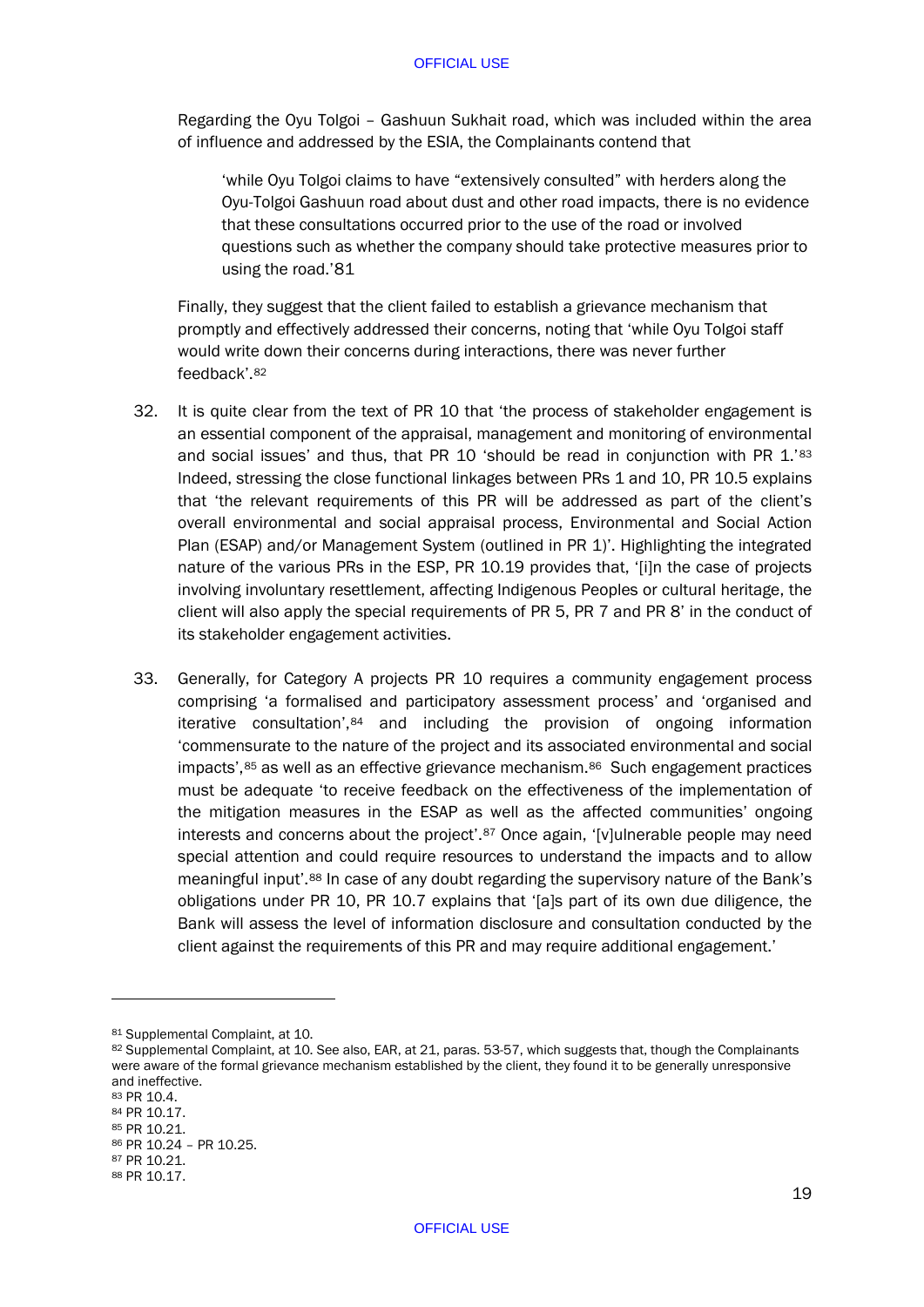Regarding the Oyu Tolgoi – Gashuun Sukhait road, which was included within the area of influence and addressed by the ESIA, the Complainants contend that

> 'while Oyu Tolgoi claims to have "extensively consulted" with herders along the Oyu-Tolgoi Gashuun road about dust and other road impacts, there is no evidence that these consultations occurred prior to the use of the road or involved questions such as whether the company should take protective measures prior to using the road.'81

Finally, they suggest that the client failed to establish a grievance mechanism that promptly and effectively addressed their concerns, noting that 'while Oyu Tolgoi staff would write down their concerns during interactions, there was never further feedback'.[82]

32. It is quite clear from the text of PR 10 that 'the process of stakeholder engagement is an essential component of the appraisal, management and monitoring of environmental and social issues' and thus, that PR 10 'should be read in conjunction with PR 1.'[83] Indeed, stressing the close functional linkages between PRs 1 and 10, PR 10.5 explains that 'the relevant requirements of this PR will be addressed as part of the client's overall environmental and social appraisal process, Environmental and Social Action Plan (ESAP) and/or Management System (outlined in PR 1)'. Highlighting the integrated nature of the various PRs in the ESP, PR 10.19 provides that, '[i]n the case of projects involving involuntary resettlement, affecting Indigenous Peoples or cultural heritage, the client will also apply the special requirements of PR 5, PR 7 and PR 8' in the conduct of its stakeholder engagement activities.

33. Generally, for Category A projects PR 10 requires a community engagement process comprising 'a formalised and participatory assessment process' and 'organised and iterative consultation',[84] and including the provision of ongoing information 'commensurate to the nature of the project and its associated environmental and social impacts',[85] as well as an effective grievance mechanism.[86] Such engagement practices must be adequate 'to receive feedback on the effectiveness of the implementation of the mitigation measures in the ESAP as well as the affected communities' ongoing interests and concerns about the project'.[87] Once again, '[v]ulnerable people may need special attention and could require resources to understand the impacts and to allow meaningful input'.[88] In case of any doubt regarding the supervisory nature of the Bank's obligations under PR 10, PR 10.7 explains that '[a]s part of its own due diligence, the Bank will assess the level of information disclosure and consultation conducted by the client against the requirements of this PR and may require additional engagement.'

---

[81] Supplemental Complaint, at 10.

[82] Supplemental Complaint, at 10. See also, EAR, at 21, paras. 53-57, which suggests that, though the Complainants were aware of the formal grievance mechanism established by the client, they found it to be generally unresponsive and ineffective.

[83] PR 10.4.

[84] PR 10.17.

[85] PR 10.21.

[86] PR 10.24 – PR 10.25.

[87] PR 10.21.

[88] PR 10.17.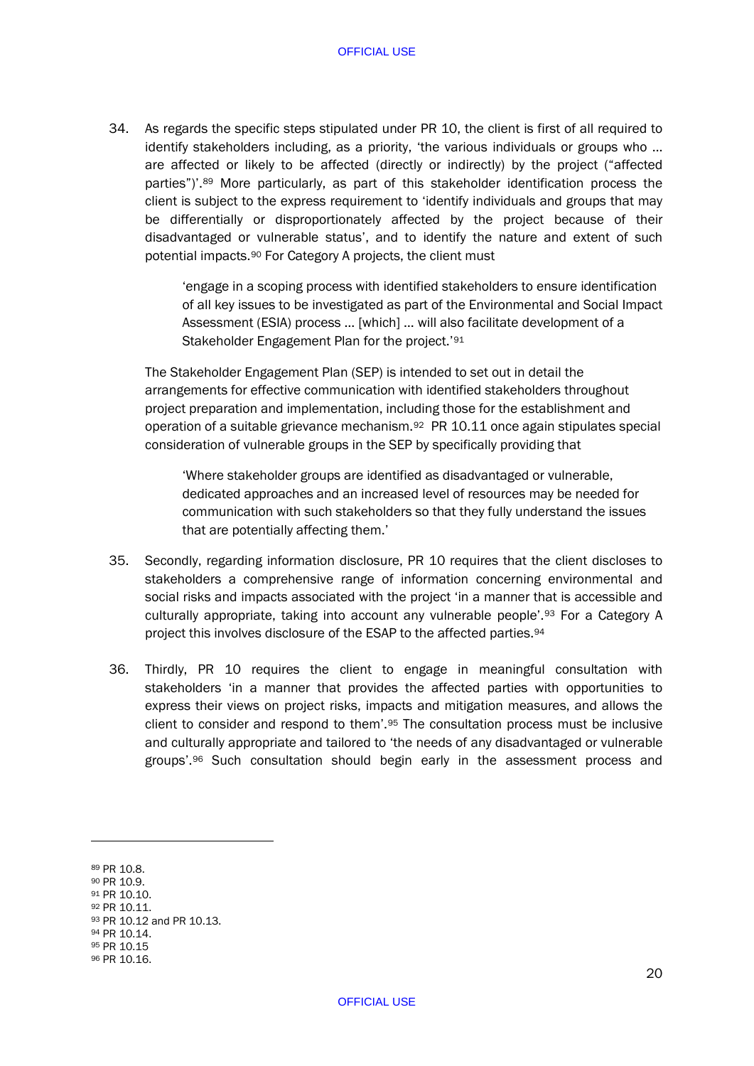34. As regards the specific steps stipulated under PR 10, the client is first of all required to identify stakeholders including, as a priority, 'the various individuals or groups who … are affected or likely to be affected (directly or indirectly) by the project ("affected parties")'.[89] More particularly, as part of this stakeholder identification process the client is subject to the express requirement to 'identify individuals and groups that may be differentially or disproportionately affected by the project because of their disadvantaged or vulnerable status', and to identify the nature and extent of such potential impacts.[90] For Category A projects, the client must

> 'engage in a scoping process with identified stakeholders to ensure identification of all key issues to be investigated as part of the Environmental and Social Impact Assessment (ESIA) process … [which] … will also facilitate development of a Stakeholder Engagement Plan for the project.'[91]

The Stakeholder Engagement Plan (SEP) is intended to set out in detail the arrangements for effective communication with identified stakeholders throughout project preparation and implementation, including those for the establishment and operation of a suitable grievance mechanism.[92] PR 10.11 once again stipulates special consideration of vulnerable groups in the SEP by specifically providing that

> 'Where stakeholder groups are identified as disadvantaged or vulnerable, dedicated approaches and an increased level of resources may be needed for communication with such stakeholders so that they fully understand the issues that are potentially affecting them.'

35. Secondly, regarding information disclosure, PR 10 requires that the client discloses to stakeholders a comprehensive range of information concerning environmental and social risks and impacts associated with the project 'in a manner that is accessible and culturally appropriate, taking into account any vulnerable people'.[93] For a Category A project this involves disclosure of the ESAP to the affected parties.[94]

36. Thirdly, PR 10 requires the client to engage in meaningful consultation with stakeholders 'in a manner that provides the affected parties with opportunities to express their views on project risks, impacts and mitigation measures, and allows the client to consider and respond to them'.[95] The consultation process must be inclusive and culturally appropriate and tailored to 'the needs of any disadvantaged or vulnerable groups'.[96] Such consultation should begin early in the assessment process and

---

[89] PR 10.8.
[90] PR 10.9.
[91] PR 10.10.
[92] PR 10.11.
[93] PR 10.12 and PR 10.13.
[94] PR 10.14.
[95] PR 10.15
[96] PR 10.16.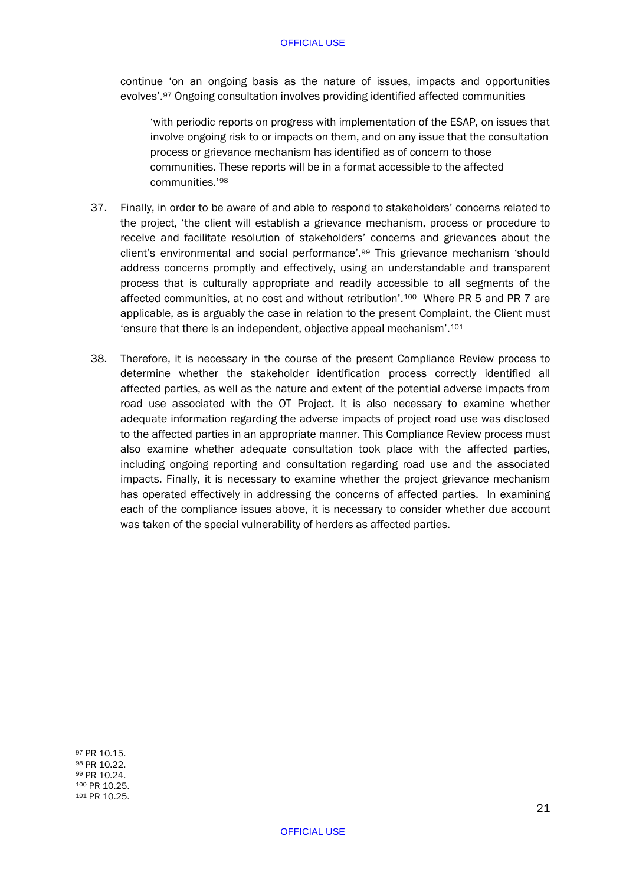continue 'on an ongoing basis as the nature of issues, impacts and opportunities evolves'.[97] Ongoing consultation involves providing identified affected communities

> 'with periodic reports on progress with implementation of the ESAP, on issues that involve ongoing risk to or impacts on them, and on any issue that the consultation process or grievance mechanism has identified as of concern to those communities. These reports will be in a format accessible to the affected communities.'[98]

37. Finally, in order to be aware of and able to respond to stakeholders' concerns related to the project, 'the client will establish a grievance mechanism, process or procedure to receive and facilitate resolution of stakeholders' concerns and grievances about the client's environmental and social performance'.[99] This grievance mechanism 'should address concerns promptly and effectively, using an understandable and transparent process that is culturally appropriate and readily accessible to all segments of the affected communities, at no cost and without retribution'.[100] Where PR 5 and PR 7 are applicable, as is arguably the case in relation to the present Complaint, the Client must 'ensure that there is an independent, objective appeal mechanism'.[101]

38. Therefore, it is necessary in the course of the present Compliance Review process to determine whether the stakeholder identification process correctly identified all affected parties, as well as the nature and extent of the potential adverse impacts from road use associated with the OT Project. It is also necessary to examine whether adequate information regarding the adverse impacts of project road use was disclosed to the affected parties in an appropriate manner. This Compliance Review process must also examine whether adequate consultation took place with the affected parties, including ongoing reporting and consultation regarding road use and the associated impacts. Finally, it is necessary to examine whether the project grievance mechanism has operated effectively in addressing the concerns of affected parties. In examining each of the compliance issues above, it is necessary to consider whether due account was taken of the special vulnerability of herders as affected parties.

---

[97] PR 10.15.
[98] PR 10.22.
[99] PR 10.24.
[100] PR 10.25.
[101] PR 10.25.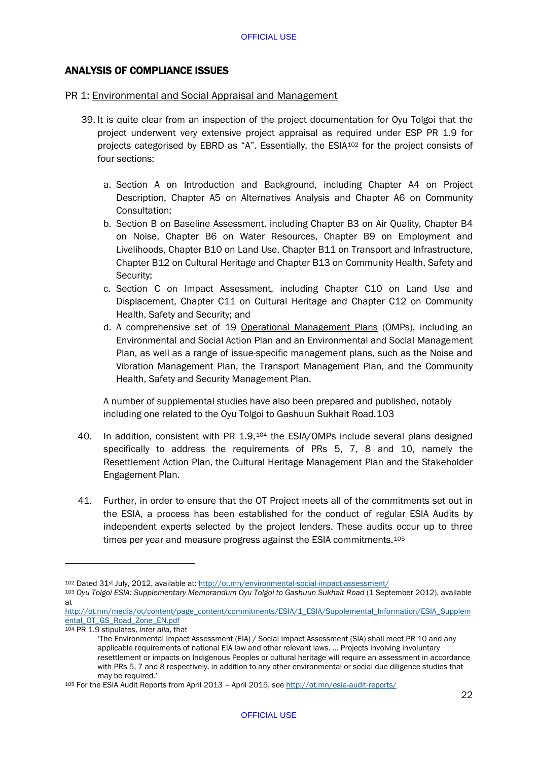## ANALYSIS OF COMPLIANCE ISSUES

PR 1: Environmental and Social Appraisal and Management

39. It is quite clear from an inspection of the project documentation for Oyu Tolgoi that the project underwent very extensive project appraisal as required under ESP PR 1.9 for projects categorised by EBRD as "A". Essentially, the ESIA[102] for the project consists of four sections:

    a. Section A on Introduction and Background, including Chapter A4 on Project Description, Chapter A5 on Alternatives Analysis and Chapter A6 on Community Consultation;
    b. Section B on Baseline Assessment, including Chapter B3 on Air Quality, Chapter B4 on Noise, Chapter B6 on Water Resources, Chapter B9 on Employment and Livelihoods, Chapter B10 on Land Use, Chapter B11 on Transport and Infrastructure, Chapter B12 on Cultural Heritage and Chapter B13 on Community Health, Safety and Security;
    c. Section C on Impact Assessment, including Chapter C10 on Land Use and Displacement, Chapter C11 on Cultural Heritage and Chapter C12 on Community Health, Safety and Security; and
    d. A comprehensive set of 19 Operational Management Plans (OMPs), including an Environmental and Social Action Plan and an Environmental and Social Management Plan, as well as a range of issue-specific management plans, such as the Noise and Vibration Management Plan, the Transport Management Plan, and the Community Health, Safety and Security Management Plan.

    A number of supplemental studies have also been prepared and published, notably including one related to the Oyu Tolgoi to Gashuun Sukhait Road.[103]

40. In addition, consistent with PR 1.9,[104] the ESIA/OMPs include several plans designed specifically to address the requirements of PRs 5, 7, 8 and 10, namely the Resettlement Action Plan, the Cultural Heritage Management Plan and the Stakeholder Engagement Plan.

41. Further, in order to ensure that the OT Project meets all of the commitments set out in the ESIA, a process has been established for the conduct of regular ESIA Audits by independent experts selected by the project lenders. These audits occur up to three times per year and measure progress against the ESIA commitments.[105]

---

[102] Dated 31st July, 2012, available at: http://ot.mn/environmental-social-impact-assessment/

[103] *Oyu Tolgoi ESIA: Supplementary Memorandum Oyu Tolgoi to Gashuun Sukhait Road* (1 September 2012), available at http://ot.mn/media/ot/content/page_content/commitments/ESIA/1_ESIA/Supplemental_Information/ESIA_Supplemental_OT_GS_Road_Zone_EN.pdf

[104] PR 1.9 stipulates, *inter alia*, that

> 'The Environmental Impact Assessment (EIA) / Social Impact Assessment (SIA) shall meet PR 10 and any applicable requirements of national EIA law and other relevant laws. … Projects involving involuntary resettlement or impacts on Indigenous Peoples or cultural heritage will require an assessment in accordance with PRs 5, 7 and 8 respectively, in addition to any other environmental or social due diligence studies that may be required.'

[105] For the ESIA Audit Reports from April 2013 – April 2015, see http://ot.mn/esia-audit-reports/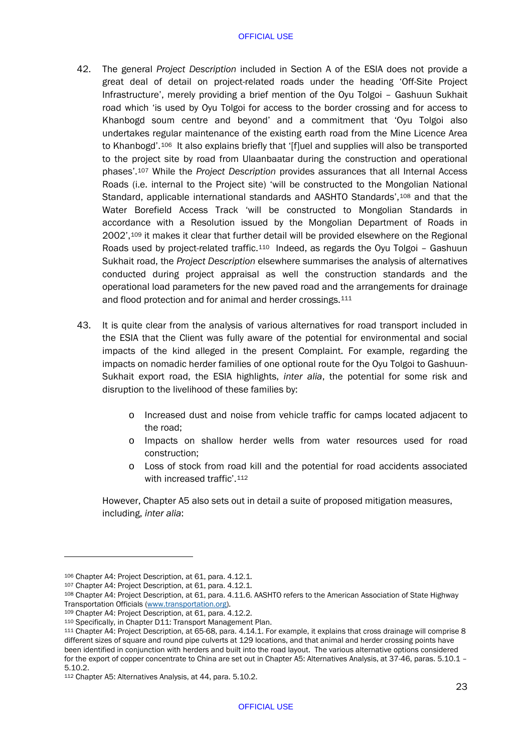42. The general *Project Description* included in Section A of the ESIA does not provide a great deal of detail on project-related roads under the heading 'Off-Site Project Infrastructure', merely providing a brief mention of the Oyu Tolgoi – Gashuun Sukhait road which 'is used by Oyu Tolgoi for access to the border crossing and for access to Khanbogd soum centre and beyond' and a commitment that 'Oyu Tolgoi also undertakes regular maintenance of the existing earth road from the Mine Licence Area to Khanbogd'.[106] It also explains briefly that '[f]uel and supplies will also be transported to the project site by road from Ulaanbaatar during the construction and operational phases'.[107] While the *Project Description* provides assurances that all Internal Access Roads (i.e. internal to the Project site) 'will be constructed to the Mongolian National Standard, applicable international standards and AASHTO Standards',[108] and that the Water Borefield Access Track 'will be constructed to Mongolian Standards in accordance with a Resolution issued by the Mongolian Department of Roads in 2002',[109] it makes it clear that further detail will be provided elsewhere on the Regional Roads used by project-related traffic.[110] Indeed, as regards the Oyu Tolgoi – Gashuun Sukhait road, the *Project Description* elsewhere summarises the analysis of alternatives conducted during project appraisal as well the construction standards and the operational load parameters for the new paved road and the arrangements for drainage and flood protection and for animal and herder crossings.[111]

43. It is quite clear from the analysis of various alternatives for road transport included in the ESIA that the Client was fully aware of the potential for environmental and social impacts of the kind alleged in the present Complaint. For example, regarding the impacts on nomadic herder families of one optional route for the Oyu Tolgoi to Gashuun-Sukhait export road, the ESIA highlights, *inter alia*, the potential for some risk and disruption to the livelihood of these families by:

    - Increased dust and noise from vehicle traffic for camps located adjacent to the road;
    - Impacts on shallow herder wells from water resources used for road construction;
    - Loss of stock from road kill and the potential for road accidents associated with increased traffic'.[112]

    However, Chapter A5 also sets out in detail a suite of proposed mitigation measures, including, *inter alia*:

---

[106] Chapter A4: Project Description, at 61, para. 4.12.1.
[107] Chapter A4: Project Description, at 61, para. 4.12.1.
[108] Chapter A4: Project Description, at 61, para. 4.11.6. AASHTO refers to the American Association of State Highway Transportation Officials (www.transportation.org).
[109] Chapter A4: Project Description, at 61, para. 4.12.2.
[110] Specifically, in Chapter D11: Transport Management Plan.
[111] Chapter A4: Project Description, at 65-68, para. 4.14.1. For example, it explains that cross drainage will comprise 8 different sizes of square and round pipe culverts at 129 locations, and that animal and herder crossing points have been identified in conjunction with herders and built into the road layout. The various alternative options considered for the export of copper concentrate to China are set out in Chapter A5: Alternatives Analysis, at 37-46, paras. 5.10.1 – 5.10.2.
[112] Chapter A5: Alternatives Analysis, at 44, para. 5.10.2.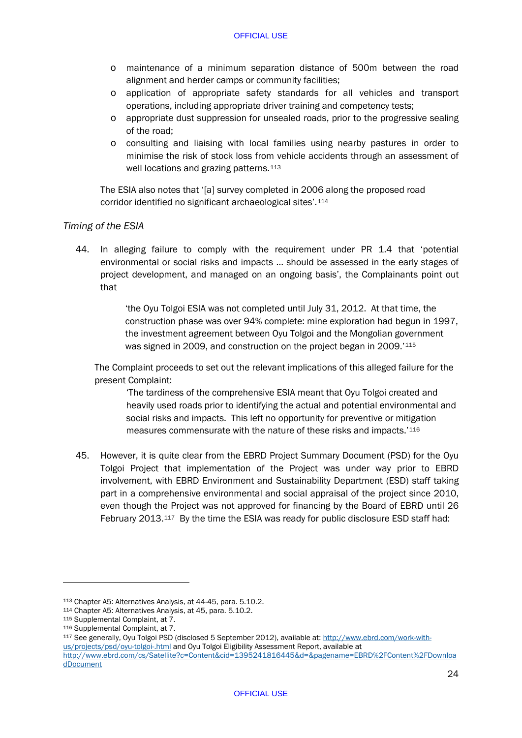- maintenance of a minimum separation distance of 500m between the road alignment and herder camps or community facilities;
- application of appropriate safety standards for all vehicles and transport operations, including appropriate driver training and competency tests;
- appropriate dust suppression for unsealed roads, prior to the progressive sealing of the road;
- consulting and liaising with local families using nearby pastures in order to minimise the risk of stock loss from vehicle accidents through an assessment of well locations and grazing patterns.[113]

The ESIA also notes that '[a] survey completed in 2006 along the proposed road corridor identified no significant archaeological sites'.[114]

*Timing of the ESIA*

44. In alleging failure to comply with the requirement under PR 1.4 that 'potential environmental or social risks and impacts … should be assessed in the early stages of project development, and managed on an ongoing basis', the Complainants point out that

> 'the Oyu Tolgoi ESIA was not completed until July 31, 2012. At that time, the construction phase was over 94% complete: mine exploration had begun in 1997, the investment agreement between Oyu Tolgoi and the Mongolian government was signed in 2009, and construction on the project began in 2009.'[115]

The Complaint proceeds to set out the relevant implications of this alleged failure for the present Complaint:

> 'The tardiness of the comprehensive ESIA meant that Oyu Tolgoi created and heavily used roads prior to identifying the actual and potential environmental and social risks and impacts. This left no opportunity for preventive or mitigation measures commensurate with the nature of these risks and impacts.'[116]

45. However, it is quite clear from the EBRD Project Summary Document (PSD) for the Oyu Tolgoi Project that implementation of the Project was under way prior to EBRD involvement, with EBRD Environment and Sustainability Department (ESD) staff taking part in a comprehensive environmental and social appraisal of the project since 2010, even though the Project was not approved for financing by the Board of EBRD until 26 February 2013.[117] By the time the ESIA was ready for public disclosure ESD staff had:

---

[113] Chapter A5: Alternatives Analysis, at 44-45, para. 5.10.2.

[114] Chapter A5: Alternatives Analysis, at 45, para. 5.10.2.

[115] Supplemental Complaint, at 7.

[116] Supplemental Complaint, at 7.

[117] See generally, Oyu Tolgoi PSD (disclosed 5 September 2012), available at: http://www.ebrd.com/work-with-us/projects/psd/oyu-tolgoi-.html and Oyu Tolgoi Eligibility Assessment Report, available at http://www.ebrd.com/cs/Satellite?c=Content&cid=1395241816445&d=&pagename=EBRD%2FContent%2FDownloadDocument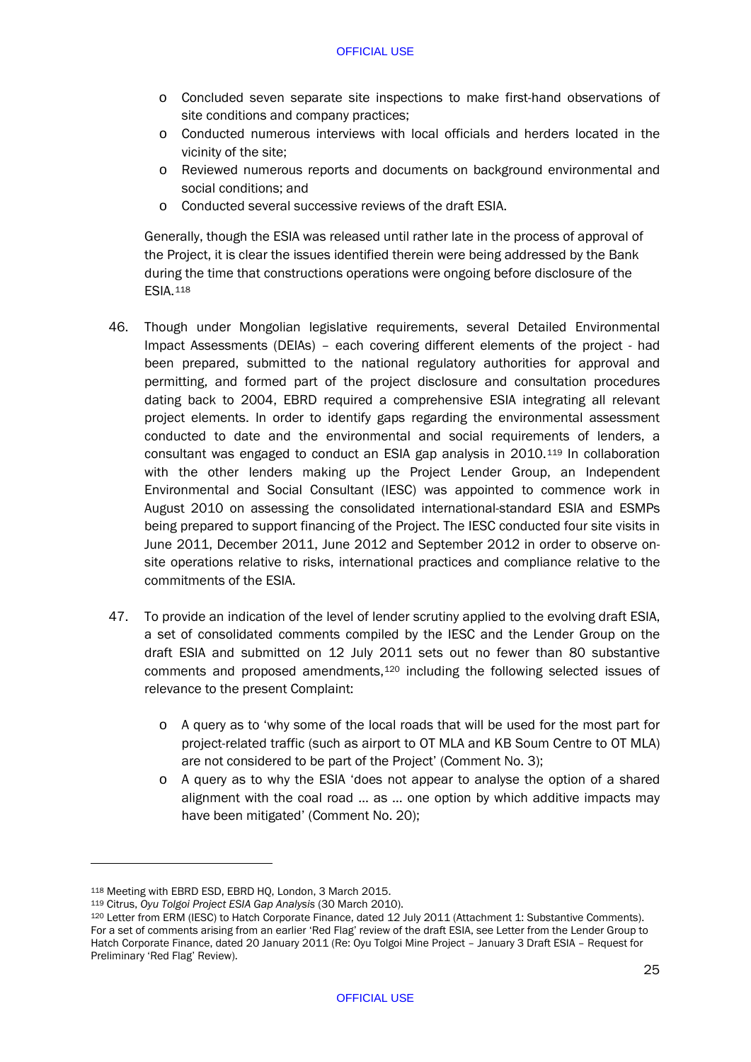- Concluded seven separate site inspections to make first-hand observations of site conditions and company practices;
- Conducted numerous interviews with local officials and herders located in the vicinity of the site;
- Reviewed numerous reports and documents on background environmental and social conditions; and
- Conducted several successive reviews of the draft ESIA.

Generally, though the ESIA was released until rather late in the process of approval of the Project, it is clear the issues identified therein were being addressed by the Bank during the time that constructions operations were ongoing before disclosure of the ESIA.[118]

46. Though under Mongolian legislative requirements, several Detailed Environmental Impact Assessments (DEIAs) – each covering different elements of the project - had been prepared, submitted to the national regulatory authorities for approval and permitting, and formed part of the project disclosure and consultation procedures dating back to 2004, EBRD required a comprehensive ESIA integrating all relevant project elements. In order to identify gaps regarding the environmental assessment conducted to date and the environmental and social requirements of lenders, a consultant was engaged to conduct an ESIA gap analysis in 2010.[119] In collaboration with the other lenders making up the Project Lender Group, an Independent Environmental and Social Consultant (IESC) was appointed to commence work in August 2010 on assessing the consolidated international-standard ESIA and ESMPs being prepared to support financing of the Project. The IESC conducted four site visits in June 2011, December 2011, June 2012 and September 2012 in order to observe on-site operations relative to risks, international practices and compliance relative to the commitments of the ESIA.

47. To provide an indication of the level of lender scrutiny applied to the evolving draft ESIA, a set of consolidated comments compiled by the IESC and the Lender Group on the draft ESIA and submitted on 12 July 2011 sets out no fewer than 80 substantive comments and proposed amendments,[120] including the following selected issues of relevance to the present Complaint:

    - A query as to 'why some of the local roads that will be used for the most part for project-related traffic (such as airport to OT MLA and KB Soum Centre to OT MLA) are not considered to be part of the Project' (Comment No. 3);
    - A query as to why the ESIA 'does not appear to analyse the option of a shared alignment with the coal road … as … one option by which additive impacts may have been mitigated' (Comment No. 20);

---

[118] Meeting with EBRD ESD, EBRD HQ, London, 3 March 2015.

[119] Citrus, *Oyu Tolgoi Project ESIA Gap Analysis* (30 March 2010).

[120] Letter from ERM (IESC) to Hatch Corporate Finance, dated 12 July 2011 (Attachment 1: Substantive Comments). For a set of comments arising from an earlier 'Red Flag' review of the draft ESIA, see Letter from the Lender Group to Hatch Corporate Finance, dated 20 January 2011 (Re: Oyu Tolgoi Mine Project – January 3 Draft ESIA – Request for Preliminary 'Red Flag' Review).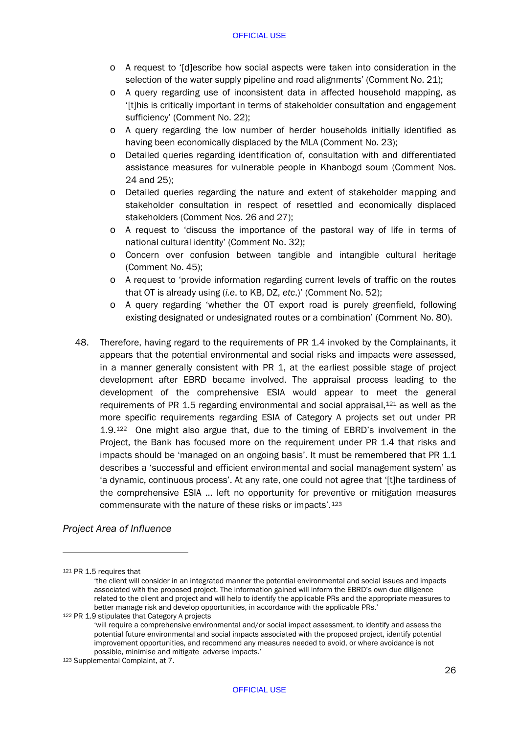- A request to '[d]escribe how social aspects were taken into consideration in the selection of the water supply pipeline and road alignments' (Comment No. 21);
- A query regarding use of inconsistent data in affected household mapping, as '[t]his is critically important in terms of stakeholder consultation and engagement sufficiency' (Comment No. 22);
- A query regarding the low number of herder households initially identified as having been economically displaced by the MLA (Comment No. 23);
- Detailed queries regarding identification of, consultation with and differentiated assistance measures for vulnerable people in Khanbogd soum (Comment Nos. 24 and 25);
- Detailed queries regarding the nature and extent of stakeholder mapping and stakeholder consultation in respect of resettled and economically displaced stakeholders (Comment Nos. 26 and 27);
- A request to 'discuss the importance of the pastoral way of life in terms of national cultural identity' (Comment No. 32);
- Concern over confusion between tangible and intangible cultural heritage (Comment No. 45);
- A request to 'provide information regarding current levels of traffic on the routes that OT is already using (*i.e.* to KB, DZ, *etc.*)' (Comment No. 52);
- A query regarding 'whether the OT export road is purely greenfield, following existing designated or undesignated routes or a combination' (Comment No. 80).

48. Therefore, having regard to the requirements of PR 1.4 invoked by the Complainants, it appears that the potential environmental and social risks and impacts were assessed, in a manner generally consistent with PR 1, at the earliest possible stage of project development after EBRD became involved. The appraisal process leading to the development of the comprehensive ESIA would appear to meet the general requirements of PR 1.5 regarding environmental and social appraisal,[121] as well as the more specific requirements regarding ESIA of Category A projects set out under PR 1.9.[122] One might also argue that, due to the timing of EBRD's involvement in the Project, the Bank has focused more on the requirement under PR 1.4 that risks and impacts should be 'managed on an ongoing basis'. It must be remembered that PR 1.1 describes a 'successful and efficient environmental and social management system' as 'a dynamic, continuous process'. At any rate, one could not agree that '[t]he tardiness of the comprehensive ESIA … left no opportunity for preventive or mitigation measures commensurate with the nature of these risks or impacts'.[123]

*Project Area of Influence*

---

[121] PR 1.5 requires that

> 'the client will consider in an integrated manner the potential environmental and social issues and impacts associated with the proposed project. The information gained will inform the EBRD's own due diligence related to the client and project and will help to identify the applicable PRs and the appropriate measures to better manage risk and develop opportunities, in accordance with the applicable PRs.'

[122] PR 1.9 stipulates that Category A projects

> 'will require a comprehensive environmental and/or social impact assessment, to identify and assess the potential future environmental and social impacts associated with the proposed project, identify potential improvement opportunities, and recommend any measures needed to avoid, or where avoidance is not possible, minimise and mitigate adverse impacts.'

[123] Supplemental Complaint, at 7.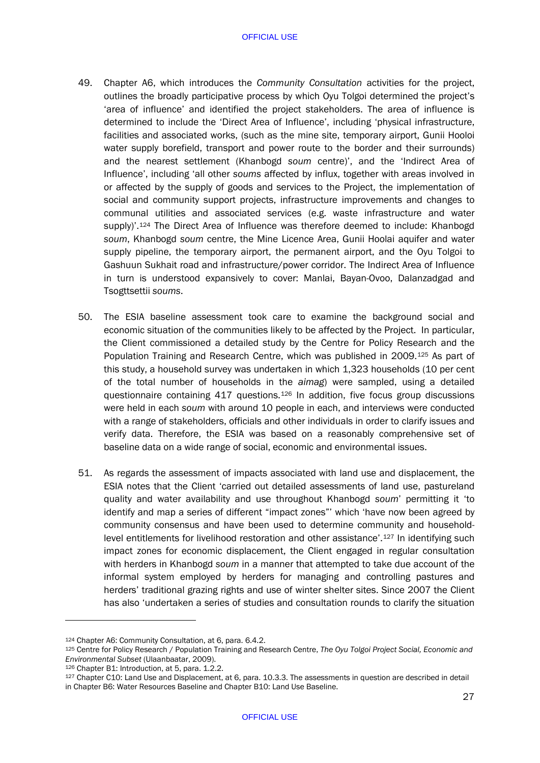49. Chapter A6, which introduces the *Community Consultation* activities for the project, outlines the broadly participative process by which Oyu Tolgoi determined the project's 'area of influence' and identified the project stakeholders. The area of influence is determined to include the 'Direct Area of Influence', including 'physical infrastructure, facilities and associated works, (such as the mine site, temporary airport, Gunii Hooloi water supply borefield, transport and power route to the border and their surrounds) and the nearest settlement (Khanbogd *soum* centre)', and the 'Indirect Area of Influence', including 'all other *soums* affected by influx, together with areas involved in or affected by the supply of goods and services to the Project, the implementation of social and community support projects, infrastructure improvements and changes to communal utilities and associated services (e.g. waste infrastructure and water supply)'.[124] The Direct Area of Influence was therefore deemed to include: Khanbogd *soum*, Khanbogd *soum* centre, the Mine Licence Area, Gunii Hoolai aquifer and water supply pipeline, the temporary airport, the permanent airport, and the Oyu Tolgoi to Gashuun Sukhait road and infrastructure/power corridor. The Indirect Area of Influence in turn is understood expansively to cover: Manlai, Bayan-Ovoo, Dalanzadgad and Tsogttsettii *soums*.

50. The ESIA baseline assessment took care to examine the background social and economic situation of the communities likely to be affected by the Project. In particular, the Client commissioned a detailed study by the Centre for Policy Research and the Population Training and Research Centre, which was published in 2009.[125] As part of this study, a household survey was undertaken in which 1,323 households (10 per cent of the total number of households in the *aimag*) were sampled, using a detailed questionnaire containing 417 questions.[126] In addition, five focus group discussions were held in each *soum* with around 10 people in each, and interviews were conducted with a range of stakeholders, officials and other individuals in order to clarify issues and verify data. Therefore, the ESIA was based on a reasonably comprehensive set of baseline data on a wide range of social, economic and environmental issues.

51. As regards the assessment of impacts associated with land use and displacement, the ESIA notes that the Client 'carried out detailed assessments of land use, pastureland quality and water availability and use throughout Khanbogd *soum*' permitting it 'to identify and map a series of different "impact zones"' which 'have now been agreed by community consensus and have been used to determine community and household-level entitlements for livelihood restoration and other assistance'.[127] In identifying such impact zones for economic displacement, the Client engaged in regular consultation with herders in Khanbogd *soum* in a manner that attempted to take due account of the informal system employed by herders for managing and controlling pastures and herders' traditional grazing rights and use of winter shelter sites. Since 2007 the Client has also 'undertaken a series of studies and consultation rounds to clarify the situation

---

[124] Chapter A6: Community Consultation, at 6, para. 6.4.2.

[125] Centre for Policy Research / Population Training and Research Centre, *The Oyu Tolgoi Project Social, Economic and Environmental Subset* (Ulaanbaatar, 2009).

[126] Chapter B1: Introduction, at 5, para. 1.2.2.

[127] Chapter C10: Land Use and Displacement, at 6, para. 10.3.3. The assessments in question are described in detail in Chapter B6: Water Resources Baseline and Chapter B10: Land Use Baseline.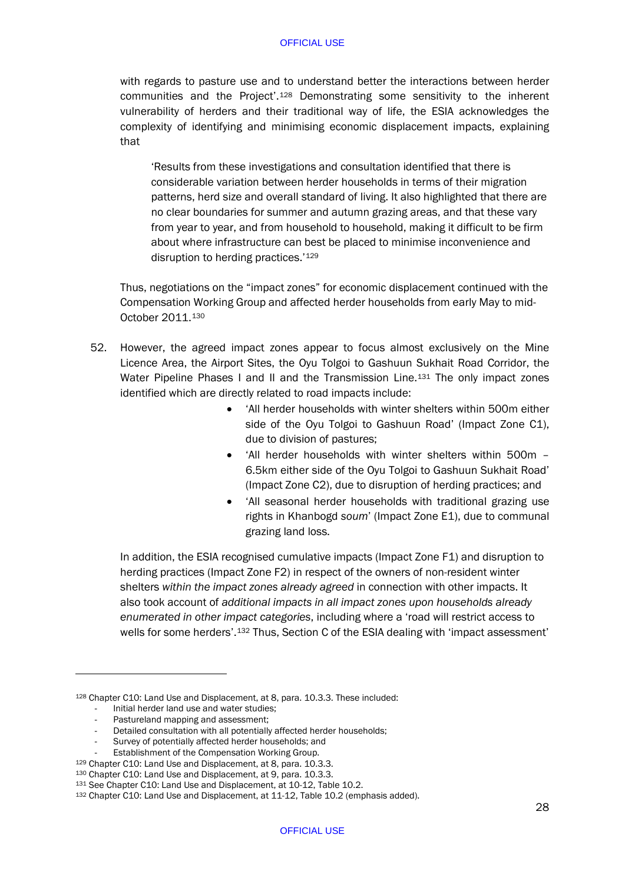with regards to pasture use and to understand better the interactions between herder communities and the Project'.[128] Demonstrating some sensitivity to the inherent vulnerability of herders and their traditional way of life, the ESIA acknowledges the complexity of identifying and minimising economic displacement impacts, explaining that

> 'Results from these investigations and consultation identified that there is considerable variation between herder households in terms of their migration patterns, herd size and overall standard of living. It also highlighted that there are no clear boundaries for summer and autumn grazing areas, and that these vary from year to year, and from household to household, making it difficult to be firm about where infrastructure can best be placed to minimise inconvenience and disruption to herding practices.'[129]

Thus, negotiations on the "impact zones" for economic displacement continued with the Compensation Working Group and affected herder households from early May to mid-October 2011.[130]

52. However, the agreed impact zones appear to focus almost exclusively on the Mine Licence Area, the Airport Sites, the Oyu Tolgoi to Gashuun Sukhait Road Corridor, the Water Pipeline Phases I and II and the Transmission Line.[131] The only impact zones identified which are directly related to road impacts include:

    - 'All herder households with winter shelters within 500m either side of the Oyu Tolgoi to Gashuun Road' (Impact Zone C1), due to division of pastures;
    - 'All herder households with winter shelters within 500m – 6.5km either side of the Oyu Tolgoi to Gashuun Sukhait Road' (Impact Zone C2), due to disruption of herding practices; and
    - 'All seasonal herder households with traditional grazing use rights in Khanbogd *soum*' (Impact Zone E1), due to communal grazing land loss.

    In addition, the ESIA recognised cumulative impacts (Impact Zone F1) and disruption to herding practices (Impact Zone F2) in respect of the owners of non-resident winter shelters *within the impact zones already agreed* in connection with other impacts. It also took account of *additional impacts in all impact zones upon households already enumerated in other impact categories*, including where a 'road will restrict access to wells for some herders'.[132] Thus, Section C of the ESIA dealing with 'impact assessment'

---

[128] Chapter C10: Land Use and Displacement, at 8, para. 10.3.3. These included:
- Initial herder land use and water studies;
- Pastureland mapping and assessment;
- Detailed consultation with all potentially affected herder households;
- Survey of potentially affected herder households; and
- Establishment of the Compensation Working Group.

[129] Chapter C10: Land Use and Displacement, at 8, para. 10.3.3.

[130] Chapter C10: Land Use and Displacement, at 9, para. 10.3.3.

[131] See Chapter C10: Land Use and Displacement, at 10-12, Table 10.2.

[132] Chapter C10: Land Use and Displacement, at 11-12, Table 10.2 (emphasis added).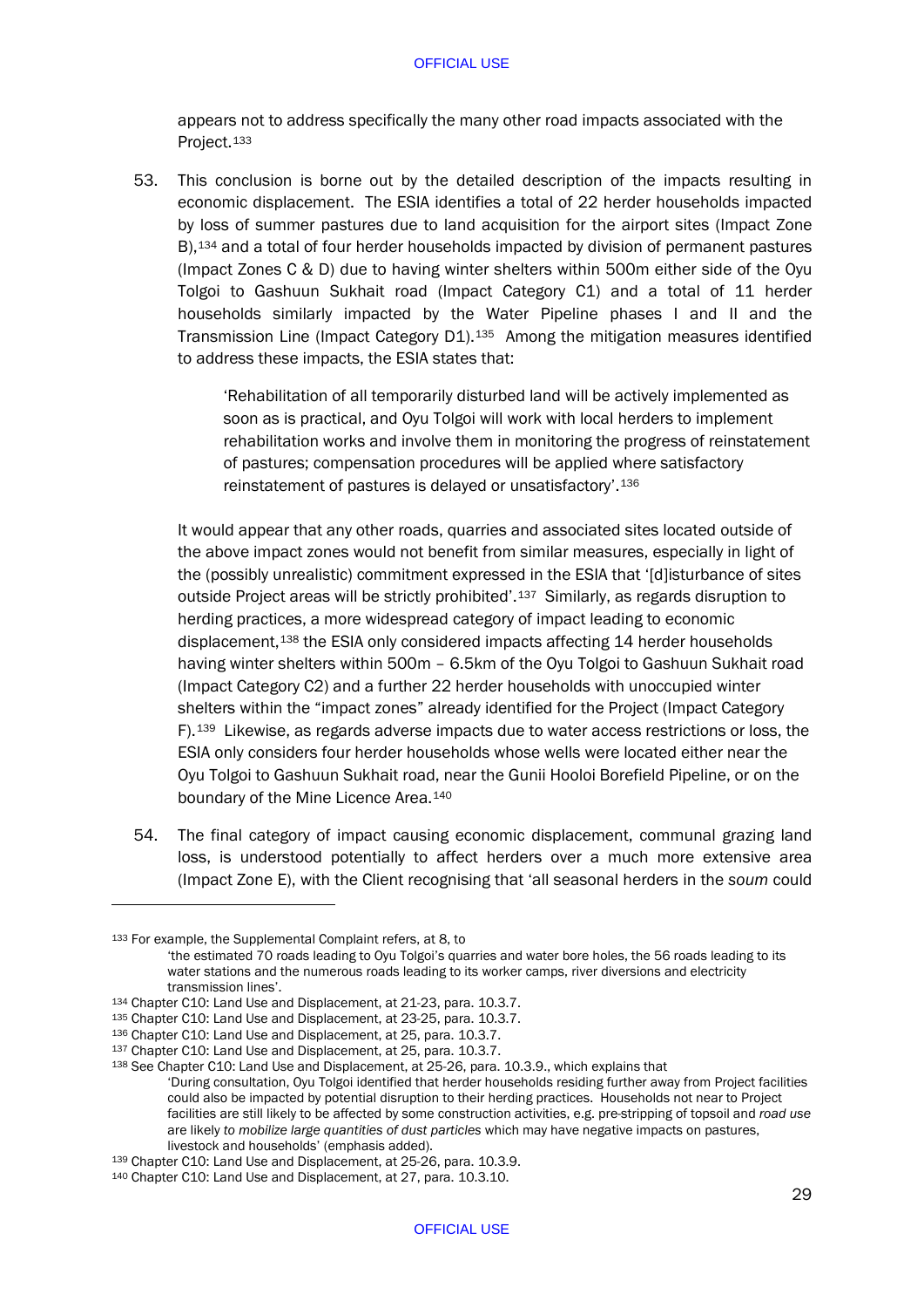appears not to address specifically the many other road impacts associated with the Project.[133]

53. This conclusion is borne out by the detailed description of the impacts resulting in economic displacement. The ESIA identifies a total of 22 herder households impacted by loss of summer pastures due to land acquisition for the airport sites (Impact Zone B),[134] and a total of four herder households impacted by division of permanent pastures (Impact Zones C & D) due to having winter shelters within 500m either side of the Oyu Tolgoi to Gashuun Sukhait road (Impact Category C1) and a total of 11 herder households similarly impacted by the Water Pipeline phases I and II and the Transmission Line (Impact Category D1).[135] Among the mitigation measures identified to address these impacts, the ESIA states that:

> 'Rehabilitation of all temporarily disturbed land will be actively implemented as soon as is practical, and Oyu Tolgoi will work with local herders to implement rehabilitation works and involve them in monitoring the progress of reinstatement of pastures; compensation procedures will be applied where satisfactory reinstatement of pastures is delayed or unsatisfactory'.[136]

It would appear that any other roads, quarries and associated sites located outside of the above impact zones would not benefit from similar measures, especially in light of the (possibly unrealistic) commitment expressed in the ESIA that '[d]isturbance of sites outside Project areas will be strictly prohibited'.[137] Similarly, as regards disruption to herding practices, a more widespread category of impact leading to economic displacement,[138] the ESIA only considered impacts affecting 14 herder households having winter shelters within 500m – 6.5km of the Oyu Tolgoi to Gashuun Sukhait road (Impact Category C2) and a further 22 herder households with unoccupied winter shelters within the "impact zones" already identified for the Project (Impact Category F).[139] Likewise, as regards adverse impacts due to water access restrictions or loss, the ESIA only considers four herder households whose wells were located either near the Oyu Tolgoi to Gashuun Sukhait road, near the Gunii Hooloi Borefield Pipeline, or on the boundary of the Mine Licence Area.[140]

54. The final category of impact causing economic displacement, communal grazing land loss, is understood potentially to affect herders over a much more extensive area (Impact Zone E), with the Client recognising that 'all seasonal herders in the *soum* could

---

[133] For example, the Supplemental Complaint refers, at 8, to

> 'the estimated 70 roads leading to Oyu Tolgoi's quarries and water bore holes, the 56 roads leading to its water stations and the numerous roads leading to its worker camps, river diversions and electricity transmission lines'.

[134] Chapter C10: Land Use and Displacement, at 21-23, para. 10.3.7.

[135] Chapter C10: Land Use and Displacement, at 23-25, para. 10.3.7.

[136] Chapter C10: Land Use and Displacement, at 25, para. 10.3.7.

[137] Chapter C10: Land Use and Displacement, at 25, para. 10.3.7.

[138] See Chapter C10: Land Use and Displacement, at 25-26, para. 10.3.9., which explains that

> 'During consultation, Oyu Tolgoi identified that herder households residing further away from Project facilities could also be impacted by potential disruption to their herding practices. Households not near to Project facilities are still likely to be affected by some construction activities, e.g. pre-stripping of topsoil and *road use* are likely *to mobilize large quantities of dust particles* which may have negative impacts on pastures, livestock and households' (emphasis added).

[139] Chapter C10: Land Use and Displacement, at 25-26, para. 10.3.9.

[140] Chapter C10: Land Use and Displacement, at 27, para. 10.3.10.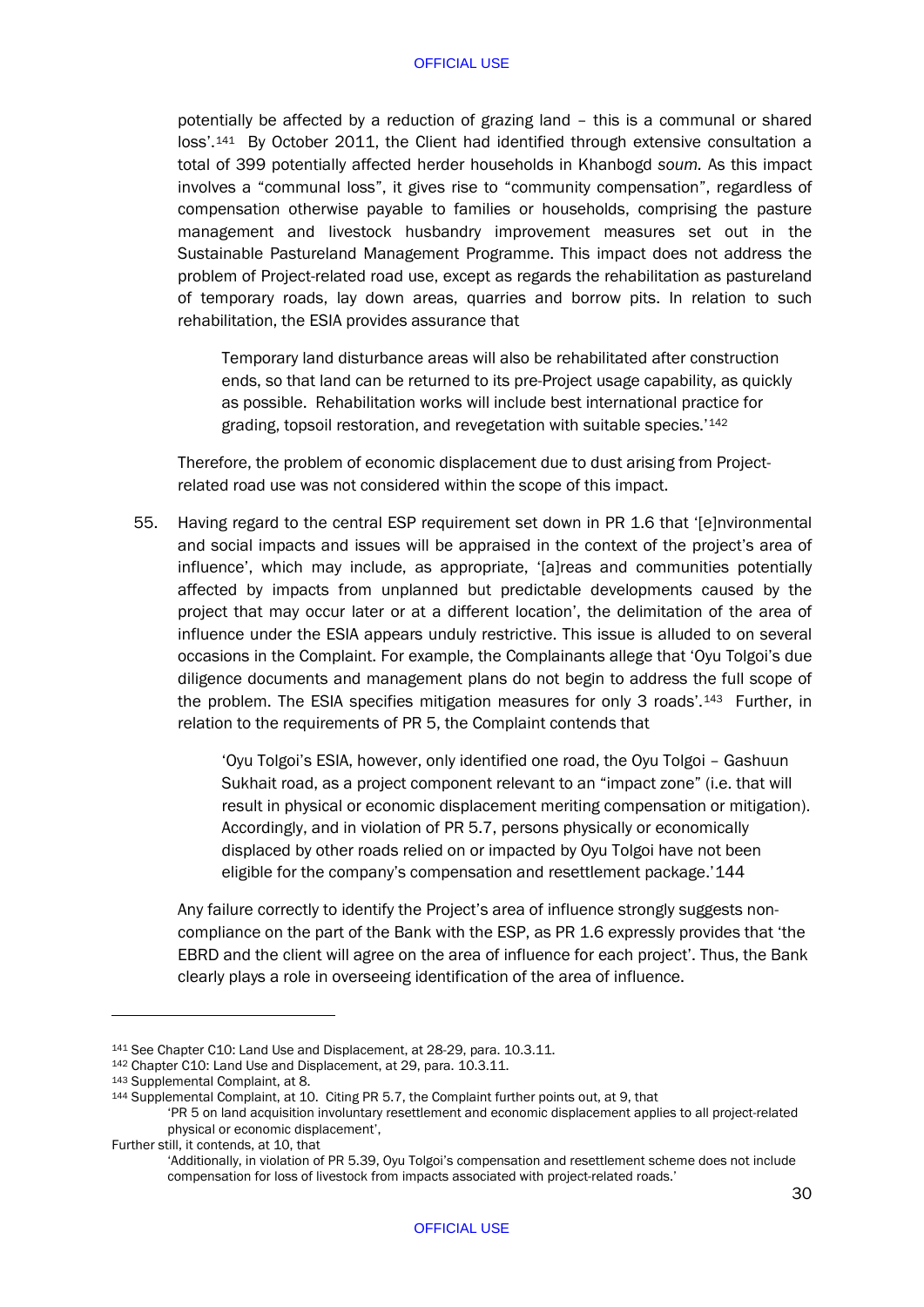potentially be affected by a reduction of grazing land – this is a communal or shared loss'.[141] By October 2011, the Client had identified through extensive consultation a total of 399 potentially affected herder households in Khanbogd *soum.* As this impact involves a "communal loss", it gives rise to "community compensation", regardless of compensation otherwise payable to families or households, comprising the pasture management and livestock husbandry improvement measures set out in the Sustainable Pastureland Management Programme. This impact does not address the problem of Project-related road use, except as regards the rehabilitation as pastureland of temporary roads, lay down areas, quarries and borrow pits. In relation to such rehabilitation, the ESIA provides assurance that

> Temporary land disturbance areas will also be rehabilitated after construction ends, so that land can be returned to its pre-Project usage capability, as quickly as possible. Rehabilitation works will include best international practice for grading, topsoil restoration, and revegetation with suitable species.'[142]

Therefore, the problem of economic displacement due to dust arising from Project-related road use was not considered within the scope of this impact.

55. Having regard to the central ESP requirement set down in PR 1.6 that '[e]nvironmental and social impacts and issues will be appraised in the context of the project's area of influence', which may include, as appropriate, '[a]reas and communities potentially affected by impacts from unplanned but predictable developments caused by the project that may occur later or at a different location', the delimitation of the area of influence under the ESIA appears unduly restrictive. This issue is alluded to on several occasions in the Complaint. For example, the Complainants allege that 'Oyu Tolgoi's due diligence documents and management plans do not begin to address the full scope of the problem. The ESIA specifies mitigation measures for only 3 roads'.[143] Further, in relation to the requirements of PR 5, the Complaint contends that

> 'Oyu Tolgoi's ESIA, however, only identified one road, the Oyu Tolgoi – Gashuun Sukhait road, as a project component relevant to an "impact zone" (i.e. that will result in physical or economic displacement meriting compensation or mitigation). Accordingly, and in violation of PR 5.7, persons physically or economically displaced by other roads relied on or impacted by Oyu Tolgoi have not been eligible for the company's compensation and resettlement package.'144

Any failure correctly to identify the Project's area of influence strongly suggests non-compliance on the part of the Bank with the ESP, as PR 1.6 expressly provides that 'the EBRD and the client will agree on the area of influence for each project'. Thus, the Bank clearly plays a role in overseeing identification of the area of influence.

---

[141] See Chapter C10: Land Use and Displacement, at 28-29, para. 10.3.11.

[142] Chapter C10: Land Use and Displacement, at 29, para. 10.3.11.

[143] Supplemental Complaint, at 8.

[144] Supplemental Complaint, at 10. Citing PR 5.7, the Complaint further points out, at 9, that

> 'PR 5 on land acquisition involuntary resettlement and economic displacement applies to all project-related physical or economic displacement',

Further still, it contends, at 10, that

> 'Additionally, in violation of PR 5.39, Oyu Tolgoi's compensation and resettlement scheme does not include compensation for loss of livestock from impacts associated with project-related roads.'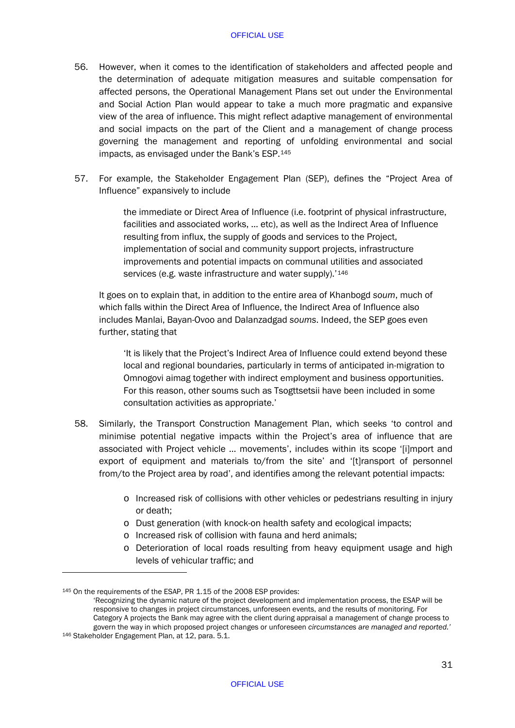56. However, when it comes to the identification of stakeholders and affected people and the determination of adequate mitigation measures and suitable compensation for affected persons, the Operational Management Plans set out under the Environmental and Social Action Plan would appear to take a much more pragmatic and expansive view of the area of influence. This might reflect adaptive management of environmental and social impacts on the part of the Client and a management of change process governing the management and reporting of unfolding environmental and social impacts, as envisaged under the Bank's ESP.[145]

57. For example, the Stakeholder Engagement Plan (SEP), defines the "Project Area of Influence" expansively to include

> the immediate or Direct Area of Influence (i.e. footprint of physical infrastructure, facilities and associated works, … etc), as well as the Indirect Area of Influence resulting from influx, the supply of goods and services to the Project, implementation of social and community support projects, infrastructure improvements and potential impacts on communal utilities and associated services (e.g. waste infrastructure and water supply).'[146]

It goes on to explain that, in addition to the entire area of Khanbogd *soum*, much of which falls within the Direct Area of Influence, the Indirect Area of Influence also includes Manlai, Bayan-Ovoo and Dalanzadgad *soums*. Indeed, the SEP goes even further, stating that

> 'It is likely that the Project's Indirect Area of Influence could extend beyond these local and regional boundaries, particularly in terms of anticipated in-migration to Omnogovi aimag together with indirect employment and business opportunities. For this reason, other soums such as Tsogttsetsii have been included in some consultation activities as appropriate.'

58. Similarly, the Transport Construction Management Plan, which seeks 'to control and minimise potential negative impacts within the Project's area of influence that are associated with Project vehicle … movements', includes within its scope '[i]mport and export of equipment and materials to/from the site' and '[t]ransport of personnel from/to the Project area by road', and identifies among the relevant potential impacts:

   - Increased risk of collisions with other vehicles or pedestrians resulting in injury or death;
   - Dust generation (with knock-on health safety and ecological impacts;
   - Increased risk of collision with fauna and herd animals;
   - Deterioration of local roads resulting from heavy equipment usage and high levels of vehicular traffic; and

---

[145] On the requirements of the ESAP, PR 1.15 of the 2008 ESP provides:
'Recognizing the dynamic nature of the project development and implementation process, the ESAP will be responsive to changes in project circumstances, unforeseen events, and the results of monitoring. For Category A projects the Bank may agree with the client during appraisal a management of change process to govern the way in which proposed project changes or unforeseen *circumstances are managed and reported.'*

[146] Stakeholder Engagement Plan, at 12, para. 5.1.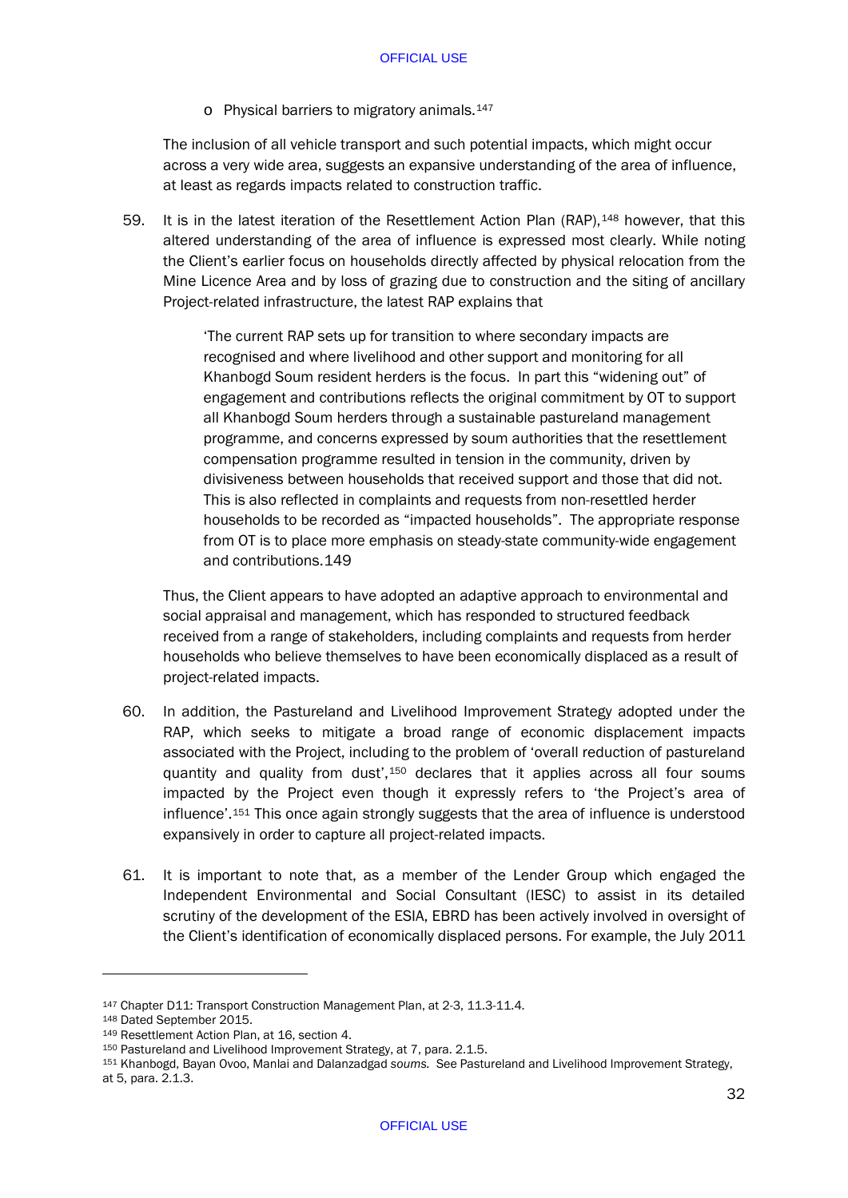- o Physical barriers to migratory animals.[147]

The inclusion of all vehicle transport and such potential impacts, which might occur across a very wide area, suggests an expansive understanding of the area of influence, at least as regards impacts related to construction traffic.

59. It is in the latest iteration of the Resettlement Action Plan (RAP),[148] however, that this altered understanding of the area of influence is expressed most clearly. While noting the Client's earlier focus on households directly affected by physical relocation from the Mine Licence Area and by loss of grazing due to construction and the siting of ancillary Project-related infrastructure, the latest RAP explains that

> 'The current RAP sets up for transition to where secondary impacts are recognised and where livelihood and other support and monitoring for all Khanbogd Soum resident herders is the focus. In part this "widening out" of engagement and contributions reflects the original commitment by OT to support all Khanbogd Soum herders through a sustainable pastureland management programme, and concerns expressed by soum authorities that the resettlement compensation programme resulted in tension in the community, driven by divisiveness between households that received support and those that did not. This is also reflected in complaints and requests from non-resettled herder households to be recorded as "impacted households". The appropriate response from OT is to place more emphasis on steady-state community-wide engagement and contributions.149

Thus, the Client appears to have adopted an adaptive approach to environmental and social appraisal and management, which has responded to structured feedback received from a range of stakeholders, including complaints and requests from herder households who believe themselves to have been economically displaced as a result of project-related impacts.

60. In addition, the Pastureland and Livelihood Improvement Strategy adopted under the RAP, which seeks to mitigate a broad range of economic displacement impacts associated with the Project, including to the problem of 'overall reduction of pastureland quantity and quality from dust',[150] declares that it applies across all four soums impacted by the Project even though it expressly refers to 'the Project's area of influence'.[151] This once again strongly suggests that the area of influence is understood expansively in order to capture all project-related impacts.

61. It is important to note that, as a member of the Lender Group which engaged the Independent Environmental and Social Consultant (IESC) to assist in its detailed scrutiny of the development of the ESIA, EBRD has been actively involved in oversight of the Client's identification of economically displaced persons. For example, the July 2011

---

[147] Chapter D11: Transport Construction Management Plan, at 2-3, 11.3-11.4.

[148] Dated September 2015.

[149] Resettlement Action Plan, at 16, section 4.

[150] Pastureland and Livelihood Improvement Strategy, at 7, para. 2.1.5.

[151] Khanbogd, Bayan Ovoo, Manlai and Dalanzadgad *soums.* See Pastureland and Livelihood Improvement Strategy, at 5, para. 2.1.3.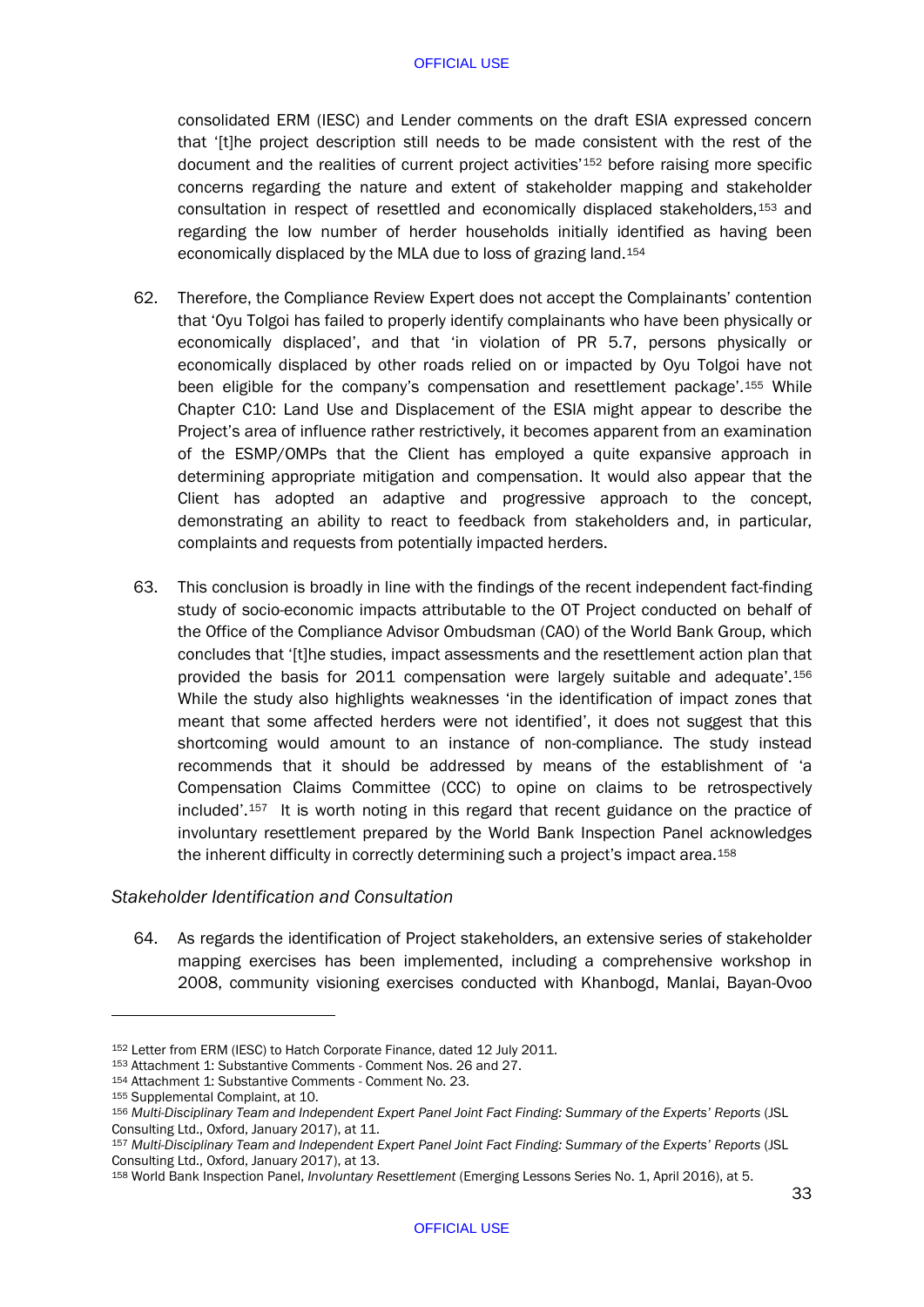consolidated ERM (IESC) and Lender comments on the draft ESIA expressed concern that '[t]he project description still needs to be made consistent with the rest of the document and the realities of current project activities'[152] before raising more specific concerns regarding the nature and extent of stakeholder mapping and stakeholder consultation in respect of resettled and economically displaced stakeholders,[153] and regarding the low number of herder households initially identified as having been economically displaced by the MLA due to loss of grazing land.[154]

62. Therefore, the Compliance Review Expert does not accept the Complainants' contention that 'Oyu Tolgoi has failed to properly identify complainants who have been physically or economically displaced', and that 'in violation of PR 5.7, persons physically or economically displaced by other roads relied on or impacted by Oyu Tolgoi have not been eligible for the company's compensation and resettlement package'.[155] While Chapter C10: Land Use and Displacement of the ESIA might appear to describe the Project's area of influence rather restrictively, it becomes apparent from an examination of the ESMP/OMPs that the Client has employed a quite expansive approach in determining appropriate mitigation and compensation. It would also appear that the Client has adopted an adaptive and progressive approach to the concept, demonstrating an ability to react to feedback from stakeholders and, in particular, complaints and requests from potentially impacted herders.

63. This conclusion is broadly in line with the findings of the recent independent fact-finding study of socio-economic impacts attributable to the OT Project conducted on behalf of the Office of the Compliance Advisor Ombudsman (CAO) of the World Bank Group, which concludes that '[t]he studies, impact assessments and the resettlement action plan that provided the basis for 2011 compensation were largely suitable and adequate'.[156] While the study also highlights weaknesses 'in the identification of impact zones that meant that some affected herders were not identified', it does not suggest that this shortcoming would amount to an instance of non-compliance. The study instead recommends that it should be addressed by means of the establishment of 'a Compensation Claims Committee (CCC) to opine on claims to be retrospectively included'.[157] It is worth noting in this regard that recent guidance on the practice of involuntary resettlement prepared by the World Bank Inspection Panel acknowledges the inherent difficulty in correctly determining such a project's impact area.[158]

*Stakeholder Identification and Consultation*

64. As regards the identification of Project stakeholders, an extensive series of stakeholder mapping exercises has been implemented, including a comprehensive workshop in 2008, community visioning exercises conducted with Khanbogd, Manlai, Bayan-Ovoo

---

[152] Letter from ERM (IESC) to Hatch Corporate Finance, dated 12 July 2011.
[153] Attachment 1: Substantive Comments - Comment Nos. 26 and 27.
[154] Attachment 1: Substantive Comments - Comment No. 23.
[155] Supplemental Complaint, at 10.
[156] *Multi-Disciplinary Team and Independent Expert Panel Joint Fact Finding: Summary of the Experts' Reports* (JSL Consulting Ltd., Oxford, January 2017), at 11.
[157] *Multi-Disciplinary Team and Independent Expert Panel Joint Fact Finding: Summary of the Experts' Reports* (JSL Consulting Ltd., Oxford, January 2017), at 13.
[158] World Bank Inspection Panel, *Involuntary Resettlement* (Emerging Lessons Series No. 1, April 2016), at 5.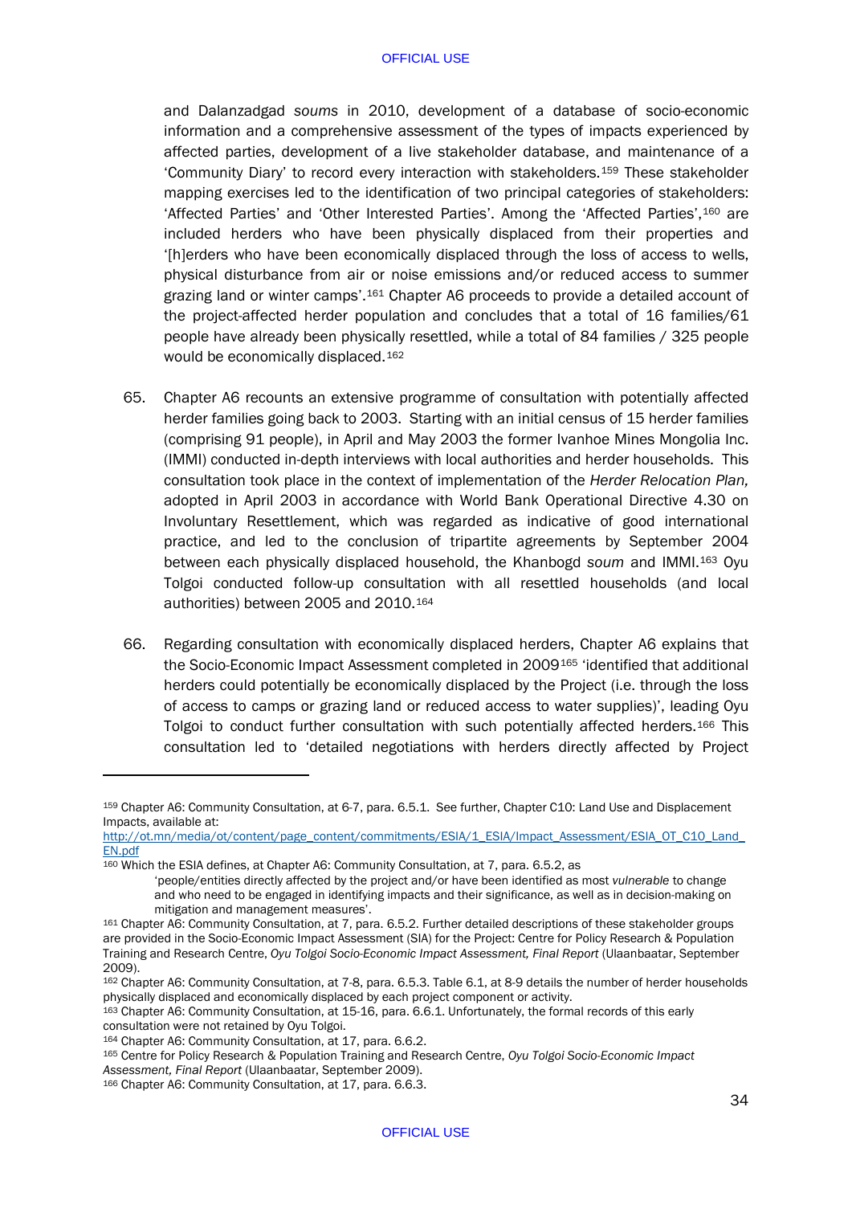and Dalanzadgad *soums* in 2010, development of a database of socio-economic information and a comprehensive assessment of the types of impacts experienced by affected parties, development of a live stakeholder database, and maintenance of a 'Community Diary' to record every interaction with stakeholders.[159] These stakeholder mapping exercises led to the identification of two principal categories of stakeholders: 'Affected Parties' and 'Other Interested Parties'. Among the 'Affected Parties',[160] are included herders who have been physically displaced from their properties and '[h]erders who have been economically displaced through the loss of access to wells, physical disturbance from air or noise emissions and/or reduced access to summer grazing land or winter camps'.[161] Chapter A6 proceeds to provide a detailed account of the project-affected herder population and concludes that a total of 16 families/61 people have already been physically resettled, while a total of 84 families / 325 people would be economically displaced.[162]

65. Chapter A6 recounts an extensive programme of consultation with potentially affected herder families going back to 2003. Starting with an initial census of 15 herder families (comprising 91 people), in April and May 2003 the former Ivanhoe Mines Mongolia Inc. (IMMI) conducted in-depth interviews with local authorities and herder households. This consultation took place in the context of implementation of the *Herder Relocation Plan,* adopted in April 2003 in accordance with World Bank Operational Directive 4.30 on Involuntary Resettlement, which was regarded as indicative of good international practice, and led to the conclusion of tripartite agreements by September 2004 between each physically displaced household, the Khanbogd *soum* and IMMI.[163] Oyu Tolgoi conducted follow-up consultation with all resettled households (and local authorities) between 2005 and 2010.[164]

66. Regarding consultation with economically displaced herders, Chapter A6 explains that the Socio-Economic Impact Assessment completed in 2009[165] 'identified that additional herders could potentially be economically displaced by the Project (i.e. through the loss of access to camps or grazing land or reduced access to water supplies)', leading Oyu Tolgoi to conduct further consultation with such potentially affected herders.[166] This consultation led to 'detailed negotiations with herders directly affected by Project

---

[159] Chapter A6: Community Consultation, at 6-7, para. 6.5.1. See further, Chapter C10: Land Use and Displacement Impacts, available at: http://ot.mn/media/ot/content/page_content/commitments/ESIA/1_ESIA/Impact_Assessment/ESIA_OT_C10_Land_EN.pdf

[160] Which the ESIA defines, at Chapter A6: Community Consultation, at 7, para. 6.5.2, as

> 'people/entities directly affected by the project and/or have been identified as most *vulnerable* to change and who need to be engaged in identifying impacts and their significance, as well as in decision-making on mitigation and management measures'.

[161] Chapter A6: Community Consultation, at 7, para. 6.5.2. Further detailed descriptions of these stakeholder groups are provided in the Socio-Economic Impact Assessment (SIA) for the Project: Centre for Policy Research & Population Training and Research Centre, *Oyu Tolgoi Socio-Economic Impact Assessment, Final Report* (Ulaanbaatar, September 2009).

[162] Chapter A6: Community Consultation, at 7-8, para. 6.5.3. Table 6.1, at 8-9 details the number of herder households physically displaced and economically displaced by each project component or activity.

[163] Chapter A6: Community Consultation, at 15-16, para. 6.6.1. Unfortunately, the formal records of this early consultation were not retained by Oyu Tolgoi.

[164] Chapter A6: Community Consultation, at 17, para. 6.6.2.

[165] Centre for Policy Research & Population Training and Research Centre, *Oyu Tolgoi Socio-Economic Impact Assessment, Final Report* (Ulaanbaatar, September 2009).

[166] Chapter A6: Community Consultation, at 17, para. 6.6.3.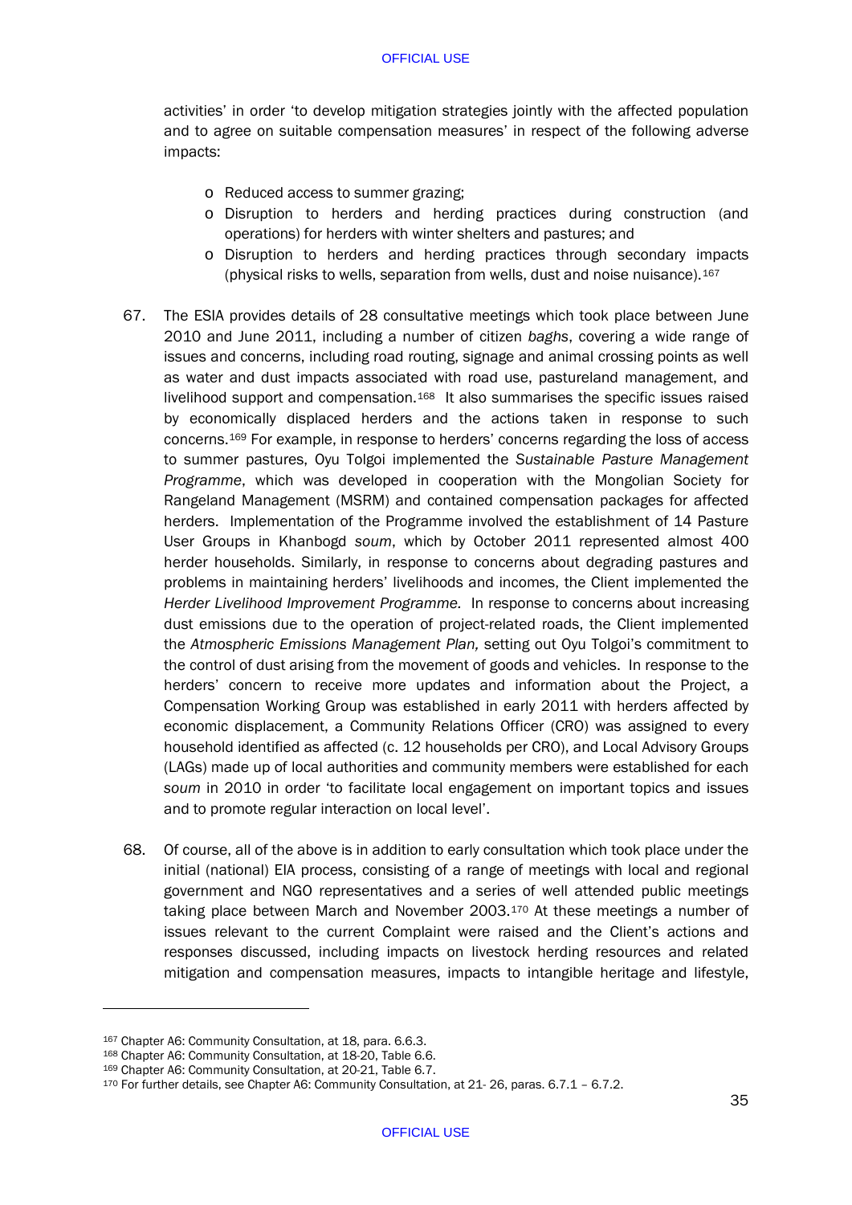activities' in order 'to develop mitigation strategies jointly with the affected population and to agree on suitable compensation measures' in respect of the following adverse impacts:

- Reduced access to summer grazing;
- Disruption to herders and herding practices during construction (and operations) for herders with winter shelters and pastures; and
- Disruption to herders and herding practices through secondary impacts (physical risks to wells, separation from wells, dust and noise nuisance).[167]

67. The ESIA provides details of 28 consultative meetings which took place between June 2010 and June 2011, including a number of citizen *baghs*, covering a wide range of issues and concerns, including road routing, signage and animal crossing points as well as water and dust impacts associated with road use, pastureland management, and livelihood support and compensation.[168] It also summarises the specific issues raised by economically displaced herders and the actions taken in response to such concerns.[169] For example, in response to herders' concerns regarding the loss of access to summer pastures, Oyu Tolgoi implemented the *Sustainable Pasture Management Programme*, which was developed in cooperation with the Mongolian Society for Rangeland Management (MSRM) and contained compensation packages for affected herders. Implementation of the Programme involved the establishment of 14 Pasture User Groups in Khanbogd *soum*, which by October 2011 represented almost 400 herder households. Similarly, in response to concerns about degrading pastures and problems in maintaining herders' livelihoods and incomes, the Client implemented the *Herder Livelihood Improvement Programme.* In response to concerns about increasing dust emissions due to the operation of project-related roads, the Client implemented the *Atmospheric Emissions Management Plan,* setting out Oyu Tolgoi's commitment to the control of dust arising from the movement of goods and vehicles. In response to the herders' concern to receive more updates and information about the Project, a Compensation Working Group was established in early 2011 with herders affected by economic displacement, a Community Relations Officer (CRO) was assigned to every household identified as affected (c. 12 households per CRO), and Local Advisory Groups (LAGs) made up of local authorities and community members were established for each *soum* in 2010 in order 'to facilitate local engagement on important topics and issues and to promote regular interaction on local level'.

68. Of course, all of the above is in addition to early consultation which took place under the initial (national) EIA process, consisting of a range of meetings with local and regional government and NGO representatives and a series of well attended public meetings taking place between March and November 2003.[170] At these meetings a number of issues relevant to the current Complaint were raised and the Client's actions and responses discussed, including impacts on livestock herding resources and related mitigation and compensation measures, impacts to intangible heritage and lifestyle,

---

[167] Chapter A6: Community Consultation, at 18, para. 6.6.3.

[168] Chapter A6: Community Consultation, at 18-20, Table 6.6.

[169] Chapter A6: Community Consultation, at 20-21, Table 6.7.

[170] For further details, see Chapter A6: Community Consultation, at 21- 26, paras. 6.7.1 – 6.7.2.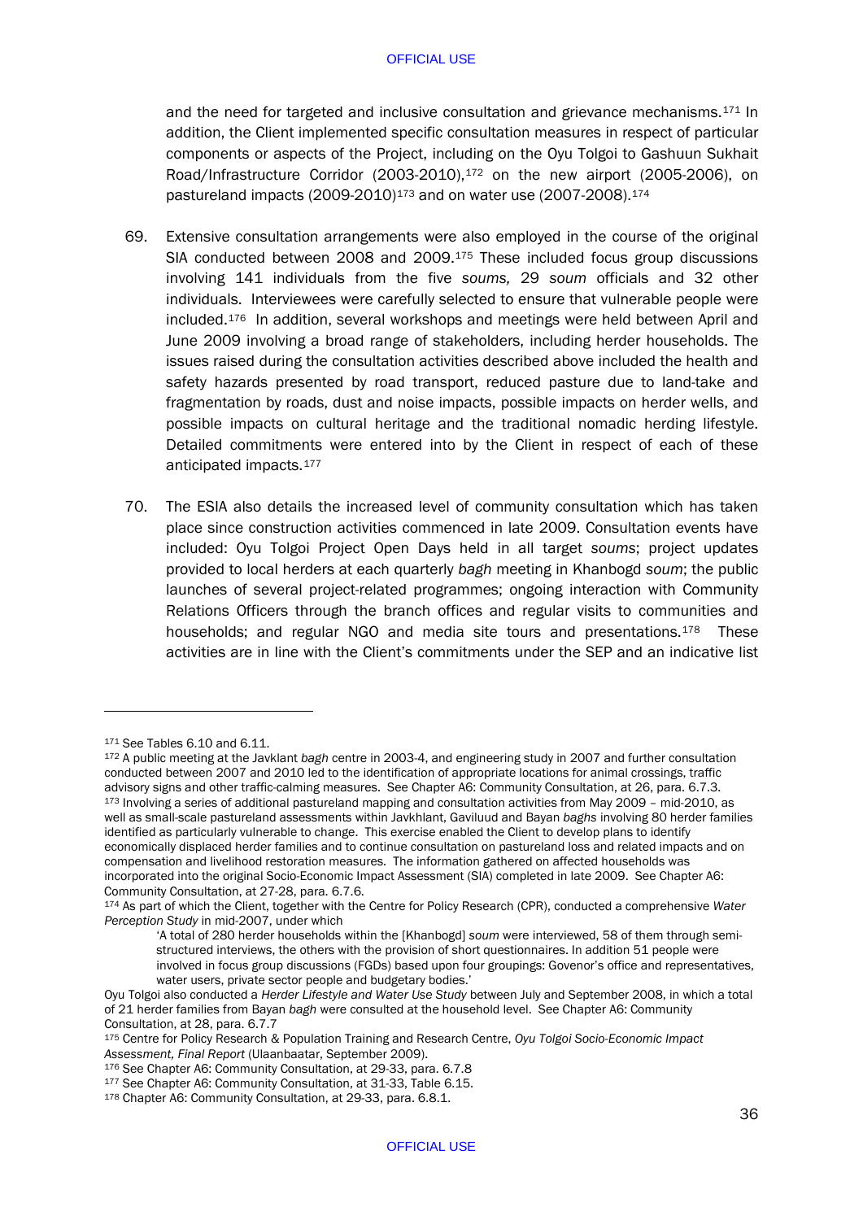and the need for targeted and inclusive consultation and grievance mechanisms.[171] In addition, the Client implemented specific consultation measures in respect of particular components or aspects of the Project, including on the Oyu Tolgoi to Gashuun Sukhait Road/Infrastructure Corridor (2003-2010),[172] on the new airport (2005-2006), on pastureland impacts (2009-2010)[173] and on water use (2007-2008).[174]

69. Extensive consultation arrangements were also employed in the course of the original SIA conducted between 2008 and 2009.[175] These included focus group discussions involving 141 individuals from the five *soums,* 29 *soum* officials and 32 other individuals. Interviewees were carefully selected to ensure that vulnerable people were included.[176] In addition, several workshops and meetings were held between April and June 2009 involving a broad range of stakeholders, including herder households. The issues raised during the consultation activities described above included the health and safety hazards presented by road transport, reduced pasture due to land-take and fragmentation by roads, dust and noise impacts, possible impacts on herder wells, and possible impacts on cultural heritage and the traditional nomadic herding lifestyle. Detailed commitments were entered into by the Client in respect of each of these anticipated impacts.[177]

70. The ESIA also details the increased level of community consultation which has taken place since construction activities commenced in late 2009. Consultation events have included: Oyu Tolgoi Project Open Days held in all target *soums*; project updates provided to local herders at each quarterly *bagh* meeting in Khanbogd *soum*; the public launches of several project-related programmes; ongoing interaction with Community Relations Officers through the branch offices and regular visits to communities and households; and regular NGO and media site tours and presentations.[178] These activities are in line with the Client's commitments under the SEP and an indicative list

---

[171] See Tables 6.10 and 6.11.

[172] A public meeting at the Javklant *bagh* centre in 2003-4, and engineering study in 2007 and further consultation conducted between 2007 and 2010 led to the identification of appropriate locations for animal crossings, traffic advisory signs and other traffic-calming measures. See Chapter A6: Community Consultation, at 26, para. 6.7.3.

[173] Involving a series of additional pastureland mapping and consultation activities from May 2009 – mid-2010, as well as small-scale pastureland assessments within Javkhlant, Gaviluud and Bayan *baghs* involving 80 herder families identified as particularly vulnerable to change. This exercise enabled the Client to develop plans to identify economically displaced herder families and to continue consultation on pastureland loss and related impacts and on compensation and livelihood restoration measures. The information gathered on affected households was incorporated into the original Socio-Economic Impact Assessment (SIA) completed in late 2009. See Chapter A6: Community Consultation, at 27-28, para. 6.7.6.

[174] As part of which the Client, together with the Centre for Policy Research (CPR), conducted a comprehensive *Water Perception Study* in mid-2007, under which

> 'A total of 280 herder households within the [Khanbogd] *soum* were interviewed, 58 of them through semi-structured interviews, the others with the provision of short questionnaires. In addition 51 people were involved in focus group discussions (FGDs) based upon four groupings: Govenor's office and representatives, water users, private sector people and budgetary bodies.'

Oyu Tolgoi also conducted a *Herder Lifestyle and Water Use Study* between July and September 2008, in which a total of 21 herder families from Bayan *bagh* were consulted at the household level. See Chapter A6: Community Consultation, at 28, para. 6.7.7

[175] Centre for Policy Research & Population Training and Research Centre, *Oyu Tolgoi Socio-Economic Impact Assessment, Final Report* (Ulaanbaatar, September 2009).

[176] See Chapter A6: Community Consultation, at 29-33, para. 6.7.8

[177] See Chapter A6: Community Consultation, at 31-33, Table 6.15.

[178] Chapter A6: Community Consultation, at 29-33, para. 6.8.1.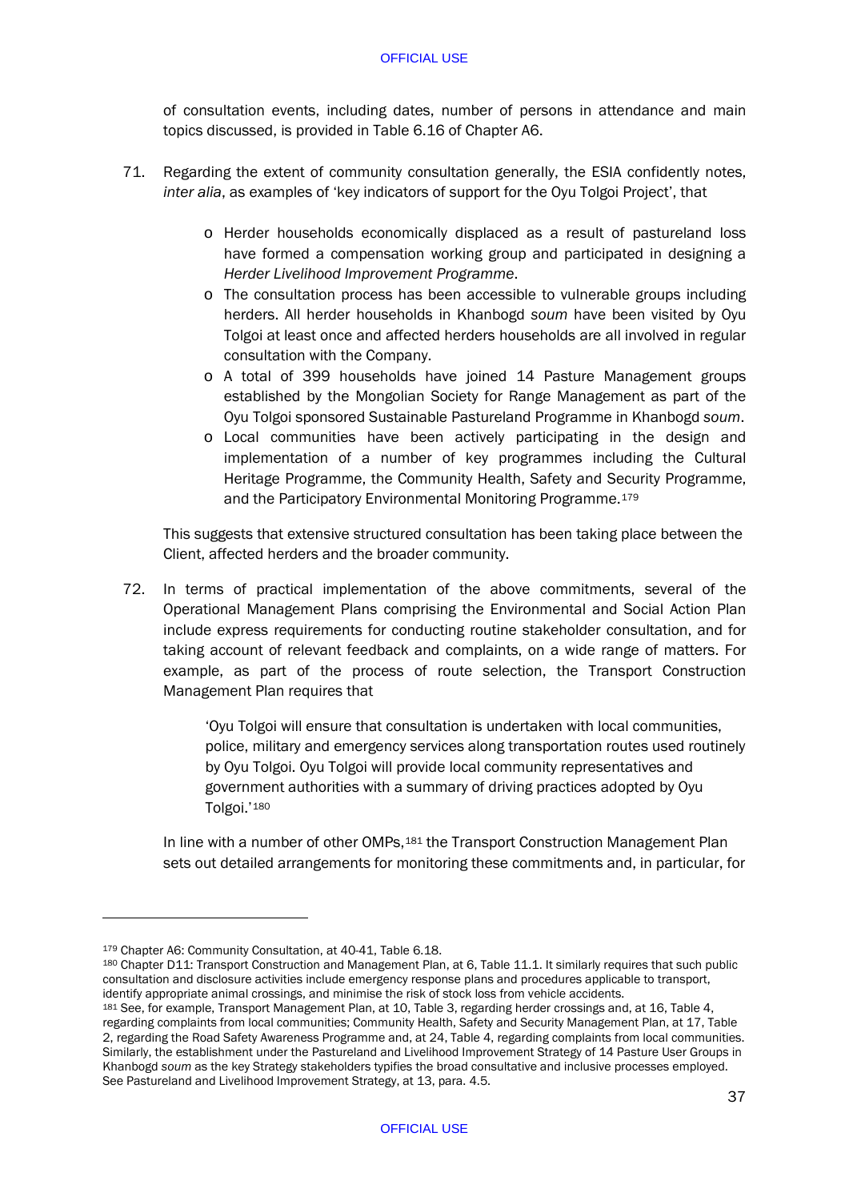of consultation events, including dates, number of persons in attendance and main topics discussed, is provided in Table 6.16 of Chapter A6.

71. Regarding the extent of community consultation generally, the ESIA confidently notes, *inter alia*, as examples of 'key indicators of support for the Oyu Tolgoi Project', that

   - Herder households economically displaced as a result of pastureland loss have formed a compensation working group and participated in designing a *Herder Livelihood Improvement Programme*.
   - The consultation process has been accessible to vulnerable groups including herders. All herder households in Khanbogd *soum* have been visited by Oyu Tolgoi at least once and affected herders households are all involved in regular consultation with the Company.
   - A total of 399 households have joined 14 Pasture Management groups established by the Mongolian Society for Range Management as part of the Oyu Tolgoi sponsored Sustainable Pastureland Programme in Khanbogd *soum*.
   - Local communities have been actively participating in the design and implementation of a number of key programmes including the Cultural Heritage Programme, the Community Health, Safety and Security Programme, and the Participatory Environmental Monitoring Programme.[179]

   This suggests that extensive structured consultation has been taking place between the Client, affected herders and the broader community.

72. In terms of practical implementation of the above commitments, several of the Operational Management Plans comprising the Environmental and Social Action Plan include express requirements for conducting routine stakeholder consultation, and for taking account of relevant feedback and complaints, on a wide range of matters. For example, as part of the process of route selection, the Transport Construction Management Plan requires that

   > 'Oyu Tolgoi will ensure that consultation is undertaken with local communities, police, military and emergency services along transportation routes used routinely by Oyu Tolgoi. Oyu Tolgoi will provide local community representatives and government authorities with a summary of driving practices adopted by Oyu Tolgoi.'[180]

   In line with a number of other OMPs,[181] the Transport Construction Management Plan sets out detailed arrangements for monitoring these commitments and, in particular, for

---

[179] Chapter A6: Community Consultation, at 40-41, Table 6.18.

[180] Chapter D11: Transport Construction and Management Plan, at 6, Table 11.1. It similarly requires that such public consultation and disclosure activities include emergency response plans and procedures applicable to transport, identify appropriate animal crossings, and minimise the risk of stock loss from vehicle accidents.

[181] See, for example, Transport Management Plan, at 10, Table 3, regarding herder crossings and, at 16, Table 4, regarding complaints from local communities; Community Health, Safety and Security Management Plan, at 17, Table 2, regarding the Road Safety Awareness Programme and, at 24, Table 4, regarding complaints from local communities. Similarly, the establishment under the Pastureland and Livelihood Improvement Strategy of 14 Pasture User Groups in Khanbogd *soum* as the key Strategy stakeholders typifies the broad consultative and inclusive processes employed. See Pastureland and Livelihood Improvement Strategy, at 13, para. 4.5.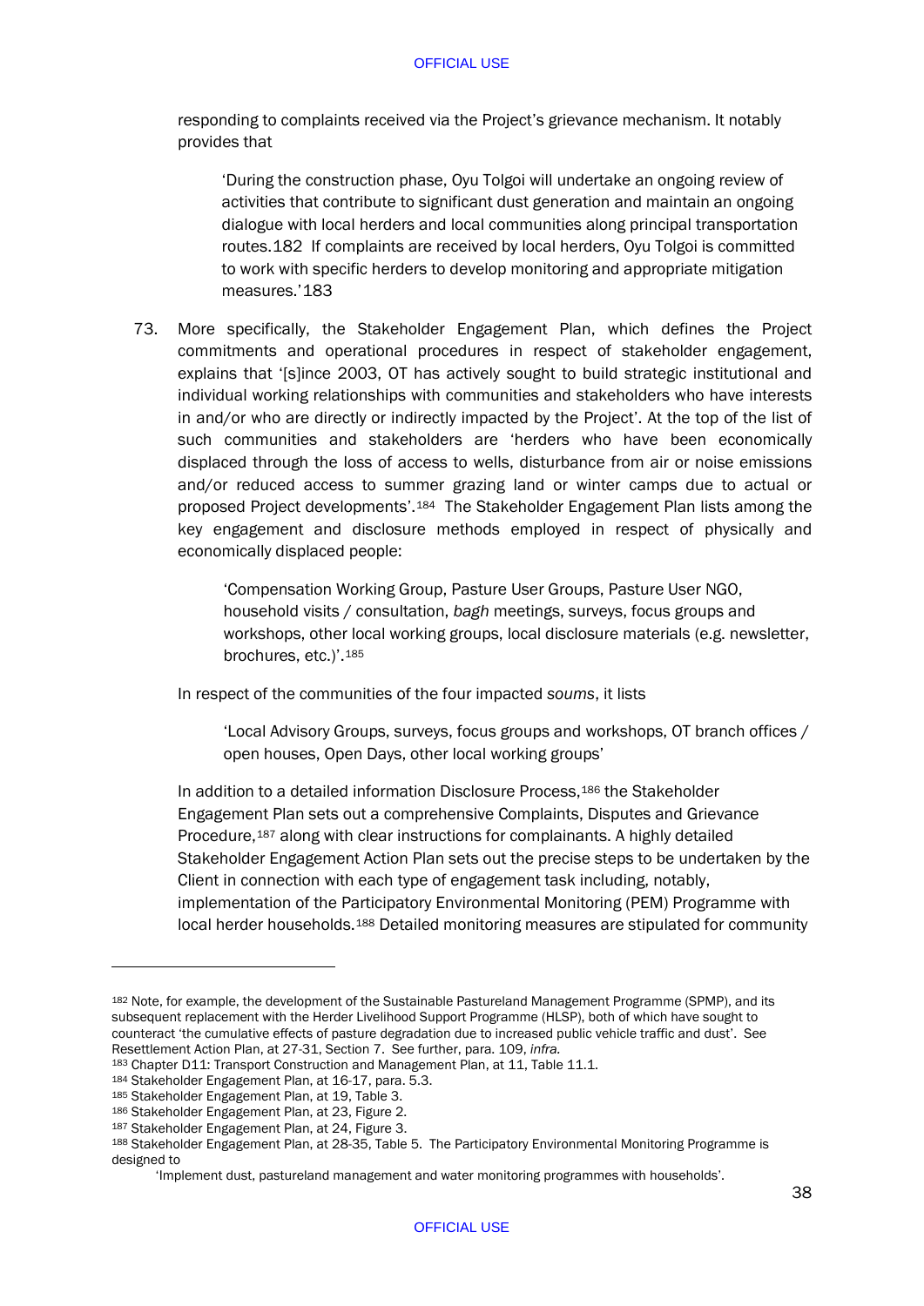responding to complaints received via the Project's grievance mechanism. It notably provides that

> 'During the construction phase, Oyu Tolgoi will undertake an ongoing review of activities that contribute to significant dust generation and maintain an ongoing dialogue with local herders and local communities along principal transportation routes.182 If complaints are received by local herders, Oyu Tolgoi is committed to work with specific herders to develop monitoring and appropriate mitigation measures.'183

73. More specifically, the Stakeholder Engagement Plan, which defines the Project commitments and operational procedures in respect of stakeholder engagement, explains that '[s]ince 2003, OT has actively sought to build strategic institutional and individual working relationships with communities and stakeholders who have interests in and/or who are directly or indirectly impacted by the Project'. At the top of the list of such communities and stakeholders are 'herders who have been economically displaced through the loss of access to wells, disturbance from air or noise emissions and/or reduced access to summer grazing land or winter camps due to actual or proposed Project developments'.[184] The Stakeholder Engagement Plan lists among the key engagement and disclosure methods employed in respect of physically and economically displaced people:

> 'Compensation Working Group, Pasture User Groups, Pasture User NGO, household visits / consultation, *bagh* meetings, surveys, focus groups and workshops, other local working groups, local disclosure materials (e.g. newsletter, brochures, etc.)'.[185]

In respect of the communities of the four impacted *soums*, it lists

> 'Local Advisory Groups, surveys, focus groups and workshops, OT branch offices / open houses, Open Days, other local working groups'

In addition to a detailed information Disclosure Process,[186] the Stakeholder Engagement Plan sets out a comprehensive Complaints, Disputes and Grievance Procedure,[187] along with clear instructions for complainants. A highly detailed Stakeholder Engagement Action Plan sets out the precise steps to be undertaken by the Client in connection with each type of engagement task including, notably, implementation of the Participatory Environmental Monitoring (PEM) Programme with local herder households.[188] Detailed monitoring measures are stipulated for community

---

[182] Note, for example, the development of the Sustainable Pastureland Management Programme (SPMP), and its subsequent replacement with the Herder Livelihood Support Programme (HLSP), both of which have sought to counteract 'the cumulative effects of pasture degradation due to increased public vehicle traffic and dust'. See Resettlement Action Plan, at 27-31, Section 7. See further, para. 109, *infra*.

[183] Chapter D11: Transport Construction and Management Plan, at 11, Table 11.1.

[184] Stakeholder Engagement Plan, at 16-17, para. 5.3.

[185] Stakeholder Engagement Plan, at 19, Table 3.

[186] Stakeholder Engagement Plan, at 23, Figure 2.

[187] Stakeholder Engagement Plan, at 24, Figure 3.

[188] Stakeholder Engagement Plan, at 28-35, Table 5. The Participatory Environmental Monitoring Programme is designed to

> 'Implement dust, pastureland management and water monitoring programmes with households'.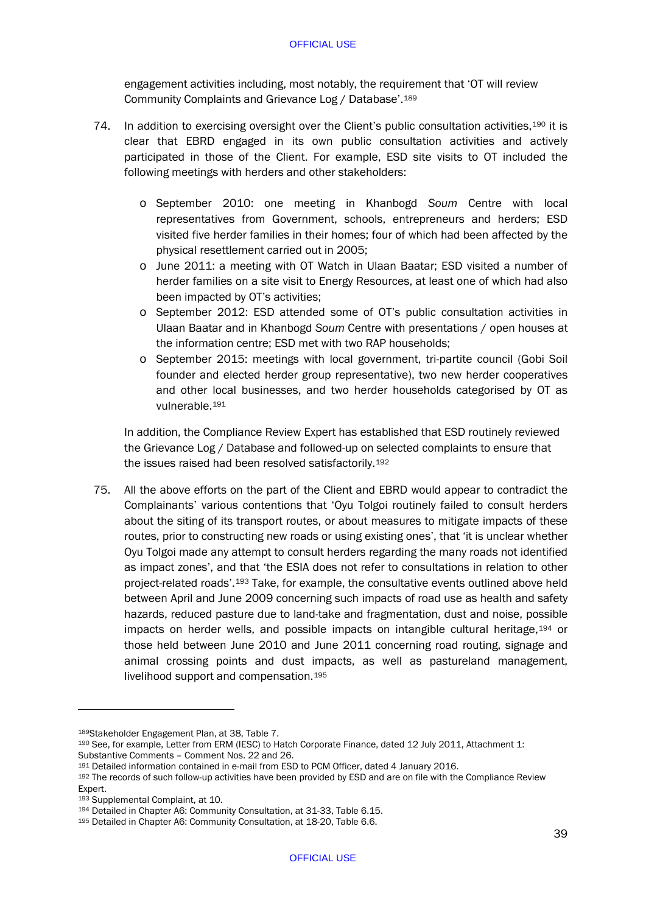engagement activities including, most notably, the requirement that 'OT will review Community Complaints and Grievance Log / Database'.[189]

74. In addition to exercising oversight over the Client's public consultation activities,[190] it is clear that EBRD engaged in its own public consultation activities and actively participated in those of the Client. For example, ESD site visits to OT included the following meetings with herders and other stakeholders:

   - September 2010: one meeting in Khanbogd *Soum* Centre with local representatives from Government, schools, entrepreneurs and herders; ESD visited five herder families in their homes; four of which had been affected by the physical resettlement carried out in 2005;
   - June 2011: a meeting with OT Watch in Ulaan Baatar; ESD visited a number of herder families on a site visit to Energy Resources, at least one of which had also been impacted by OT's activities;
   - September 2012: ESD attended some of OT's public consultation activities in Ulaan Baatar and in Khanbogd *Soum* Centre with presentations / open houses at the information centre; ESD met with two RAP households;
   - September 2015: meetings with local government, tri-partite council (Gobi Soil founder and elected herder group representative), two new herder cooperatives and other local businesses, and two herder households categorised by OT as vulnerable.[191]

   In addition, the Compliance Review Expert has established that ESD routinely reviewed the Grievance Log / Database and followed-up on selected complaints to ensure that the issues raised had been resolved satisfactorily.[192]

75. All the above efforts on the part of the Client and EBRD would appear to contradict the Complainants' various contentions that 'Oyu Tolgoi routinely failed to consult herders about the siting of its transport routes, or about measures to mitigate impacts of these routes, prior to constructing new roads or using existing ones', that 'it is unclear whether Oyu Tolgoi made any attempt to consult herders regarding the many roads not identified as impact zones', and that 'the ESIA does not refer to consultations in relation to other project-related roads'.[193] Take, for example, the consultative events outlined above held between April and June 2009 concerning such impacts of road use as health and safety hazards, reduced pasture due to land-take and fragmentation, dust and noise, possible impacts on herder wells, and possible impacts on intangible cultural heritage,[194] or those held between June 2010 and June 2011 concerning road routing, signage and animal crossing points and dust impacts, as well as pastureland management, livelihood support and compensation.[195]

---

[189] Stakeholder Engagement Plan, at 38, Table 7.

[190] See, for example, Letter from ERM (IESC) to Hatch Corporate Finance, dated 12 July 2011, Attachment 1: Substantive Comments – Comment Nos. 22 and 26.

[191] Detailed information contained in e-mail from ESD to PCM Officer, dated 4 January 2016.

[192] The records of such follow-up activities have been provided by ESD and are on file with the Compliance Review Expert.

[193] Supplemental Complaint, at 10.

[194] Detailed in Chapter A6: Community Consultation, at 31-33, Table 6.15.

[195] Detailed in Chapter A6: Community Consultation, at 18-20, Table 6.6.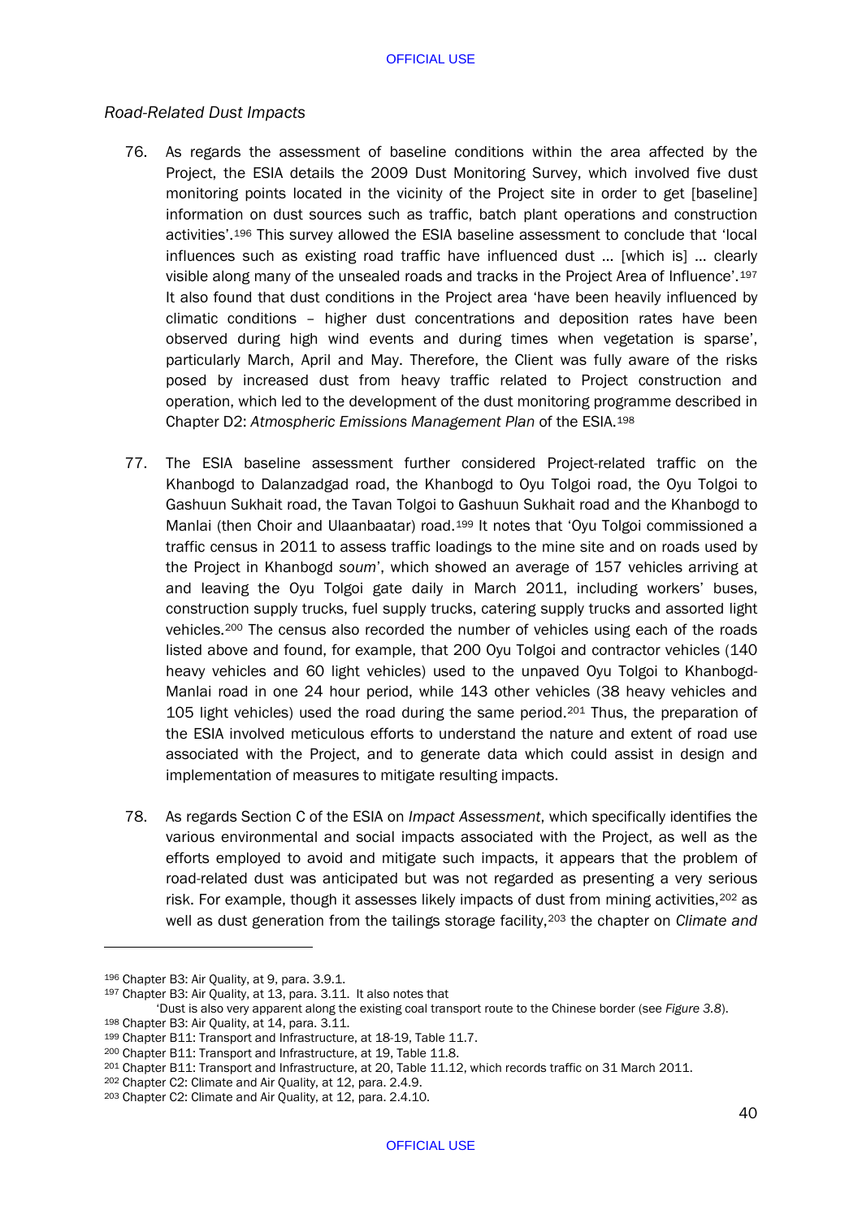*Road-Related Dust Impacts*

76. As regards the assessment of baseline conditions within the area affected by the Project, the ESIA details the 2009 Dust Monitoring Survey, which involved five dust monitoring points located in the vicinity of the Project site in order to get [baseline] information on dust sources such as traffic, batch plant operations and construction activities'.[196] This survey allowed the ESIA baseline assessment to conclude that 'local influences such as existing road traffic have influenced dust … [which is] … clearly visible along many of the unsealed roads and tracks in the Project Area of Influence'.[197] It also found that dust conditions in the Project area 'have been heavily influenced by climatic conditions – higher dust concentrations and deposition rates have been observed during high wind events and during times when vegetation is sparse', particularly March, April and May. Therefore, the Client was fully aware of the risks posed by increased dust from heavy traffic related to Project construction and operation, which led to the development of the dust monitoring programme described in Chapter D2: *Atmospheric Emissions Management Plan* of the ESIA.[198]

77. The ESIA baseline assessment further considered Project-related traffic on the Khanbogd to Dalanzadgad road, the Khanbogd to Oyu Tolgoi road, the Oyu Tolgoi to Gashuun Sukhait road, the Tavan Tolgoi to Gashuun Sukhait road and the Khanbogd to Manlai (then Choir and Ulaanbaatar) road.[199] It notes that 'Oyu Tolgoi commissioned a traffic census in 2011 to assess traffic loadings to the mine site and on roads used by the Project in Khanbogd *soum*', which showed an average of 157 vehicles arriving at and leaving the Oyu Tolgoi gate daily in March 2011, including workers' buses, construction supply trucks, fuel supply trucks, catering supply trucks and assorted light vehicles.[200] The census also recorded the number of vehicles using each of the roads listed above and found, for example, that 200 Oyu Tolgoi and contractor vehicles (140 heavy vehicles and 60 light vehicles) used to the unpaved Oyu Tolgoi to Khanbogd-Manlai road in one 24 hour period, while 143 other vehicles (38 heavy vehicles and 105 light vehicles) used the road during the same period.[201] Thus, the preparation of the ESIA involved meticulous efforts to understand the nature and extent of road use associated with the Project, and to generate data which could assist in design and implementation of measures to mitigate resulting impacts.

78. As regards Section C of the ESIA on *Impact Assessment*, which specifically identifies the various environmental and social impacts associated with the Project, as well as the efforts employed to avoid and mitigate such impacts, it appears that the problem of road-related dust was anticipated but was not regarded as presenting a very serious risk. For example, though it assesses likely impacts of dust from mining activities,[202] as well as dust generation from the tailings storage facility,[203] the chapter on *Climate and*

---

[196] Chapter B3: Air Quality, at 9, para. 3.9.1.

[197] Chapter B3: Air Quality, at 13, para. 3.11. It also notes that
'Dust is also very apparent along the existing coal transport route to the Chinese border (see *Figure 3.8*).

[198] Chapter B3: Air Quality, at 14, para. 3.11.

[199] Chapter B11: Transport and Infrastructure, at 18-19, Table 11.7.

[200] Chapter B11: Transport and Infrastructure, at 19, Table 11.8.

[201] Chapter B11: Transport and Infrastructure, at 20, Table 11.12, which records traffic on 31 March 2011.

[202] Chapter C2: Climate and Air Quality, at 12, para. 2.4.9.

[203] Chapter C2: Climate and Air Quality, at 12, para. 2.4.10.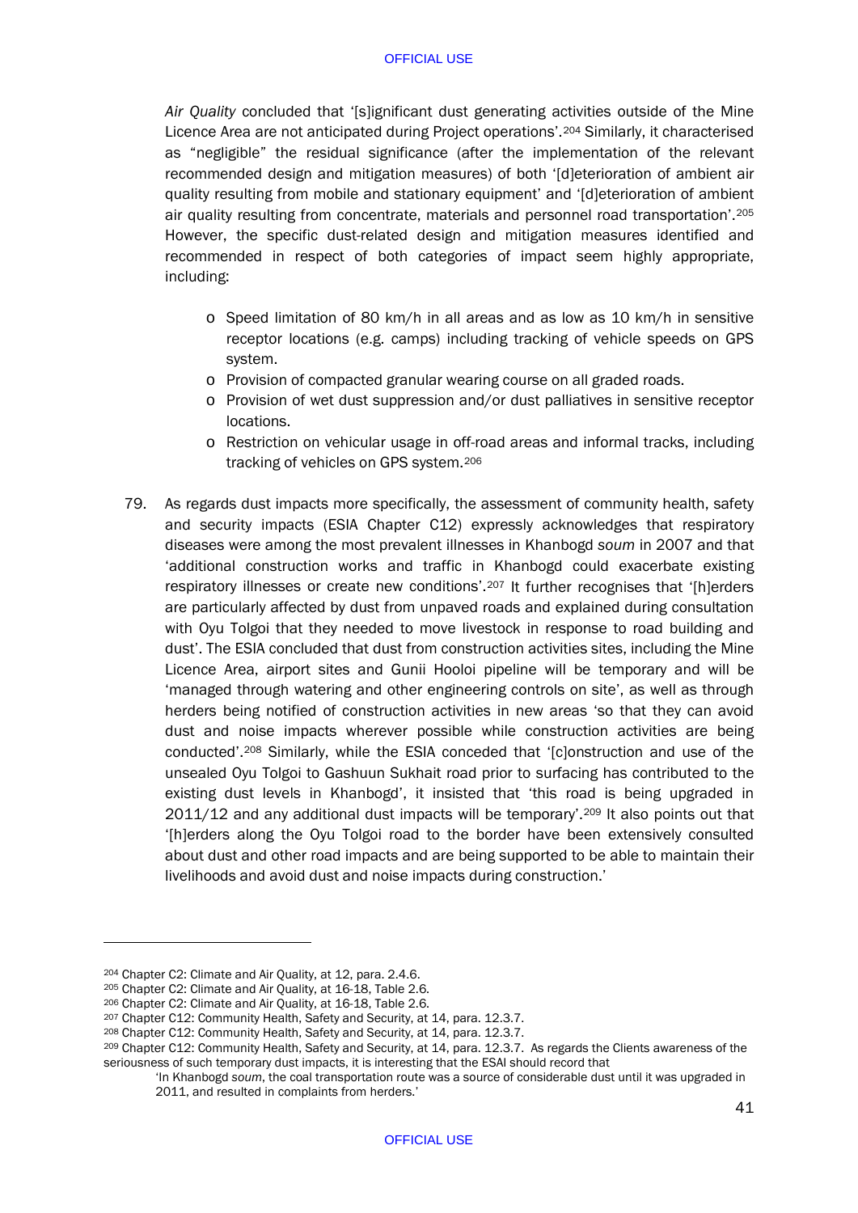*Air Quality* concluded that '[s]ignificant dust generating activities outside of the Mine Licence Area are not anticipated during Project operations'.[204] Similarly, it characterised as "negligible" the residual significance (after the implementation of the relevant recommended design and mitigation measures) of both '[d]eterioration of ambient air quality resulting from mobile and stationary equipment' and '[d]eterioration of ambient air quality resulting from concentrate, materials and personnel road transportation'.[205] However, the specific dust-related design and mitigation measures identified and recommended in respect of both categories of impact seem highly appropriate, including:

- Speed limitation of 80 km/h in all areas and as low as 10 km/h in sensitive receptor locations (e.g. camps) including tracking of vehicle speeds on GPS system.
- Provision of compacted granular wearing course on all graded roads.
- Provision of wet dust suppression and/or dust palliatives in sensitive receptor locations.
- Restriction on vehicular usage in off-road areas and informal tracks, including tracking of vehicles on GPS system.[206]

79. As regards dust impacts more specifically, the assessment of community health, safety and security impacts (ESIA Chapter C12) expressly acknowledges that respiratory diseases were among the most prevalent illnesses in Khanbogd *soum* in 2007 and that 'additional construction works and traffic in Khanbogd could exacerbate existing respiratory illnesses or create new conditions'.[207] It further recognises that '[h]erders are particularly affected by dust from unpaved roads and explained during consultation with Oyu Tolgoi that they needed to move livestock in response to road building and dust'. The ESIA concluded that dust from construction activities sites, including the Mine Licence Area, airport sites and Gunii Hooloi pipeline will be temporary and will be 'managed through watering and other engineering controls on site', as well as through herders being notified of construction activities in new areas 'so that they can avoid dust and noise impacts wherever possible while construction activities are being conducted'.[208] Similarly, while the ESIA conceded that '[c]onstruction and use of the unsealed Oyu Tolgoi to Gashuun Sukhait road prior to surfacing has contributed to the existing dust levels in Khanbogd', it insisted that 'this road is being upgraded in 2011/12 and any additional dust impacts will be temporary'.[209] It also points out that '[h]erders along the Oyu Tolgoi road to the border have been extensively consulted about dust and other road impacts and are being supported to be able to maintain their livelihoods and avoid dust and noise impacts during construction.'

---

[204] Chapter C2: Climate and Air Quality, at 12, para. 2.4.6.

[205] Chapter C2: Climate and Air Quality, at 16-18, Table 2.6.

[206] Chapter C2: Climate and Air Quality, at 16-18, Table 2.6.

[207] Chapter C12: Community Health, Safety and Security, at 14, para. 12.3.7.

[208] Chapter C12: Community Health, Safety and Security, at 14, para. 12.3.7.

[209] Chapter C12: Community Health, Safety and Security, at 14, para. 12.3.7. As regards the Clients awareness of the seriousness of such temporary dust impacts, it is interesting that the ESAI should record that

> 'In Khanbogd *soum*, the coal transportation route was a source of considerable dust until it was upgraded in 2011, and resulted in complaints from herders.'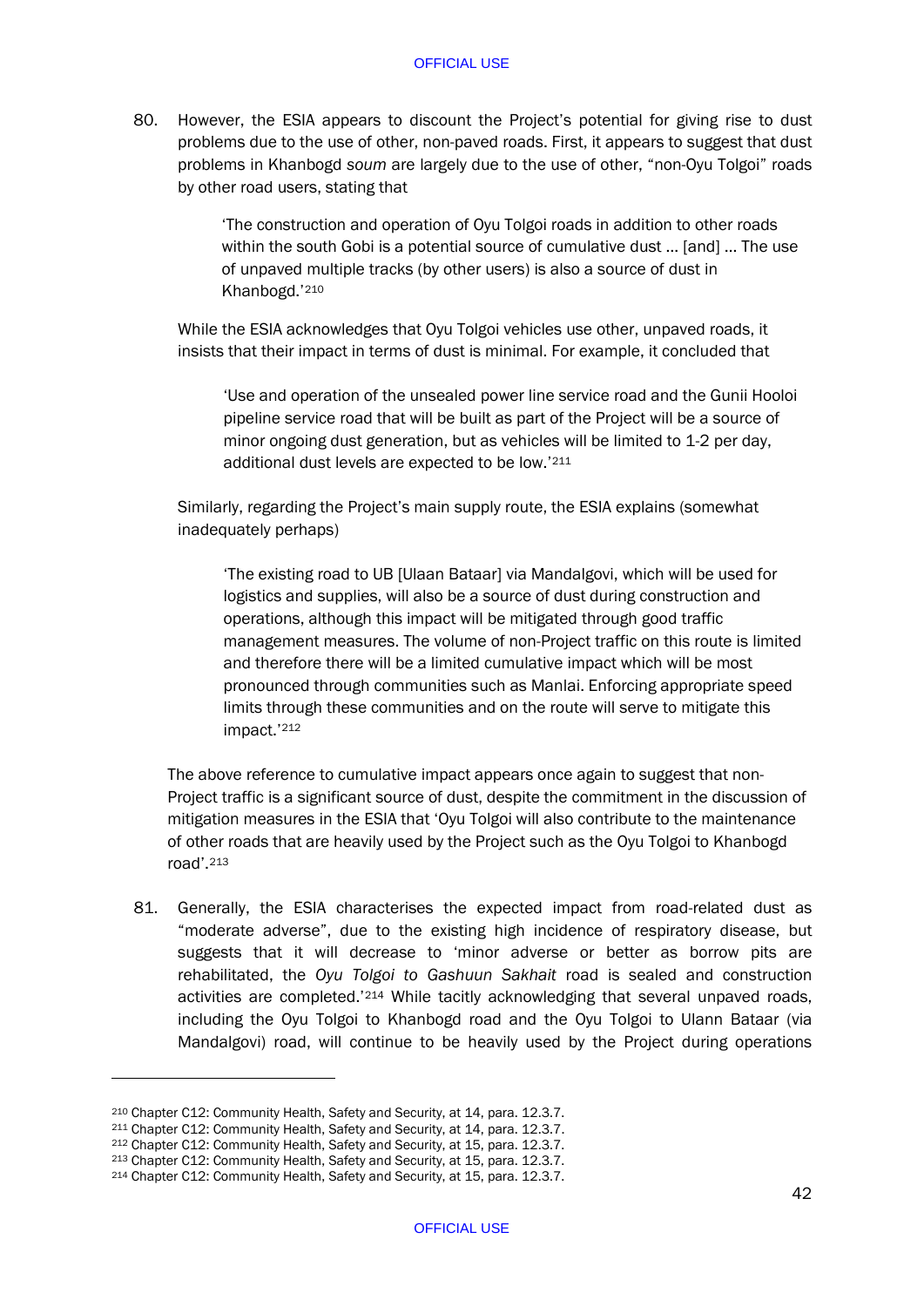80. However, the ESIA appears to discount the Project's potential for giving rise to dust problems due to the use of other, non-paved roads. First, it appears to suggest that dust problems in Khanbogd *soum* are largely due to the use of other, "non-Oyu Tolgoi" roads by other road users, stating that

> 'The construction and operation of Oyu Tolgoi roads in addition to other roads within the south Gobi is a potential source of cumulative dust … [and] … The use of unpaved multiple tracks (by other users) is also a source of dust in Khanbogd.'[210]

While the ESIA acknowledges that Oyu Tolgoi vehicles use other, unpaved roads, it insists that their impact in terms of dust is minimal. For example, it concluded that

> 'Use and operation of the unsealed power line service road and the Gunii Hooloi pipeline service road that will be built as part of the Project will be a source of minor ongoing dust generation, but as vehicles will be limited to 1-2 per day, additional dust levels are expected to be low.'[211]

Similarly, regarding the Project's main supply route, the ESIA explains (somewhat inadequately perhaps)

> 'The existing road to UB [Ulaan Bataar] via Mandalgovi, which will be used for logistics and supplies, will also be a source of dust during construction and operations, although this impact will be mitigated through good traffic management measures. The volume of non-Project traffic on this route is limited and therefore there will be a limited cumulative impact which will be most pronounced through communities such as Manlai. Enforcing appropriate speed limits through these communities and on the route will serve to mitigate this impact.'[212]

The above reference to cumulative impact appears once again to suggest that non-Project traffic is a significant source of dust, despite the commitment in the discussion of mitigation measures in the ESIA that 'Oyu Tolgoi will also contribute to the maintenance of other roads that are heavily used by the Project such as the Oyu Tolgoi to Khanbogd road'.[213]

81. Generally, the ESIA characterises the expected impact from road-related dust as "moderate adverse", due to the existing high incidence of respiratory disease, but suggests that it will decrease to 'minor adverse or better as borrow pits are rehabilitated, the *Oyu Tolgoi to Gashuun Sakhait* road is sealed and construction activities are completed.'[214] While tacitly acknowledging that several unpaved roads, including the Oyu Tolgoi to Khanbogd road and the Oyu Tolgoi to Ulann Bataar (via Mandalgovi) road, will continue to be heavily used by the Project during operations

---

[210] Chapter C12: Community Health, Safety and Security, at 14, para. 12.3.7.
[211] Chapter C12: Community Health, Safety and Security, at 14, para. 12.3.7.
[212] Chapter C12: Community Health, Safety and Security, at 15, para. 12.3.7.
[213] Chapter C12: Community Health, Safety and Security, at 15, para. 12.3.7.
[214] Chapter C12: Community Health, Safety and Security, at 15, para. 12.3.7.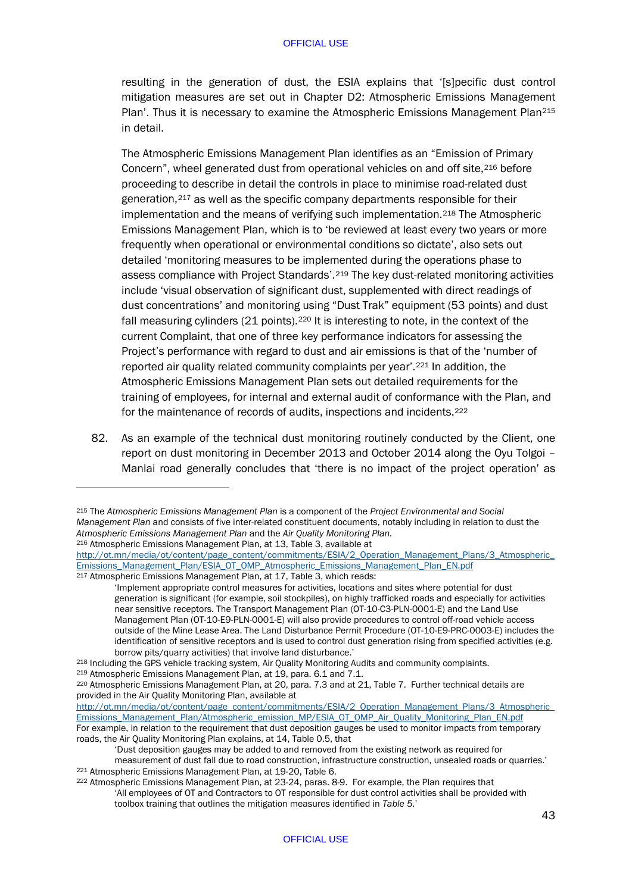resulting in the generation of dust, the ESIA explains that '[s]pecific dust control mitigation measures are set out in Chapter D2: Atmospheric Emissions Management Plan'. Thus it is necessary to examine the Atmospheric Emissions Management Plan[215] in detail.

The Atmospheric Emissions Management Plan identifies as an "Emission of Primary Concern", wheel generated dust from operational vehicles on and off site,[216] before proceeding to describe in detail the controls in place to minimise road-related dust generation,[217] as well as the specific company departments responsible for their implementation and the means of verifying such implementation.[218] The Atmospheric Emissions Management Plan, which is to 'be reviewed at least every two years or more frequently when operational or environmental conditions so dictate', also sets out detailed 'monitoring measures to be implemented during the operations phase to assess compliance with Project Standards'.[219] The key dust-related monitoring activities include 'visual observation of significant dust, supplemented with direct readings of dust concentrations' and monitoring using "Dust Trak" equipment (53 points) and dust fall measuring cylinders (21 points).[220] It is interesting to note, in the context of the current Complaint, that one of three key performance indicators for assessing the Project's performance with regard to dust and air emissions is that of the 'number of reported air quality related community complaints per year'.[221] In addition, the Atmospheric Emissions Management Plan sets out detailed requirements for the training of employees, for internal and external audit of conformance with the Plan, and for the maintenance of records of audits, inspections and incidents.[222]

82. As an example of the technical dust monitoring routinely conducted by the Client, one report on dust monitoring in December 2013 and October 2014 along the Oyu Tolgoi – Manlai road generally concludes that 'there is no impact of the project operation' as

---

[215] The *Atmospheric Emissions Management Plan* is a component of the *Project Environmental and Social Management Plan* and consists of five inter-related constituent documents, notably including in relation to dust the *Atmospheric Emissions Management Plan* and the *Air Quality Monitoring Plan.*

[216] Atmospheric Emissions Management Plan, at 13, Table 3, available at http://ot.mn/media/ot/content/page_content/commitments/ESIA/2_Operation_Management_Plans/3_Atmospheric_Emissions_Management_Plan/ESIA_OT_OMP_Atmospheric_Emissions_Management_Plan_EN.pdf

[217] Atmospheric Emissions Management Plan, at 17, Table 3, which reads:

> 'Implement appropriate control measures for activities, locations and sites where potential for dust generation is significant (for example, soil stockpiles), on highly trafficked roads and especially for activities near sensitive receptors. The Transport Management Plan (OT-10-C3-PLN-0001-E) and the Land Use Management Plan (OT-10-E9-PLN-0001-E) will also provide procedures to control off-road vehicle access outside of the Mine Lease Area. The Land Disturbance Permit Procedure (OT-10-E9-PRC-0003-E) includes the identification of sensitive receptors and is used to control dust generation rising from specified activities (e.g. borrow pits/quarry activities) that involve land disturbance.'

[218] Including the GPS vehicle tracking system, Air Quality Monitoring Audits and community complaints.

[219] Atmospheric Emissions Management Plan, at 19, para. 6.1 and 7.1.

[220] Atmospheric Emissions Management Plan, at 20, para. 7.3 and at 21, Table 7. Further technical details are provided in the Air Quality Monitoring Plan, available at http://ot.mn/media/ot/content/page_content/commitments/ESIA/2_Operation_Management_Plans/3_Atmospheric_Emissions_Management_Plan/Atmospheric_emission_MP/ESIA_OT_OMP_Air_Quality_Monitoring_Plan_EN.pdf
For example, in relation to the requirement that dust deposition gauges be used to monitor impacts from temporary roads, the Air Quality Monitoring Plan explains, at 14, Table 0.5, that

> 'Dust deposition gauges may be added to and removed from the existing network as required for measurement of dust fall due to road construction, infrastructure construction, unsealed roads or quarries.'

[221] Atmospheric Emissions Management Plan, at 19-20, Table 6.

[222] Atmospheric Emissions Management Plan, at 23-24, paras. 8-9. For example, the Plan requires that

> 'All employees of OT and Contractors to OT responsible for dust control activities shall be provided with toolbox training that outlines the mitigation measures identified in *Table 5*.'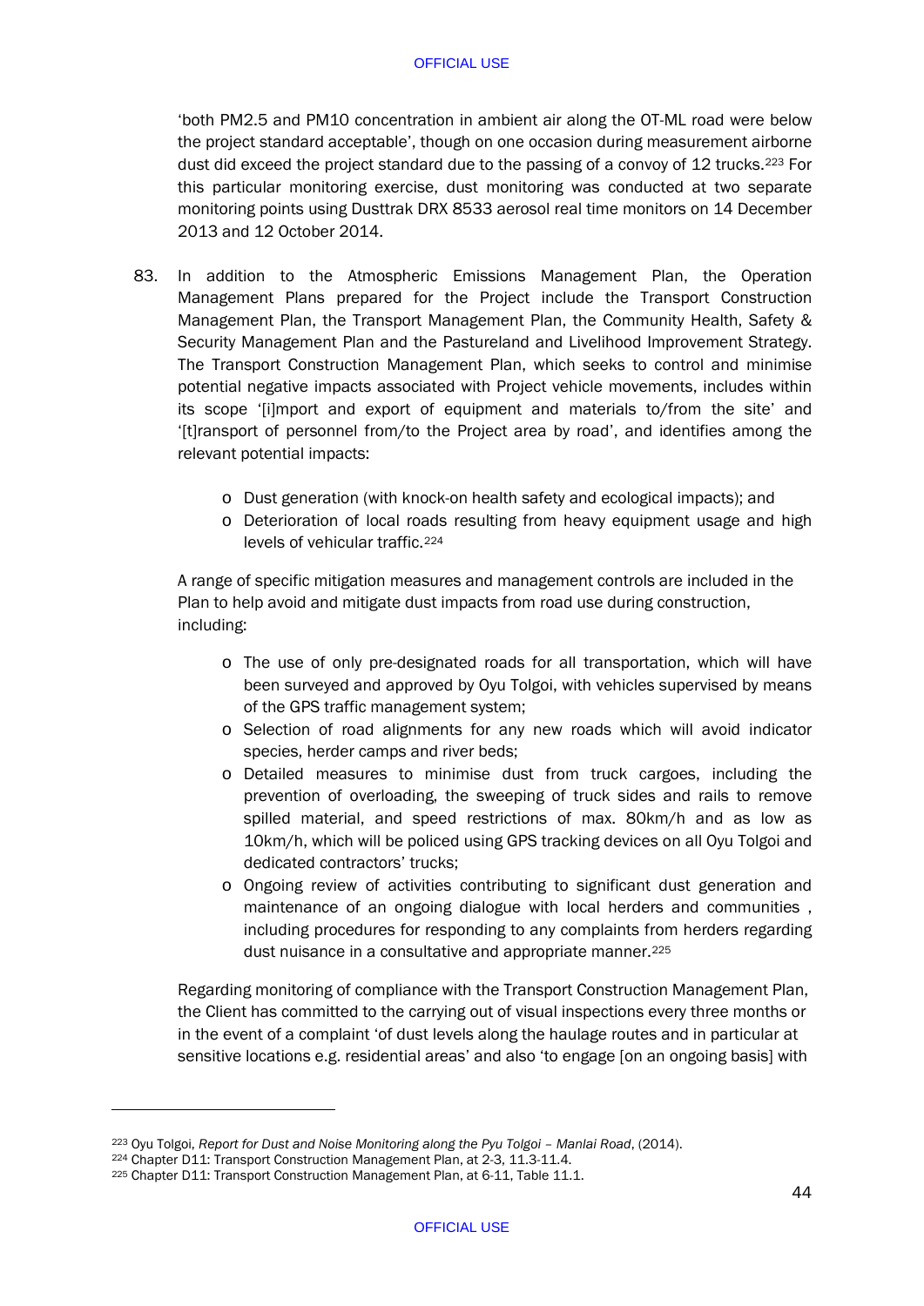'both PM2.5 and PM10 concentration in ambient air along the OT-ML road were below the project standard acceptable', though on one occasion during measurement airborne dust did exceed the project standard due to the passing of a convoy of 12 trucks.[223] For this particular monitoring exercise, dust monitoring was conducted at two separate monitoring points using Dusttrak DRX 8533 aerosol real time monitors on 14 December 2013 and 12 October 2014.

83. In addition to the Atmospheric Emissions Management Plan, the Operation Management Plans prepared for the Project include the Transport Construction Management Plan, the Transport Management Plan, the Community Health, Safety & Security Management Plan and the Pastureland and Livelihood Improvement Strategy. The Transport Construction Management Plan, which seeks to control and minimise potential negative impacts associated with Project vehicle movements, includes within its scope '[i]mport and export of equipment and materials to/from the site' and '[t]ransport of personnel from/to the Project area by road', and identifies among the relevant potential impacts:

    - Dust generation (with knock-on health safety and ecological impacts); and
    - Deterioration of local roads resulting from heavy equipment usage and high levels of vehicular traffic.[224]

    A range of specific mitigation measures and management controls are included in the Plan to help avoid and mitigate dust impacts from road use during construction, including:

    - The use of only pre-designated roads for all transportation, which will have been surveyed and approved by Oyu Tolgoi, with vehicles supervised by means of the GPS traffic management system;
    - Selection of road alignments for any new roads which will avoid indicator species, herder camps and river beds;
    - Detailed measures to minimise dust from truck cargoes, including the prevention of overloading, the sweeping of truck sides and rails to remove spilled material, and speed restrictions of max. 80km/h and as low as 10km/h, which will be policed using GPS tracking devices on all Oyu Tolgoi and dedicated contractors' trucks;
    - Ongoing review of activities contributing to significant dust generation and maintenance of an ongoing dialogue with local herders and communities , including procedures for responding to any complaints from herders regarding dust nuisance in a consultative and appropriate manner.[225]

    Regarding monitoring of compliance with the Transport Construction Management Plan, the Client has committed to the carrying out of visual inspections every three months or in the event of a complaint 'of dust levels along the haulage routes and in particular at sensitive locations e.g. residential areas' and also 'to engage [on an ongoing basis] with

---

[223] Oyu Tolgoi, *Report for Dust and Noise Monitoring along the Pyu Tolgoi – Manlai Road*, (2014).

[224] Chapter D11: Transport Construction Management Plan, at 2-3, 11.3-11.4.

[225] Chapter D11: Transport Construction Management Plan, at 6-11, Table 11.1.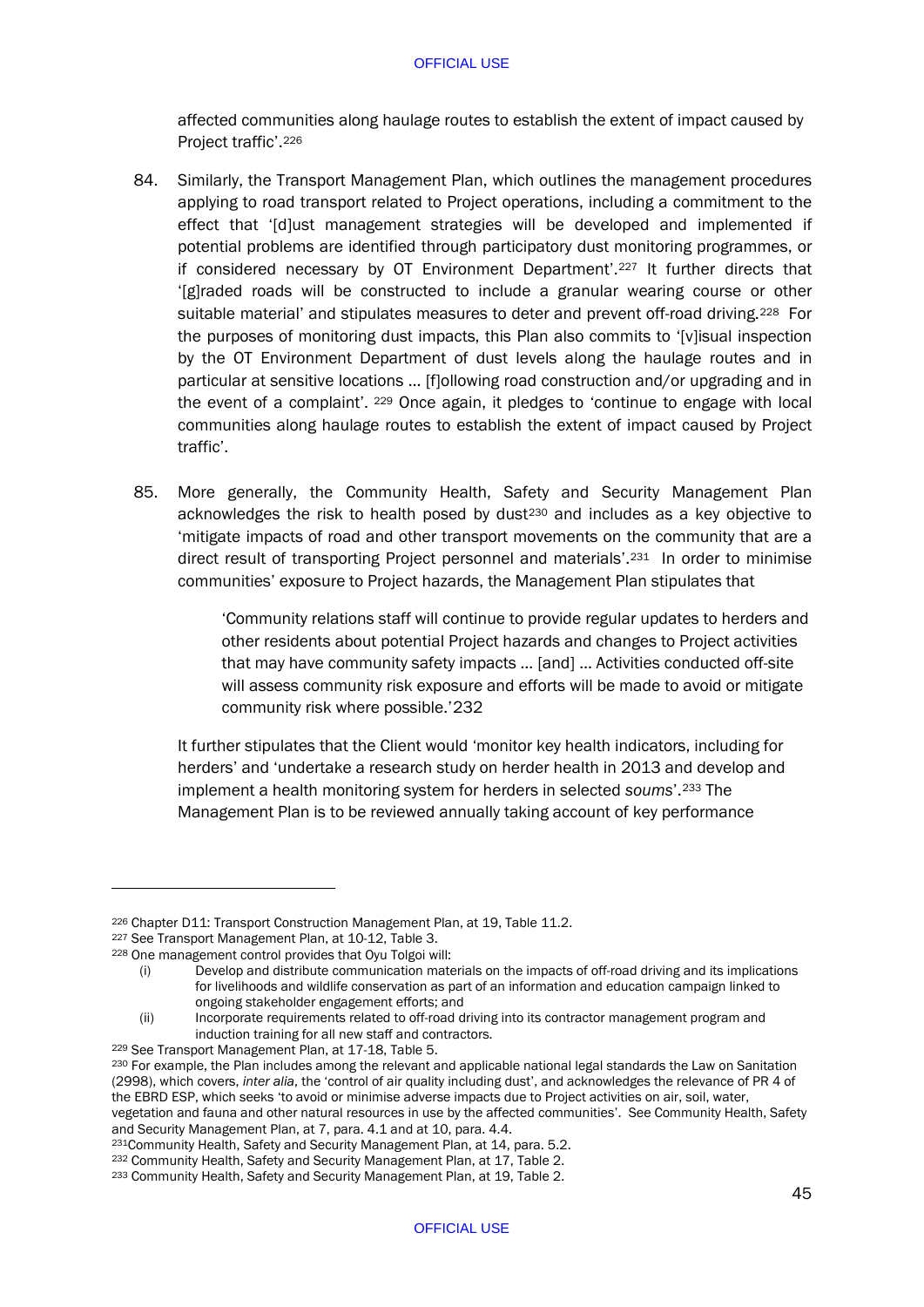affected communities along haulage routes to establish the extent of impact caused by Project traffic'.[226]

84. Similarly, the Transport Management Plan, which outlines the management procedures applying to road transport related to Project operations, including a commitment to the effect that '[d]ust management strategies will be developed and implemented if potential problems are identified through participatory dust monitoring programmes, or if considered necessary by OT Environment Department'.[227] It further directs that '[g]raded roads will be constructed to include a granular wearing course or other suitable material' and stipulates measures to deter and prevent off-road driving.[228] For the purposes of monitoring dust impacts, this Plan also commits to '[v]isual inspection by the OT Environment Department of dust levels along the haulage routes and in particular at sensitive locations … [f]ollowing road construction and/or upgrading and in the event of a complaint'. [229] Once again, it pledges to 'continue to engage with local communities along haulage routes to establish the extent of impact caused by Project traffic'.

85. More generally, the Community Health, Safety and Security Management Plan acknowledges the risk to health posed by dust[230] and includes as a key objective to 'mitigate impacts of road and other transport movements on the community that are a direct result of transporting Project personnel and materials'.[231] In order to minimise communities' exposure to Project hazards, the Management Plan stipulates that

> 'Community relations staff will continue to provide regular updates to herders and other residents about potential Project hazards and changes to Project activities that may have community safety impacts … [and] … Activities conducted off-site will assess community risk exposure and efforts will be made to avoid or mitigate community risk where possible.'232

It further stipulates that the Client would 'monitor key health indicators, including for herders' and 'undertake a research study on herder health in 2013 and develop and implement a health monitoring system for herders in selected *soums*'.[233] The Management Plan is to be reviewed annually taking account of key performance

---

[226] Chapter D11: Transport Construction Management Plan, at 19, Table 11.2.

[227] See Transport Management Plan, at 10-12, Table 3.

[228] One management control provides that Oyu Tolgoi will:

(i) Develop and distribute communication materials on the impacts of off-road driving and its implications for livelihoods and wildlife conservation as part of an information and education campaign linked to ongoing stakeholder engagement efforts; and

(ii) Incorporate requirements related to off-road driving into its contractor management program and induction training for all new staff and contractors.

[229] See Transport Management Plan, at 17-18, Table 5.

[230] For example, the Plan includes among the relevant and applicable national legal standards the Law on Sanitation (2998), which covers, *inter alia*, the 'control of air quality including dust', and acknowledges the relevance of PR 4 of the EBRD ESP, which seeks 'to avoid or minimise adverse impacts due to Project activities on air, soil, water, vegetation and fauna and other natural resources in use by the affected communities'. See Community Health, Safety and Security Management Plan, at 7, para. 4.1 and at 10, para. 4.4.

[231] Community Health, Safety and Security Management Plan, at 14, para. 5.2.

[232] Community Health, Safety and Security Management Plan, at 17, Table 2.

[233] Community Health, Safety and Security Management Plan, at 19, Table 2.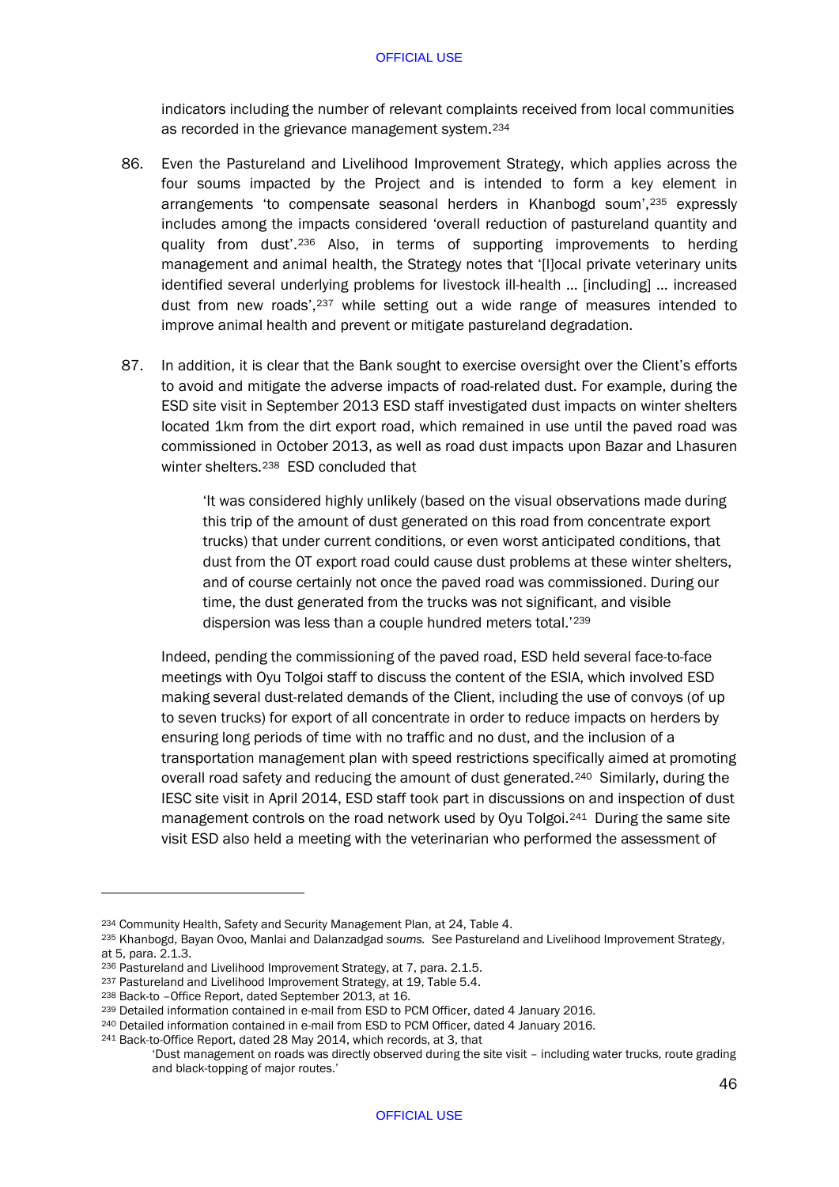indicators including the number of relevant complaints received from local communities as recorded in the grievance management system.[234]

86. Even the Pastureland and Livelihood Improvement Strategy, which applies across the four soums impacted by the Project and is intended to form a key element in arrangements 'to compensate seasonal herders in Khanbogd soum',[235] expressly includes among the impacts considered 'overall reduction of pastureland quantity and quality from dust'.[236] Also, in terms of supporting improvements to herding management and animal health, the Strategy notes that '[l]ocal private veterinary units identified several underlying problems for livestock ill-health … [including] … increased dust from new roads',[237] while setting out a wide range of measures intended to improve animal health and prevent or mitigate pastureland degradation.

87. In addition, it is clear that the Bank sought to exercise oversight over the Client's efforts to avoid and mitigate the adverse impacts of road-related dust. For example, during the ESD site visit in September 2013 ESD staff investigated dust impacts on winter shelters located 1km from the dirt export road, which remained in use until the paved road was commissioned in October 2013, as well as road dust impacts upon Bazar and Lhasuren winter shelters.[238] ESD concluded that

> 'It was considered highly unlikely (based on the visual observations made during this trip of the amount of dust generated on this road from concentrate export trucks) that under current conditions, or even worst anticipated conditions, that dust from the OT export road could cause dust problems at these winter shelters, and of course certainly not once the paved road was commissioned. During our time, the dust generated from the trucks was not significant, and visible dispersion was less than a couple hundred meters total.'[239]

Indeed, pending the commissioning of the paved road, ESD held several face-to-face meetings with Oyu Tolgoi staff to discuss the content of the ESIA, which involved ESD making several dust-related demands of the Client, including the use of convoys (of up to seven trucks) for export of all concentrate in order to reduce impacts on herders by ensuring long periods of time with no traffic and no dust, and the inclusion of a transportation management plan with speed restrictions specifically aimed at promoting overall road safety and reducing the amount of dust generated.[240] Similarly, during the IESC site visit in April 2014, ESD staff took part in discussions on and inspection of dust management controls on the road network used by Oyu Tolgoi.[241] During the same site visit ESD also held a meeting with the veterinarian who performed the assessment of

---

[234] Community Health, Safety and Security Management Plan, at 24, Table 4.

[235] Khanbogd, Bayan Ovoo, Manlai and Dalanzadgad *soums.* See Pastureland and Livelihood Improvement Strategy, at 5, para. 2.1.3.

[236] Pastureland and Livelihood Improvement Strategy, at 7, para. 2.1.5.

[237] Pastureland and Livelihood Improvement Strategy, at 19, Table 5.4.

[238] Back-to –Office Report, dated September 2013, at 16.

[239] Detailed information contained in e-mail from ESD to PCM Officer, dated 4 January 2016.

[240] Detailed information contained in e-mail from ESD to PCM Officer, dated 4 January 2016.

[241] Back-to-Office Report, dated 28 May 2014, which records, at 3, that
> 'Dust management on roads was directly observed during the site visit – including water trucks, route grading and black-topping of major routes.'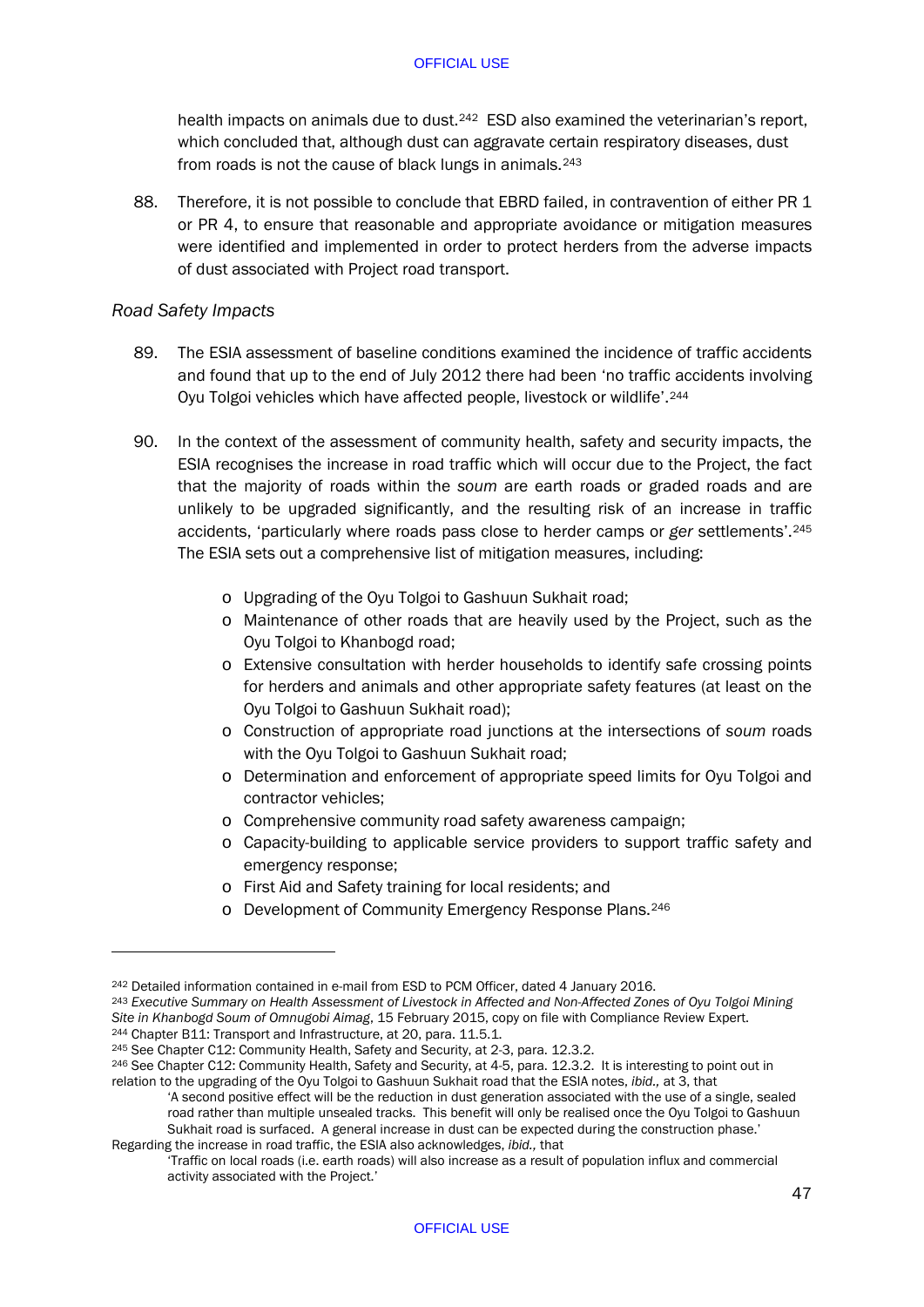health impacts on animals due to dust.[242] ESD also examined the veterinarian's report, which concluded that, although dust can aggravate certain respiratory diseases, dust from roads is not the cause of black lungs in animals.[243]

88. Therefore, it is not possible to conclude that EBRD failed, in contravention of either PR 1 or PR 4, to ensure that reasonable and appropriate avoidance or mitigation measures were identified and implemented in order to protect herders from the adverse impacts of dust associated with Project road transport.

*Road Safety Impacts*

89. The ESIA assessment of baseline conditions examined the incidence of traffic accidents and found that up to the end of July 2012 there had been 'no traffic accidents involving Oyu Tolgoi vehicles which have affected people, livestock or wildlife'.[244]

90. In the context of the assessment of community health, safety and security impacts, the ESIA recognises the increase in road traffic which will occur due to the Project, the fact that the majority of roads within the *soum* are earth roads or graded roads and are unlikely to be upgraded significantly, and the resulting risk of an increase in traffic accidents, 'particularly where roads pass close to herder camps or *ger* settlements'.[245] The ESIA sets out a comprehensive list of mitigation measures, including:

   - Upgrading of the Oyu Tolgoi to Gashuun Sukhait road;
   - Maintenance of other roads that are heavily used by the Project, such as the Oyu Tolgoi to Khanbogd road;
   - Extensive consultation with herder households to identify safe crossing points for herders and animals and other appropriate safety features (at least on the Oyu Tolgoi to Gashuun Sukhait road);
   - Construction of appropriate road junctions at the intersections of *soum* roads with the Oyu Tolgoi to Gashuun Sukhait road;
   - Determination and enforcement of appropriate speed limits for Oyu Tolgoi and contractor vehicles;
   - Comprehensive community road safety awareness campaign;
   - Capacity-building to applicable service providers to support traffic safety and emergency response;
   - First Aid and Safety training for local residents; and
   - Development of Community Emergency Response Plans.[246]

---

[242] Detailed information contained in e-mail from ESD to PCM Officer, dated 4 January 2016.

[243] *Executive Summary on Health Assessment of Livestock in Affected and Non-Affected Zones of Oyu Tolgoi Mining Site in Khanbogd Soum of Omnugobi Aimag*, 15 February 2015, copy on file with Compliance Review Expert.

[244] Chapter B11: Transport and Infrastructure, at 20, para. 11.5.1.

[245] See Chapter C12: Community Health, Safety and Security, at 2-3, para. 12.3.2.

[246] See Chapter C12: Community Health, Safety and Security, at 4-5, para. 12.3.2. It is interesting to point out in relation to the upgrading of the Oyu Tolgoi to Gashuun Sukhait road that the ESIA notes, *ibid.,* at 3, that

> 'A second positive effect will be the reduction in dust generation associated with the use of a single, sealed road rather than multiple unsealed tracks. This benefit will only be realised once the Oyu Tolgoi to Gashuun Sukhait road is surfaced. A general increase in dust can be expected during the construction phase.'

Regarding the increase in road traffic, the ESIA also acknowledges, *ibid.,* that

> 'Traffic on local roads (i.e. earth roads) will also increase as a result of population influx and commercial activity associated with the Project.'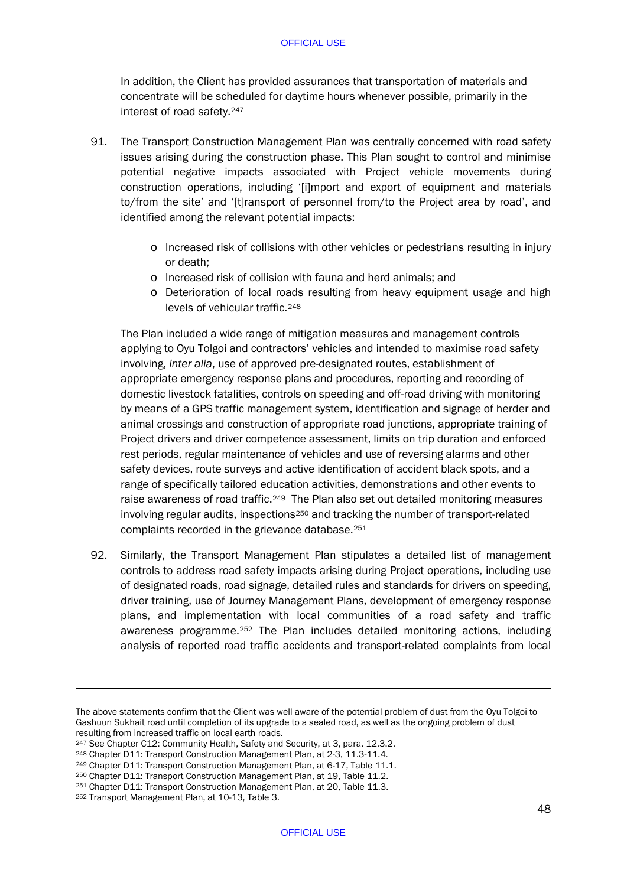In addition, the Client has provided assurances that transportation of materials and concentrate will be scheduled for daytime hours whenever possible, primarily in the interest of road safety.[247]

91. The Transport Construction Management Plan was centrally concerned with road safety issues arising during the construction phase. This Plan sought to control and minimise potential negative impacts associated with Project vehicle movements during construction operations, including '[i]mport and export of equipment and materials to/from the site' and '[t]ransport of personnel from/to the Project area by road', and identified among the relevant potential impacts:

    - Increased risk of collisions with other vehicles or pedestrians resulting in injury or death;
    - Increased risk of collision with fauna and herd animals; and
    - Deterioration of local roads resulting from heavy equipment usage and high levels of vehicular traffic.[248]

    The Plan included a wide range of mitigation measures and management controls applying to Oyu Tolgoi and contractors' vehicles and intended to maximise road safety involving, *inter alia*, use of approved pre-designated routes, establishment of appropriate emergency response plans and procedures, reporting and recording of domestic livestock fatalities, controls on speeding and off-road driving with monitoring by means of a GPS traffic management system, identification and signage of herder and animal crossings and construction of appropriate road junctions, appropriate training of Project drivers and driver competence assessment, limits on trip duration and enforced rest periods, regular maintenance of vehicles and use of reversing alarms and other safety devices, route surveys and active identification of accident black spots, and a range of specifically tailored education activities, demonstrations and other events to raise awareness of road traffic.[249] The Plan also set out detailed monitoring measures involving regular audits, inspections[250] and tracking the number of transport-related complaints recorded in the grievance database.[251]

92. Similarly, the Transport Management Plan stipulates a detailed list of management controls to address road safety impacts arising during Project operations, including use of designated roads, road signage, detailed rules and standards for drivers on speeding, driver training, use of Journey Management Plans, development of emergency response plans, and implementation with local communities of a road safety and traffic awareness programme.[252] The Plan includes detailed monitoring actions, including analysis of reported road traffic accidents and transport-related complaints from local

---

The above statements confirm that the Client was well aware of the potential problem of dust from the Oyu Tolgoi to Gashuun Sukhait road until completion of its upgrade to a sealed road, as well as the ongoing problem of dust resulting from increased traffic on local earth roads.

[247] See Chapter C12: Community Health, Safety and Security, at 3, para. 12.3.2.

[248] Chapter D11: Transport Construction Management Plan, at 2-3, 11.3-11.4.

[249] Chapter D11: Transport Construction Management Plan, at 6-17, Table 11.1.

[250] Chapter D11: Transport Construction Management Plan, at 19, Table 11.2.

[251] Chapter D11: Transport Construction Management Plan, at 20, Table 11.3.

[252] Transport Management Plan, at 10-13, Table 3.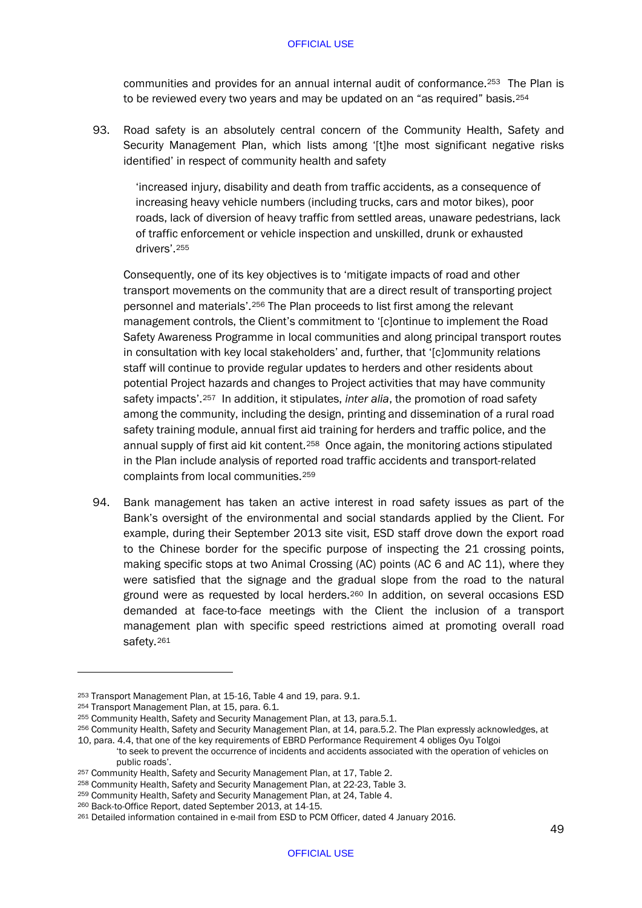communities and provides for an annual internal audit of conformance.[253] The Plan is to be reviewed every two years and may be updated on an "as required" basis.[254]

93. Road safety is an absolutely central concern of the Community Health, Safety and Security Management Plan, which lists among '[t]he most significant negative risks identified' in respect of community health and safety

> 'increased injury, disability and death from traffic accidents, as a consequence of increasing heavy vehicle numbers (including trucks, cars and motor bikes), poor roads, lack of diversion of heavy traffic from settled areas, unaware pedestrians, lack of traffic enforcement or vehicle inspection and unskilled, drunk or exhausted drivers'.[255]

Consequently, one of its key objectives is to 'mitigate impacts of road and other transport movements on the community that are a direct result of transporting project personnel and materials'.[256] The Plan proceeds to list first among the relevant management controls, the Client's commitment to '[c]ontinue to implement the Road Safety Awareness Programme in local communities and along principal transport routes in consultation with key local stakeholders' and, further, that '[c]ommunity relations staff will continue to provide regular updates to herders and other residents about potential Project hazards and changes to Project activities that may have community safety impacts'.[257] In addition, it stipulates, *inter alia*, the promotion of road safety among the community, including the design, printing and dissemination of a rural road safety training module, annual first aid training for herders and traffic police, and the annual supply of first aid kit content.[258] Once again, the monitoring actions stipulated in the Plan include analysis of reported road traffic accidents and transport-related complaints from local communities.[259]

94. Bank management has taken an active interest in road safety issues as part of the Bank's oversight of the environmental and social standards applied by the Client. For example, during their September 2013 site visit, ESD staff drove down the export road to the Chinese border for the specific purpose of inspecting the 21 crossing points, making specific stops at two Animal Crossing (AC) points (AC 6 and AC 11), where they were satisfied that the signage and the gradual slope from the road to the natural ground were as requested by local herders.[260] In addition, on several occasions ESD demanded at face-to-face meetings with the Client the inclusion of a transport management plan with specific speed restrictions aimed at promoting overall road safety.[261]

---

[253] Transport Management Plan, at 15-16, Table 4 and 19, para. 9.1.

[254] Transport Management Plan, at 15, para. 6.1.

[255] Community Health, Safety and Security Management Plan, at 13, para.5.1.

[256] Community Health, Safety and Security Management Plan, at 14, para.5.2. The Plan expressly acknowledges, at 10, para. 4.4, that one of the key requirements of EBRD Performance Requirement 4 obliges Oyu Tolgoi

> 'to seek to prevent the occurrence of incidents and accidents associated with the operation of vehicles on public roads'.

[257] Community Health, Safety and Security Management Plan, at 17, Table 2.

[258] Community Health, Safety and Security Management Plan, at 22-23, Table 3.

[259] Community Health, Safety and Security Management Plan, at 24, Table 4.

[260] Back-to-Office Report, dated September 2013, at 14-15.

[261] Detailed information contained in e-mail from ESD to PCM Officer, dated 4 January 2016.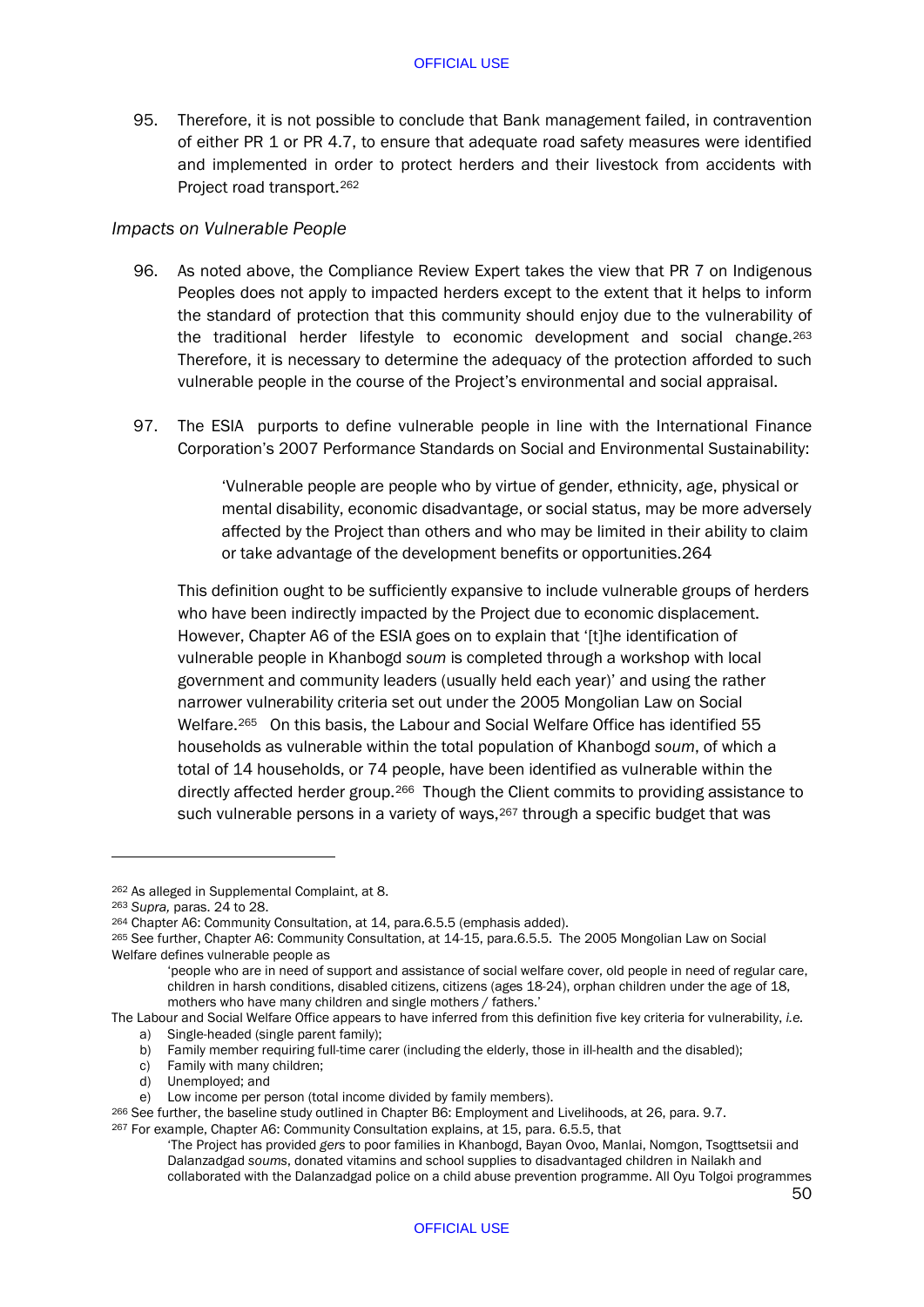95. Therefore, it is not possible to conclude that Bank management failed, in contravention of either PR 1 or PR 4.7, to ensure that adequate road safety measures were identified and implemented in order to protect herders and their livestock from accidents with Project road transport.[262]

### *Impacts on Vulnerable People*

96. As noted above, the Compliance Review Expert takes the view that PR 7 on Indigenous Peoples does not apply to impacted herders except to the extent that it helps to inform the standard of protection that this community should enjoy due to the vulnerability of the traditional herder lifestyle to economic development and social change.[263] Therefore, it is necessary to determine the adequacy of the protection afforded to such vulnerable people in the course of the Project's environmental and social appraisal.

97. The ESIA purports to define vulnerable people in line with the International Finance Corporation's 2007 Performance Standards on Social and Environmental Sustainability:

> 'Vulnerable people are people who by virtue of gender, ethnicity, age, physical or mental disability, economic disadvantage, or social status, may be more adversely affected by the Project than others and who may be limited in their ability to claim or take advantage of the development benefits or opportunities.264

This definition ought to be sufficiently expansive to include vulnerable groups of herders who have been indirectly impacted by the Project due to economic displacement. However, Chapter A6 of the ESIA goes on to explain that '[t]he identification of vulnerable people in Khanbogd *soum* is completed through a workshop with local government and community leaders (usually held each year)' and using the rather narrower vulnerability criteria set out under the 2005 Mongolian Law on Social Welfare.[265] On this basis, the Labour and Social Welfare Office has identified 55 households as vulnerable within the total population of Khanbogd *soum*, of which a total of 14 households, or 74 people, have been identified as vulnerable within the directly affected herder group.[266] Though the Client commits to providing assistance to such vulnerable persons in a variety of ways,[267] through a specific budget that was

---

[262] As alleged in Supplemental Complaint, at 8.

[263] *Supra,* paras. 24 to 28.

[264] Chapter A6: Community Consultation, at 14, para.6.5.5 (emphasis added).

[265] See further, Chapter A6: Community Consultation, at 14-15, para.6.5.5. The 2005 Mongolian Law on Social Welfare defines vulnerable people as

> 'people who are in need of support and assistance of social welfare cover, old people in need of regular care, children in harsh conditions, disabled citizens, citizens (ages 18-24), orphan children under the age of 18, mothers who have many children and single mothers / fathers.'

The Labour and Social Welfare Office appears to have inferred from this definition five key criteria for vulnerability, *i.e.*

a) Single-headed (single parent family);
b) Family member requiring full-time carer (including the elderly, those in ill-health and the disabled);
c) Family with many children;
d) Unemployed; and
e) Low income per person (total income divided by family members).

[266] See further, the baseline study outlined in Chapter B6: Employment and Livelihoods, at 26, para. 9.7.

[267] For example, Chapter A6: Community Consultation explains, at 15, para. 6.5.5, that

> 'The Project has provided *gers* to poor families in Khanbogd, Bayan Ovoo, Manlai, Nomgon, Tsogttsetsii and Dalanzadgad *soums*, donated vitamins and school supplies to disadvantaged children in Nailakh and collaborated with the Dalanzadgad police on a child abuse prevention programme. All Oyu Tolgoi programmes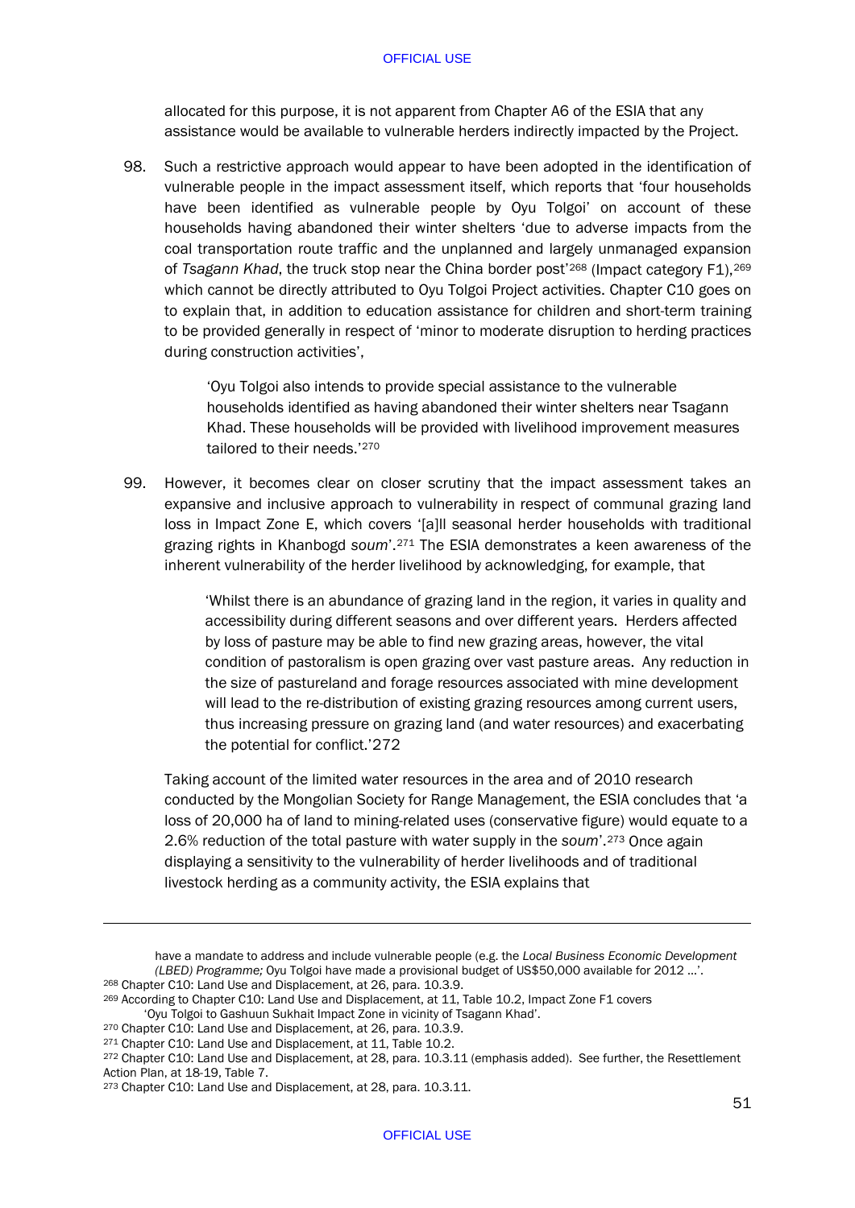allocated for this purpose, it is not apparent from Chapter A6 of the ESIA that any assistance would be available to vulnerable herders indirectly impacted by the Project.

98. Such a restrictive approach would appear to have been adopted in the identification of vulnerable people in the impact assessment itself, which reports that 'four households have been identified as vulnerable people by Oyu Tolgoi' on account of these households having abandoned their winter shelters 'due to adverse impacts from the coal transportation route traffic and the unplanned and largely unmanaged expansion of *Tsagann Khad*, the truck stop near the China border post'[268] (Impact category F1),[269] which cannot be directly attributed to Oyu Tolgoi Project activities. Chapter C10 goes on to explain that, in addition to education assistance for children and short-term training to be provided generally in respect of 'minor to moderate disruption to herding practices during construction activities',

> 'Oyu Tolgoi also intends to provide special assistance to the vulnerable households identified as having abandoned their winter shelters near Tsagann Khad. These households will be provided with livelihood improvement measures tailored to their needs.'[270]

99. However, it becomes clear on closer scrutiny that the impact assessment takes an expansive and inclusive approach to vulnerability in respect of communal grazing land loss in Impact Zone E, which covers '[a]ll seasonal herder households with traditional grazing rights in Khanbogd *soum*'.[271] The ESIA demonstrates a keen awareness of the inherent vulnerability of the herder livelihood by acknowledging, for example, that

> 'Whilst there is an abundance of grazing land in the region, it varies in quality and accessibility during different seasons and over different years. Herders affected by loss of pasture may be able to find new grazing areas, however, the vital condition of pastoralism is open grazing over vast pasture areas. Any reduction in the size of pastureland and forage resources associated with mine development will lead to the re-distribution of existing grazing resources among current users, thus increasing pressure on grazing land (and water resources) and exacerbating the potential for conflict.'272

Taking account of the limited water resources in the area and of 2010 research conducted by the Mongolian Society for Range Management, the ESIA concludes that 'a loss of 20,000 ha of land to mining-related uses (conservative figure) would equate to a 2.6% reduction of the total pasture with water supply in the *soum*'.[273] Once again displaying a sensitivity to the vulnerability of herder livelihoods and of traditional livestock herding as a community activity, the ESIA explains that

---

have a mandate to address and include vulnerable people (e.g. the *Local Business Economic Development (LBED) Programme;* Oyu Tolgoi have made a provisional budget of US$50,000 available for 2012 …'.

[268] Chapter C10: Land Use and Displacement, at 26, para. 10.3.9.

[269] According to Chapter C10: Land Use and Displacement, at 11, Table 10.2, Impact Zone F1 covers 'Oyu Tolgoi to Gashuun Sukhait Impact Zone in vicinity of Tsagann Khad'.

[270] Chapter C10: Land Use and Displacement, at 26, para. 10.3.9.

[271] Chapter C10: Land Use and Displacement, at 11, Table 10.2.

[272] Chapter C10: Land Use and Displacement, at 28, para. 10.3.11 (emphasis added). See further, the Resettlement Action Plan, at 18-19, Table 7.

[273] Chapter C10: Land Use and Displacement, at 28, para. 10.3.11.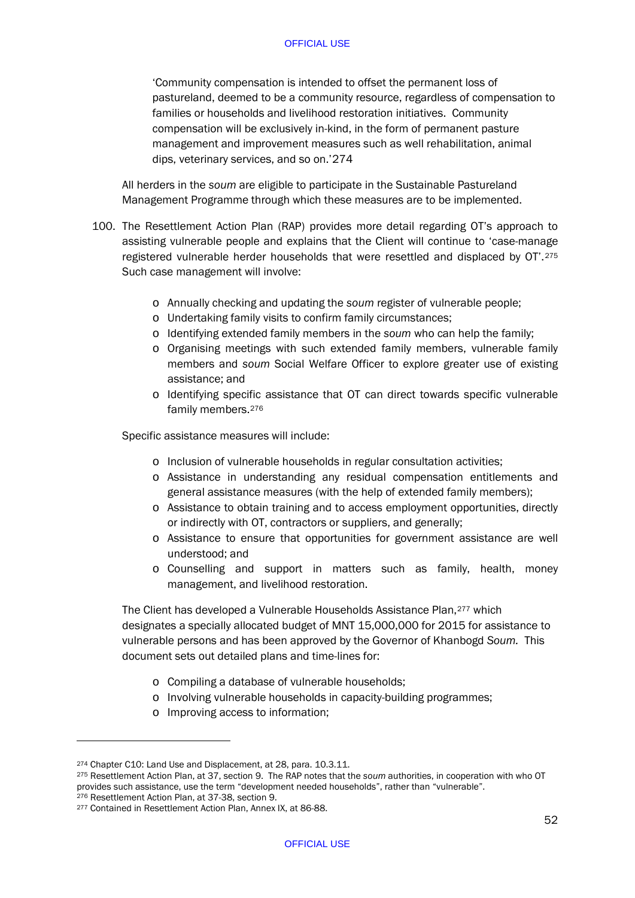'Community compensation is intended to offset the permanent loss of pastureland, deemed to be a community resource, regardless of compensation to families or households and livelihood restoration initiatives. Community compensation will be exclusively in-kind, in the form of permanent pasture management and improvement measures such as well rehabilitation, animal dips, veterinary services, and so on.'274

All herders in the *soum* are eligible to participate in the Sustainable Pastureland Management Programme through which these measures are to be implemented.

100. The Resettlement Action Plan (RAP) provides more detail regarding OT's approach to assisting vulnerable people and explains that the Client will continue to 'case-manage registered vulnerable herder households that were resettled and displaced by OT'.[275] Such case management will involve:

- Annually checking and updating the *soum* register of vulnerable people;
- Undertaking family visits to confirm family circumstances;
- Identifying extended family members in the *soum* who can help the family;
- Organising meetings with such extended family members, vulnerable family members and *soum* Social Welfare Officer to explore greater use of existing assistance; and
- Identifying specific assistance that OT can direct towards specific vulnerable family members.[276]

Specific assistance measures will include:

- Inclusion of vulnerable households in regular consultation activities;
- Assistance in understanding any residual compensation entitlements and general assistance measures (with the help of extended family members);
- Assistance to obtain training and to access employment opportunities, directly or indirectly with OT, contractors or suppliers, and generally;
- Assistance to ensure that opportunities for government assistance are well understood; and
- Counselling and support in matters such as family, health, money management, and livelihood restoration.

The Client has developed a Vulnerable Households Assistance Plan,[277] which designates a specially allocated budget of MNT 15,000,000 for 2015 for assistance to vulnerable persons and has been approved by the Governor of Khanbogd *Soum*. This document sets out detailed plans and time-lines for:

- Compiling a database of vulnerable households;
- Involving vulnerable households in capacity-building programmes;
- Improving access to information;

---

[274] Chapter C10: Land Use and Displacement, at 28, para. 10.3.11.

[275] Resettlement Action Plan, at 37, section 9. The RAP notes that the *soum* authorities, in cooperation with who OT provides such assistance, use the term "development needed households", rather than "vulnerable".

[276] Resettlement Action Plan, at 37-38, section 9.

[277] Contained in Resettlement Action Plan, Annex IX, at 86-88.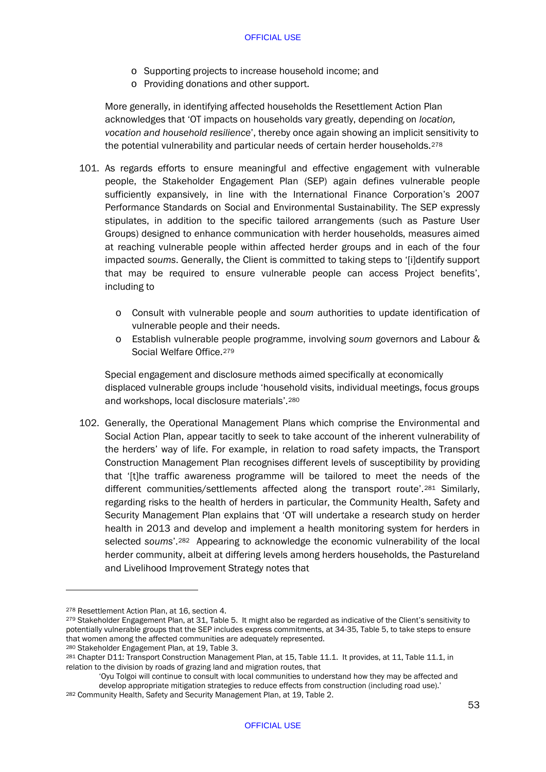- o Supporting projects to increase household income; and
- o Providing donations and other support.

More generally, in identifying affected households the Resettlement Action Plan acknowledges that 'OT impacts on households vary greatly, depending on *location, vocation and household resilience*', thereby once again showing an implicit sensitivity to the potential vulnerability and particular needs of certain herder households.[278]

101. As regards efforts to ensure meaningful and effective engagement with vulnerable people, the Stakeholder Engagement Plan (SEP) again defines vulnerable people sufficiently expansively, in line with the International Finance Corporation's 2007 Performance Standards on Social and Environmental Sustainability. The SEP expressly stipulates, in addition to the specific tailored arrangements (such as Pasture User Groups) designed to enhance communication with herder households, measures aimed at reaching vulnerable people within affected herder groups and in each of the four impacted *soums*. Generally, the Client is committed to taking steps to '[i]dentify support that may be required to ensure vulnerable people can access Project benefits', including to

    - o Consult with vulnerable people and *soum* authorities to update identification of vulnerable people and their needs.
    - o Establish vulnerable people programme, involving *soum* governors and Labour & Social Welfare Office.[279]

    Special engagement and disclosure methods aimed specifically at economically displaced vulnerable groups include 'household visits, individual meetings, focus groups and workshops, local disclosure materials'.[280]

102. Generally, the Operational Management Plans which comprise the Environmental and Social Action Plan, appear tacitly to seek to take account of the inherent vulnerability of the herders' way of life. For example, in relation to road safety impacts, the Transport Construction Management Plan recognises different levels of susceptibility by providing that '[t]he traffic awareness programme will be tailored to meet the needs of the different communities/settlements affected along the transport route'.[281] Similarly, regarding risks to the health of herders in particular, the Community Health, Safety and Security Management Plan explains that 'OT will undertake a research study on herder health in 2013 and develop and implement a health monitoring system for herders in selected *soums*'.[282] Appearing to acknowledge the economic vulnerability of the local herder community, albeit at differing levels among herders households, the Pastureland and Livelihood Improvement Strategy notes that

---

[278] Resettlement Action Plan, at 16, section 4.

[279] Stakeholder Engagement Plan, at 31, Table 5. It might also be regarded as indicative of the Client's sensitivity to potentially vulnerable groups that the SEP includes express commitments, at 34-35, Table 5, to take steps to ensure that women among the affected communities are adequately represented.

[280] Stakeholder Engagement Plan, at 19, Table 3.

[281] Chapter D11: Transport Construction Management Plan, at 15, Table 11.1. It provides, at 11, Table 11.1, in relation to the division by roads of grazing land and migration routes, that

> 'Oyu Tolgoi will continue to consult with local communities to understand how they may be affected and develop appropriate mitigation strategies to reduce effects from construction (including road use).'

[282] Community Health, Safety and Security Management Plan, at 19, Table 2.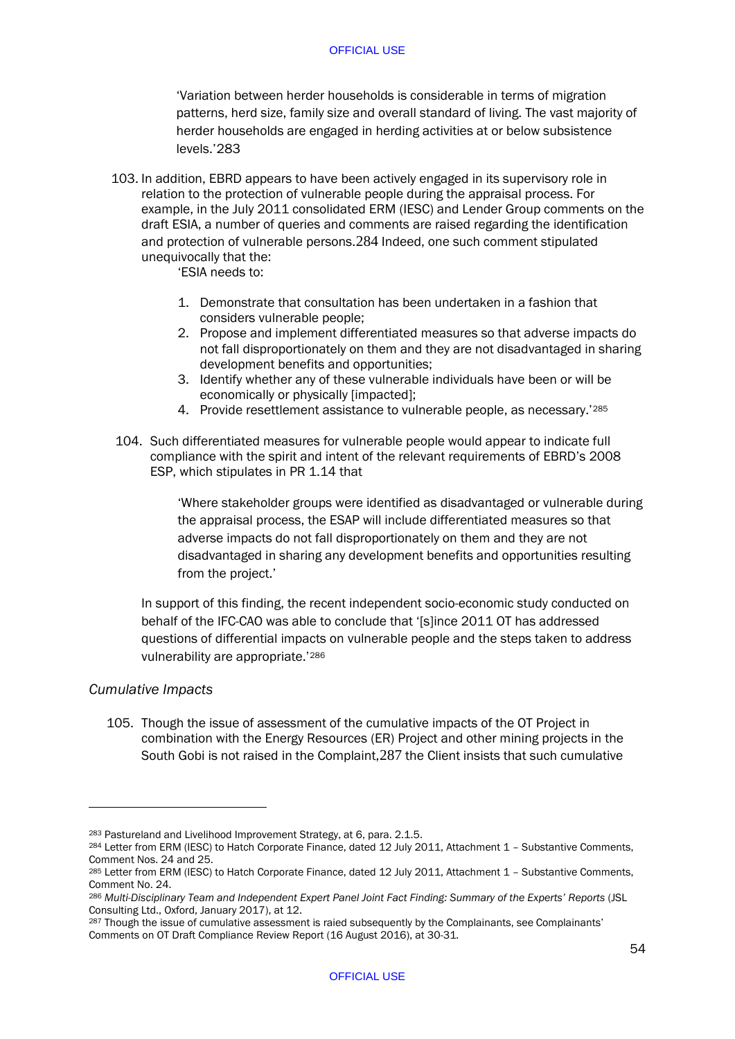'Variation between herder households is considerable in terms of migration patterns, herd size, family size and overall standard of living. The vast majority of herder households are engaged in herding activities at or below subsistence levels.'[283]

103. In addition, EBRD appears to have been actively engaged in its supervisory role in relation to the protection of vulnerable people during the appraisal process. For example, in the July 2011 consolidated ERM (IESC) and Lender Group comments on the draft ESIA, a number of queries and comments are raised regarding the identification and protection of vulnerable persons.[284] Indeed, one such comment stipulated unequivocally that the:

'ESIA needs to:

1. Demonstrate that consultation has been undertaken in a fashion that considers vulnerable people;
2. Propose and implement differentiated measures so that adverse impacts do not fall disproportionately on them and they are not disadvantaged in sharing development benefits and opportunities;
3. Identify whether any of these vulnerable individuals have been or will be economically or physically [impacted];
4. Provide resettlement assistance to vulnerable people, as necessary.'[285]

104. Such differentiated measures for vulnerable people would appear to indicate full compliance with the spirit and intent of the relevant requirements of EBRD's 2008 ESP, which stipulates in PR 1.14 that

'Where stakeholder groups were identified as disadvantaged or vulnerable during the appraisal process, the ESAP will include differentiated measures so that adverse impacts do not fall disproportionately on them and they are not disadvantaged in sharing any development benefits and opportunities resulting from the project.'

In support of this finding, the recent independent socio-economic study conducted on behalf of the IFC-CAO was able to conclude that '[s]ince 2011 OT has addressed questions of differential impacts on vulnerable people and the steps taken to address vulnerability are appropriate.'[286]

*Cumulative Impacts*

105. Though the issue of assessment of the cumulative impacts of the OT Project in combination with the Energy Resources (ER) Project and other mining projects in the South Gobi is not raised in the Complaint,[287] the Client insists that such cumulative

---

[283] Pastureland and Livelihood Improvement Strategy, at 6, para. 2.1.5.

[284] Letter from ERM (IESC) to Hatch Corporate Finance, dated 12 July 2011, Attachment 1 – Substantive Comments, Comment Nos. 24 and 25.

[285] Letter from ERM (IESC) to Hatch Corporate Finance, dated 12 July 2011, Attachment 1 – Substantive Comments, Comment No. 24.

[286] *Multi-Disciplinary Team and Independent Expert Panel Joint Fact Finding: Summary of the Experts' Reports* (JSL Consulting Ltd., Oxford, January 2017), at 12.

[287] Though the issue of cumulative assessment is raied subsequently by the Complainants, see Complainants' Comments on OT Draft Compliance Review Report (16 August 2016), at 30-31.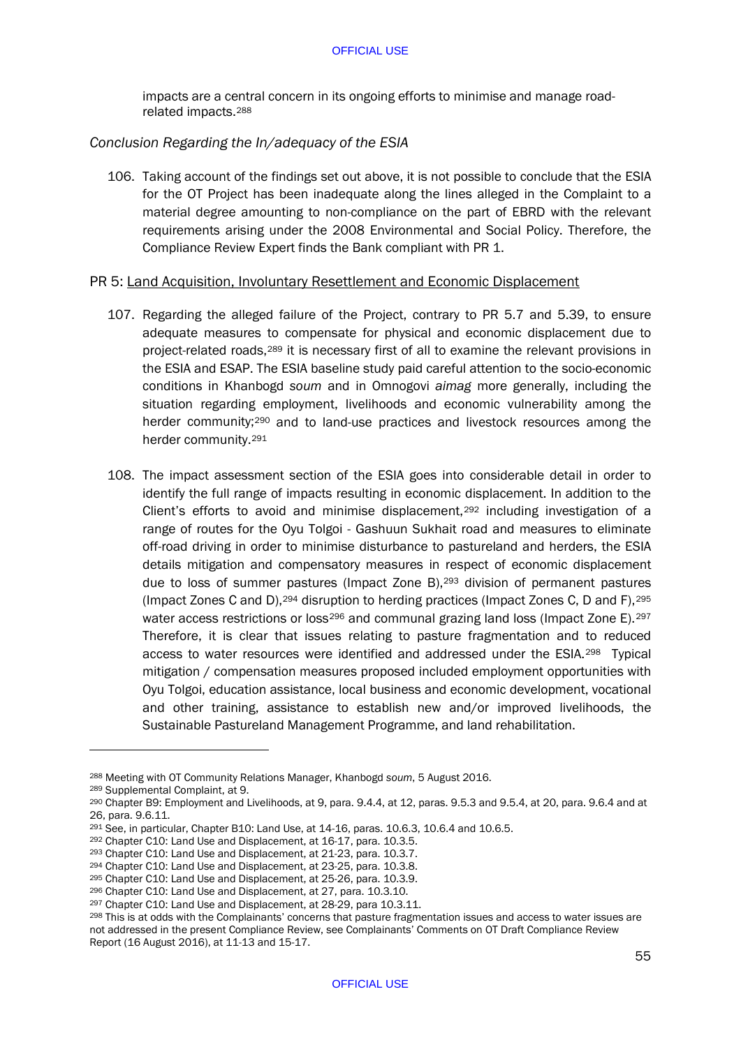impacts are a central concern in its ongoing efforts to minimise and manage road-related impacts.[288]

*Conclusion Regarding the In/adequacy of the ESIA*

106. Taking account of the findings set out above, it is not possible to conclude that the ESIA for the OT Project has been inadequate along the lines alleged in the Complaint to a material degree amounting to non-compliance on the part of EBRD with the relevant requirements arising under the 2008 Environmental and Social Policy. Therefore, the Compliance Review Expert finds the Bank compliant with PR 1.

PR 5: <u>Land Acquisition, Involuntary Resettlement and Economic Displacement</u>

107. Regarding the alleged failure of the Project, contrary to PR 5.7 and 5.39, to ensure adequate measures to compensate for physical and economic displacement due to project-related roads,[289] it is necessary first of all to examine the relevant provisions in the ESIA and ESAP. The ESIA baseline study paid careful attention to the socio-economic conditions in Khanbogd *soum* and in Omnogovi *aimag* more generally, including the situation regarding employment, livelihoods and economic vulnerability among the herder community;[290] and to land-use practices and livestock resources among the herder community.[291]

108. The impact assessment section of the ESIA goes into considerable detail in order to identify the full range of impacts resulting in economic displacement. In addition to the Client's efforts to avoid and minimise displacement,[292] including investigation of a range of routes for the Oyu Tolgoi - Gashuun Sukhait road and measures to eliminate off-road driving in order to minimise disturbance to pastureland and herders, the ESIA details mitigation and compensatory measures in respect of economic displacement due to loss of summer pastures (Impact Zone B),[293] division of permanent pastures (Impact Zones C and D),[294] disruption to herding practices (Impact Zones C, D and F),[295] water access restrictions or loss[296] and communal grazing land loss (Impact Zone E).[297] Therefore, it is clear that issues relating to pasture fragmentation and to reduced access to water resources were identified and addressed under the ESIA.[298] Typical mitigation / compensation measures proposed included employment opportunities with Oyu Tolgoi, education assistance, local business and economic development, vocational and other training, assistance to establish new and/or improved livelihoods, the Sustainable Pastureland Management Programme, and land rehabilitation.

---

[288] Meeting with OT Community Relations Manager, Khanbogd *soum*, 5 August 2016.
[289] Supplemental Complaint, at 9.
[290] Chapter B9: Employment and Livelihoods, at 9, para. 9.4.4, at 12, paras. 9.5.3 and 9.5.4, at 20, para. 9.6.4 and at 26, para. 9.6.11.
[291] See, in particular, Chapter B10: Land Use, at 14-16, paras. 10.6.3, 10.6.4 and 10.6.5.
[292] Chapter C10: Land Use and Displacement, at 16-17, para. 10.3.5.
[293] Chapter C10: Land Use and Displacement, at 21-23, para. 10.3.7.
[294] Chapter C10: Land Use and Displacement, at 23-25, para. 10.3.8.
[295] Chapter C10: Land Use and Displacement, at 25-26, para. 10.3.9.
[296] Chapter C10: Land Use and Displacement, at 27, para. 10.3.10.
[297] Chapter C10: Land Use and Displacement, at 28-29, para 10.3.11.
[298] This is at odds with the Complainants' concerns that pasture fragmentation issues and access to water issues are not addressed in the present Compliance Review, see Complainants' Comments on OT Draft Compliance Review Report (16 August 2016), at 11-13 and 15-17.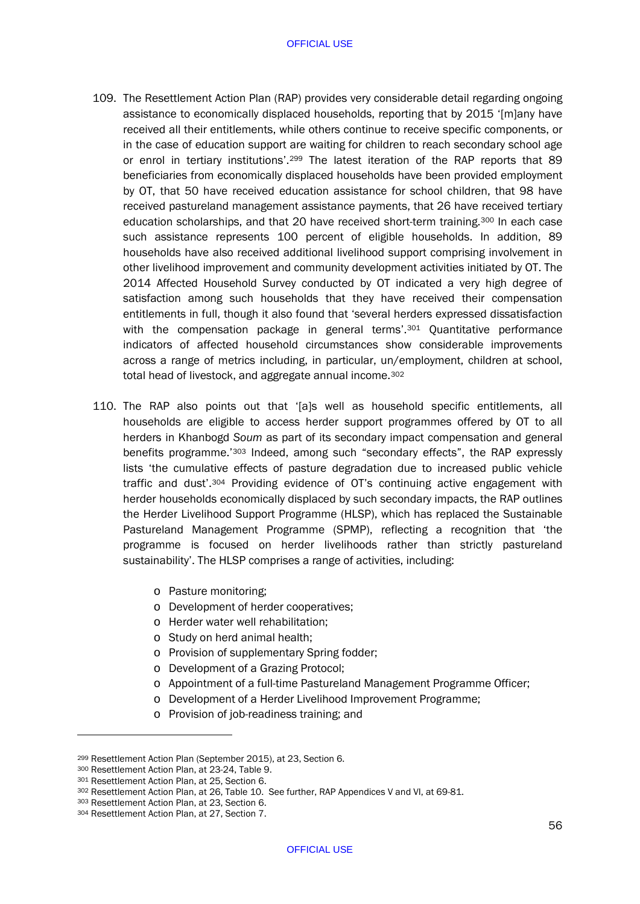109. The Resettlement Action Plan (RAP) provides very considerable detail regarding ongoing assistance to economically displaced households, reporting that by 2015 '[m]any have received all their entitlements, while others continue to receive specific components, or in the case of education support are waiting for children to reach secondary school age or enrol in tertiary institutions'.[299] The latest iteration of the RAP reports that 89 beneficiaries from economically displaced households have been provided employment by OT, that 50 have received education assistance for school children, that 98 have received pastureland management assistance payments, that 26 have received tertiary education scholarships, and that 20 have received short-term training.[300] In each case such assistance represents 100 percent of eligible households. In addition, 89 households have also received additional livelihood support comprising involvement in other livelihood improvement and community development activities initiated by OT. The 2014 Affected Household Survey conducted by OT indicated a very high degree of satisfaction among such households that they have received their compensation entitlements in full, though it also found that 'several herders expressed dissatisfaction with the compensation package in general terms'.[301] Quantitative performance indicators of affected household circumstances show considerable improvements across a range of metrics including, in particular, un/employment, children at school, total head of livestock, and aggregate annual income.[302]

110. The RAP also points out that '[a]s well as household specific entitlements, all households are eligible to access herder support programmes offered by OT to all herders in Khanbogd *Soum* as part of its secondary impact compensation and general benefits programme.'[303] Indeed, among such "secondary effects", the RAP expressly lists 'the cumulative effects of pasture degradation due to increased public vehicle traffic and dust'.[304] Providing evidence of OT's continuing active engagement with herder households economically displaced by such secondary impacts, the RAP outlines the Herder Livelihood Support Programme (HLSP), which has replaced the Sustainable Pastureland Management Programme (SPMP), reflecting a recognition that 'the programme is focused on herder livelihoods rather than strictly pastureland sustainability'. The HLSP comprises a range of activities, including:

- Pasture monitoring;
- Development of herder cooperatives;
- Herder water well rehabilitation;
- Study on herd animal health;
- Provision of supplementary Spring fodder;
- Development of a Grazing Protocol;
- Appointment of a full-time Pastureland Management Programme Officer;
- Development of a Herder Livelihood Improvement Programme;
- Provision of job-readiness training; and

---

[299] Resettlement Action Plan (September 2015), at 23, Section 6.

[300] Resettlement Action Plan, at 23-24, Table 9.

[301] Resettlement Action Plan, at 25, Section 6.

[302] Resettlement Action Plan, at 26, Table 10. See further, RAP Appendices V and VI, at 69-81.

[303] Resettlement Action Plan, at 23, Section 6.

[304] Resettlement Action Plan, at 27, Section 7.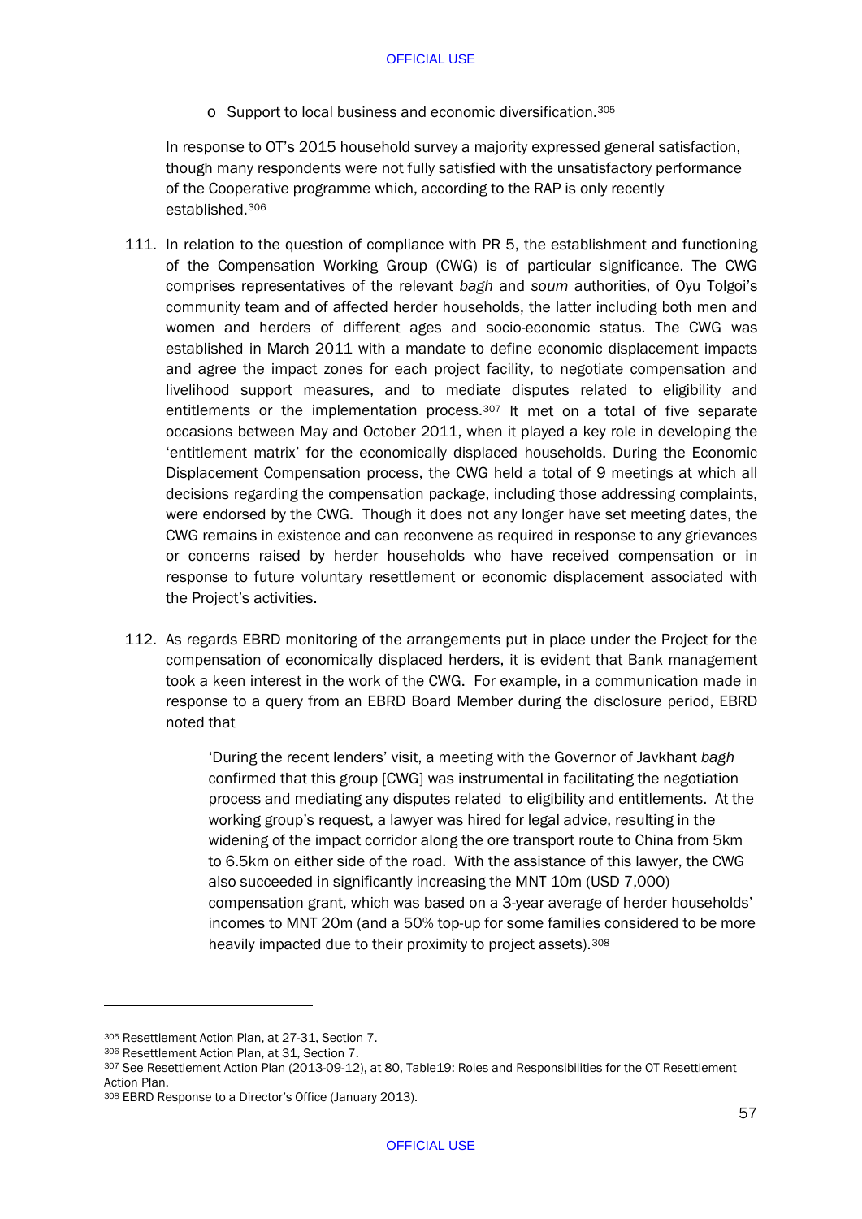- o Support to local business and economic diversification.[305]

In response to OT's 2015 household survey a majority expressed general satisfaction, though many respondents were not fully satisfied with the unsatisfactory performance of the Cooperative programme which, according to the RAP is only recently established.[306]

111. In relation to the question of compliance with PR 5, the establishment and functioning of the Compensation Working Group (CWG) is of particular significance. The CWG comprises representatives of the relevant *bagh* and *soum* authorities, of Oyu Tolgoi's community team and of affected herder households, the latter including both men and women and herders of different ages and socio-economic status. The CWG was established in March 2011 with a mandate to define economic displacement impacts and agree the impact zones for each project facility, to negotiate compensation and livelihood support measures, and to mediate disputes related to eligibility and entitlements or the implementation process.[307] It met on a total of five separate occasions between May and October 2011, when it played a key role in developing the 'entitlement matrix' for the economically displaced households. During the Economic Displacement Compensation process, the CWG held a total of 9 meetings at which all decisions regarding the compensation package, including those addressing complaints, were endorsed by the CWG. Though it does not any longer have set meeting dates, the CWG remains in existence and can reconvene as required in response to any grievances or concerns raised by herder households who have received compensation or in response to future voluntary resettlement or economic displacement associated with the Project's activities.

112. As regards EBRD monitoring of the arrangements put in place under the Project for the compensation of economically displaced herders, it is evident that Bank management took a keen interest in the work of the CWG. For example, in a communication made in response to a query from an EBRD Board Member during the disclosure period, EBRD noted that

> 'During the recent lenders' visit, a meeting with the Governor of Javkhant *bagh* confirmed that this group [CWG] was instrumental in facilitating the negotiation process and mediating any disputes related to eligibility and entitlements. At the working group's request, a lawyer was hired for legal advice, resulting in the widening of the impact corridor along the ore transport route to China from 5km to 6.5km on either side of the road. With the assistance of this lawyer, the CWG also succeeded in significantly increasing the MNT 10m (USD 7,000) compensation grant, which was based on a 3-year average of herder households' incomes to MNT 20m (and a 50% top-up for some families considered to be more heavily impacted due to their proximity to project assets).[308]

---

[305] Resettlement Action Plan, at 27-31, Section 7.

[306] Resettlement Action Plan, at 31, Section 7.

[307] See Resettlement Action Plan (2013-09-12), at 80, Table19: Roles and Responsibilities for the OT Resettlement Action Plan.

[308] EBRD Response to a Director's Office (January 2013).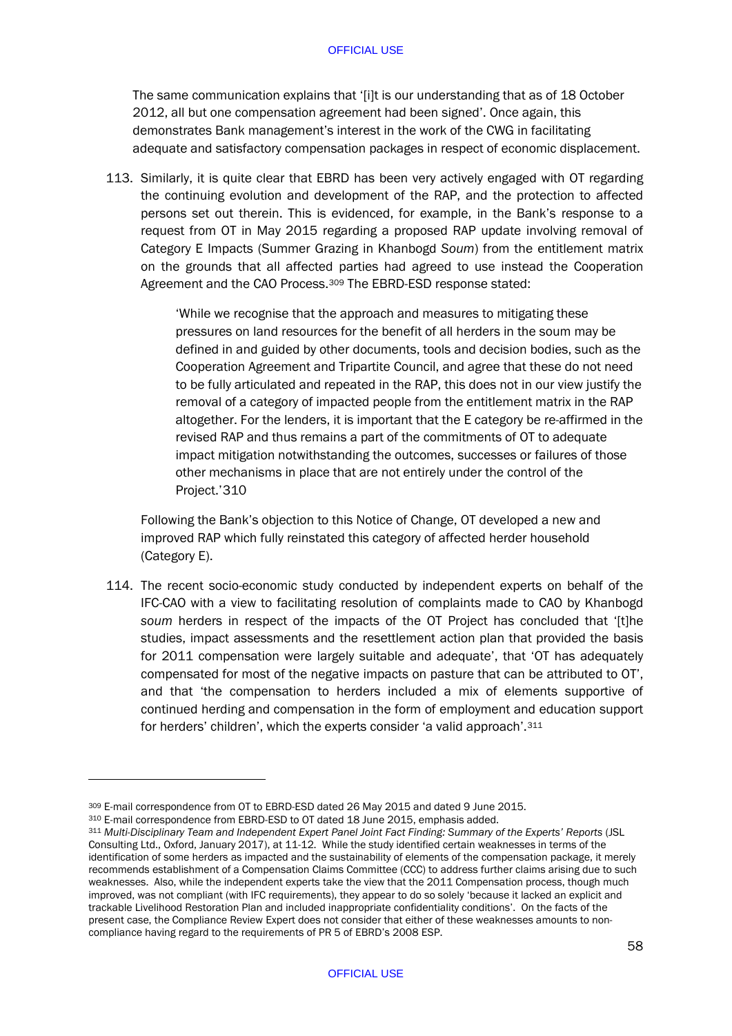The same communication explains that '[i]t is our understanding that as of 18 October 2012, all but one compensation agreement had been signed'. Once again, this demonstrates Bank management's interest in the work of the CWG in facilitating adequate and satisfactory compensation packages in respect of economic displacement.

113. Similarly, it is quite clear that EBRD has been very actively engaged with OT regarding the continuing evolution and development of the RAP, and the protection to affected persons set out therein. This is evidenced, for example, in the Bank's response to a request from OT in May 2015 regarding a proposed RAP update involving removal of Category E Impacts (Summer Grazing in Khanbogd *Soum*) from the entitlement matrix on the grounds that all affected parties had agreed to use instead the Cooperation Agreement and the CAO Process.[309] The EBRD-ESD response stated:

> 'While we recognise that the approach and measures to mitigating these pressures on land resources for the benefit of all herders in the soum may be defined in and guided by other documents, tools and decision bodies, such as the Cooperation Agreement and Tripartite Council, and agree that these do not need to be fully articulated and repeated in the RAP, this does not in our view justify the removal of a category of impacted people from the entitlement matrix in the RAP altogether. For the lenders, it is important that the E category be re-affirmed in the revised RAP and thus remains a part of the commitments of OT to adequate impact mitigation notwithstanding the outcomes, successes or failures of those other mechanisms in place that are not entirely under the control of the Project.'[310]

Following the Bank's objection to this Notice of Change, OT developed a new and improved RAP which fully reinstated this category of affected herder household (Category E).

114. The recent socio-economic study conducted by independent experts on behalf of the IFC-CAO with a view to facilitating resolution of complaints made to CAO by Khanbogd *soum* herders in respect of the impacts of the OT Project has concluded that '[t]he studies, impact assessments and the resettlement action plan that provided the basis for 2011 compensation were largely suitable and adequate', that 'OT has adequately compensated for most of the negative impacts on pasture that can be attributed to OT', and that 'the compensation to herders included a mix of elements supportive of continued herding and compensation in the form of employment and education support for herders' children', which the experts consider 'a valid approach'.[311]

---

[309] E-mail correspondence from OT to EBRD-ESD dated 26 May 2015 and dated 9 June 2015.

[310] E-mail correspondence from EBRD-ESD to OT dated 18 June 2015, emphasis added.

[311] *Multi-Disciplinary Team and Independent Expert Panel Joint Fact Finding: Summary of the Experts' Reports* (JSL Consulting Ltd., Oxford, January 2017), at 11-12. While the study identified certain weaknesses in terms of the identification of some herders as impacted and the sustainability of elements of the compensation package, it merely recommends establishment of a Compensation Claims Committee (CCC) to address further claims arising due to such weaknesses. Also, while the independent experts take the view that the 2011 Compensation process, though much improved, was not compliant (with IFC requirements), they appear to do so solely 'because it lacked an explicit and trackable Livelihood Restoration Plan and included inappropriate confidentiality conditions'. On the facts of the present case, the Compliance Review Expert does not consider that either of these weaknesses amounts to non-compliance having regard to the requirements of PR 5 of EBRD's 2008 ESP.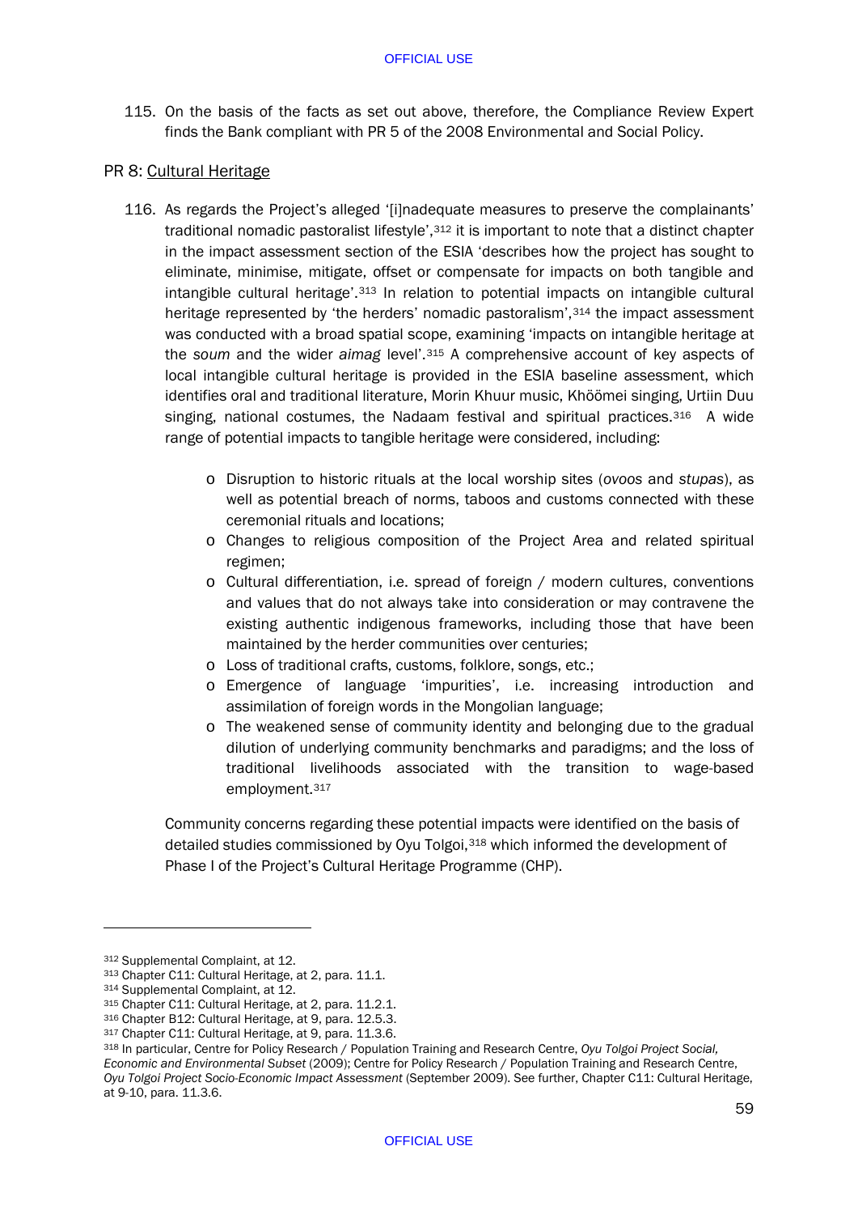115. On the basis of the facts as set out above, therefore, the Compliance Review Expert finds the Bank compliant with PR 5 of the 2008 Environmental and Social Policy.

PR 8: Cultural Heritage

116. As regards the Project's alleged '[i]nadequate measures to preserve the complainants' traditional nomadic pastoralist lifestyle',[312] it is important to note that a distinct chapter in the impact assessment section of the ESIA 'describes how the project has sought to eliminate, minimise, mitigate, offset or compensate for impacts on both tangible and intangible cultural heritage'.[313] In relation to potential impacts on intangible cultural heritage represented by 'the herders' nomadic pastoralism',[314] the impact assessment was conducted with a broad spatial scope, examining 'impacts on intangible heritage at the *soum* and the wider *aimag* level'.[315] A comprehensive account of key aspects of local intangible cultural heritage is provided in the ESIA baseline assessment, which identifies oral and traditional literature, Morin Khuur music, Khöömei singing, Urtiin Duu singing, national costumes, the Nadaam festival and spiritual practices.[316] A wide range of potential impacts to tangible heritage were considered, including:

- Disruption to historic rituals at the local worship sites (*ovoos* and *stupas*), as well as potential breach of norms, taboos and customs connected with these ceremonial rituals and locations;
- Changes to religious composition of the Project Area and related spiritual regimen;
- Cultural differentiation, i.e. spread of foreign / modern cultures, conventions and values that do not always take into consideration or may contravene the existing authentic indigenous frameworks, including those that have been maintained by the herder communities over centuries;
- Loss of traditional crafts, customs, folklore, songs, etc.;
- Emergence of language 'impurities', i.e. increasing introduction and assimilation of foreign words in the Mongolian language;
- The weakened sense of community identity and belonging due to the gradual dilution of underlying community benchmarks and paradigms; and the loss of traditional livelihoods associated with the transition to wage-based employment.[317]

Community concerns regarding these potential impacts were identified on the basis of detailed studies commissioned by Oyu Tolgoi,[318] which informed the development of Phase I of the Project's Cultural Heritage Programme (CHP).

---

[312] Supplemental Complaint, at 12.
[313] Chapter C11: Cultural Heritage, at 2, para. 11.1.
[314] Supplemental Complaint, at 12.
[315] Chapter C11: Cultural Heritage, at 2, para. 11.2.1.
[316] Chapter B12: Cultural Heritage, at 9, para. 12.5.3.
[317] Chapter C11: Cultural Heritage, at 9, para. 11.3.6.
[318] In particular, Centre for Policy Research / Population Training and Research Centre, *Oyu Tolgoi Project Social, Economic and Environmental Subset* (2009); Centre for Policy Research / Population Training and Research Centre, *Oyu Tolgoi Project Socio-Economic Impact Assessment* (September 2009). See further, Chapter C11: Cultural Heritage, at 9-10, para. 11.3.6.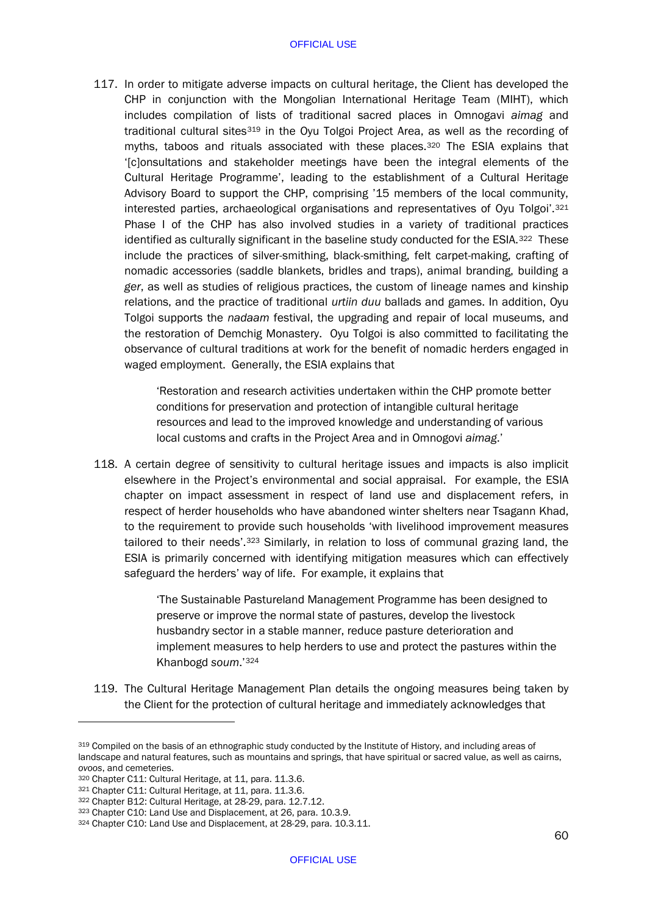117. In order to mitigate adverse impacts on cultural heritage, the Client has developed the CHP in conjunction with the Mongolian International Heritage Team (MIHT), which includes compilation of lists of traditional sacred places in Omnogavi *aimag* and traditional cultural sites[319] in the Oyu Tolgoi Project Area, as well as the recording of myths, taboos and rituals associated with these places.[320] The ESIA explains that '[c]onsultations and stakeholder meetings have been the integral elements of the Cultural Heritage Programme', leading to the establishment of a Cultural Heritage Advisory Board to support the CHP, comprising '15 members of the local community, interested parties, archaeological organisations and representatives of Oyu Tolgoi'.[321] Phase I of the CHP has also involved studies in a variety of traditional practices identified as culturally significant in the baseline study conducted for the ESIA.[322] These include the practices of silver-smithing, black-smithing, felt carpet-making, crafting of nomadic accessories (saddle blankets, bridles and traps), animal branding, building a *ger*, as well as studies of religious practices, the custom of lineage names and kinship relations, and the practice of traditional *urtiin duu* ballads and games. In addition, Oyu Tolgoi supports the *nadaam* festival, the upgrading and repair of local museums, and the restoration of Demchig Monastery. Oyu Tolgoi is also committed to facilitating the observance of cultural traditions at work for the benefit of nomadic herders engaged in waged employment. Generally, the ESIA explains that

> 'Restoration and research activities undertaken within the CHP promote better conditions for preservation and protection of intangible cultural heritage resources and lead to the improved knowledge and understanding of various local customs and crafts in the Project Area and in Omnogovi *aimag*.'

118. A certain degree of sensitivity to cultural heritage issues and impacts is also implicit elsewhere in the Project's environmental and social appraisal. For example, the ESIA chapter on impact assessment in respect of land use and displacement refers, in respect of herder households who have abandoned winter shelters near Tsagann Khad, to the requirement to provide such households 'with livelihood improvement measures tailored to their needs'.[323] Similarly, in relation to loss of communal grazing land, the ESIA is primarily concerned with identifying mitigation measures which can effectively safeguard the herders' way of life. For example, it explains that

> 'The Sustainable Pastureland Management Programme has been designed to preserve or improve the normal state of pastures, develop the livestock husbandry sector in a stable manner, reduce pasture deterioration and implement measures to help herders to use and protect the pastures within the Khanbogd *soum*.'[324]

119. The Cultural Heritage Management Plan details the ongoing measures being taken by the Client for the protection of cultural heritage and immediately acknowledges that

---

[319] Compiled on the basis of an ethnographic study conducted by the Institute of History, and including areas of landscape and natural features, such as mountains and springs, that have spiritual or sacred value, as well as cairns, *ovoos*, and cemeteries.

[320] Chapter C11: Cultural Heritage, at 11, para. 11.3.6.

[321] Chapter C11: Cultural Heritage, at 11, para. 11.3.6.

[322] Chapter B12: Cultural Heritage, at 28-29, para. 12.7.12.

[323] Chapter C10: Land Use and Displacement, at 26, para. 10.3.9.

[324] Chapter C10: Land Use and Displacement, at 28-29, para. 10.3.11.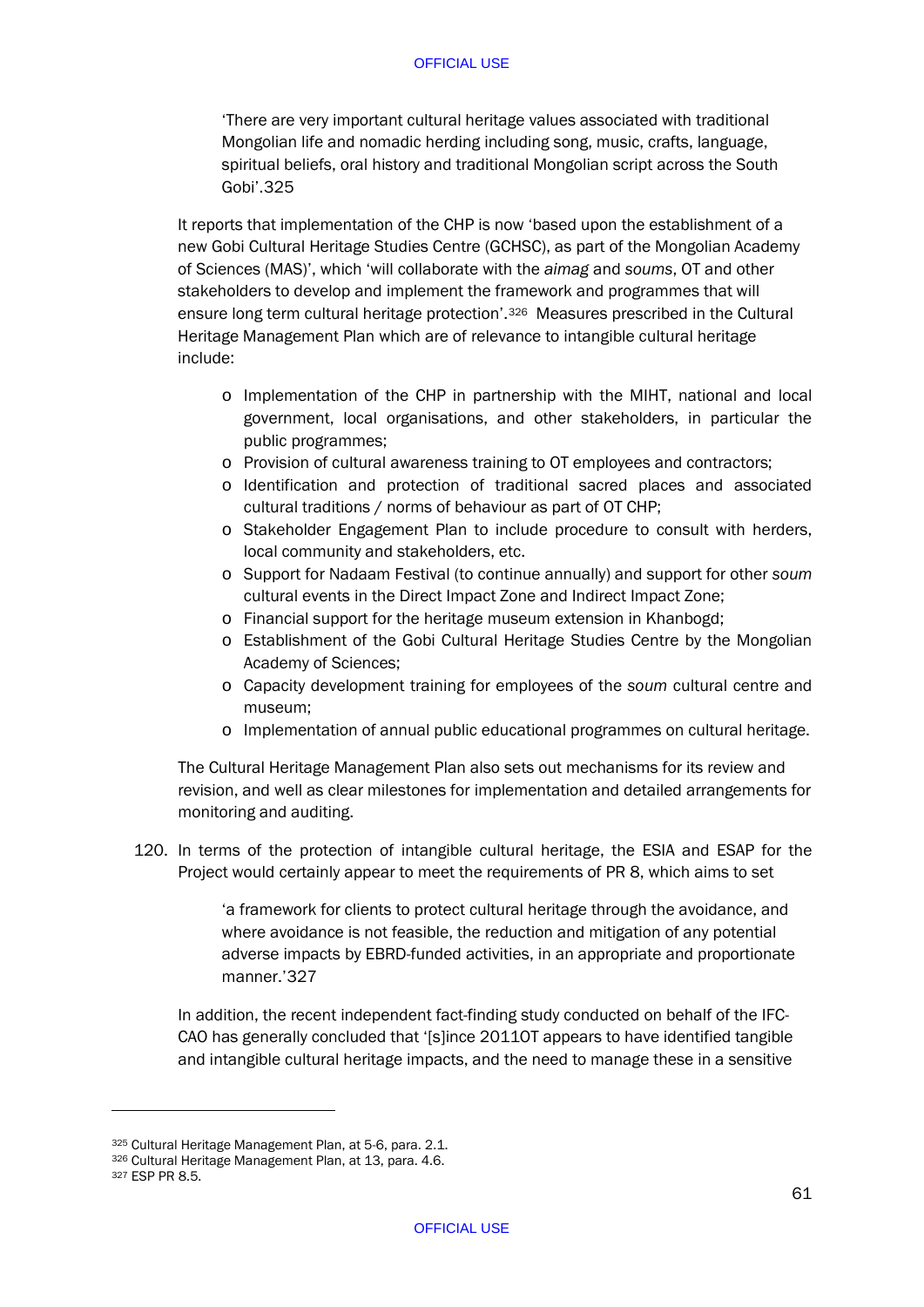> 'There are very important cultural heritage values associated with traditional Mongolian life and nomadic herding including song, music, crafts, language, spiritual beliefs, oral history and traditional Mongolian script across the South Gobi'.[325]

It reports that implementation of the CHP is now 'based upon the establishment of a new Gobi Cultural Heritage Studies Centre (GCHSC), as part of the Mongolian Academy of Sciences (MAS)', which 'will collaborate with the *aimag* and *soums*, OT and other stakeholders to develop and implement the framework and programmes that will ensure long term cultural heritage protection'.[326] Measures prescribed in the Cultural Heritage Management Plan which are of relevance to intangible cultural heritage include:

- Implementation of the CHP in partnership with the MIHT, national and local government, local organisations, and other stakeholders, in particular the public programmes;
- Provision of cultural awareness training to OT employees and contractors;
- Identification and protection of traditional sacred places and associated cultural traditions / norms of behaviour as part of OT CHP;
- Stakeholder Engagement Plan to include procedure to consult with herders, local community and stakeholders, etc.
- Support for Nadaam Festival (to continue annually) and support for other *soum* cultural events in the Direct Impact Zone and Indirect Impact Zone;
- Financial support for the heritage museum extension in Khanbogd;
- Establishment of the Gobi Cultural Heritage Studies Centre by the Mongolian Academy of Sciences;
- Capacity development training for employees of the *soum* cultural centre and museum;
- Implementation of annual public educational programmes on cultural heritage.

The Cultural Heritage Management Plan also sets out mechanisms for its review and revision, and well as clear milestones for implementation and detailed arrangements for monitoring and auditing.

120. In terms of the protection of intangible cultural heritage, the ESIA and ESAP for the Project would certainly appear to meet the requirements of PR 8, which aims to set

> 'a framework for clients to protect cultural heritage through the avoidance, and where avoidance is not feasible, the reduction and mitigation of any potential adverse impacts by EBRD-funded activities, in an appropriate and proportionate manner.'[327]

In addition, the recent independent fact-finding study conducted on behalf of the IFC-CAO has generally concluded that '[s]ince 2011OT appears to have identified tangible and intangible cultural heritage impacts, and the need to manage these in a sensitive

---

[325] Cultural Heritage Management Plan, at 5-6, para. 2.1.

[326] Cultural Heritage Management Plan, at 13, para. 4.6.

[327] ESP PR 8.5.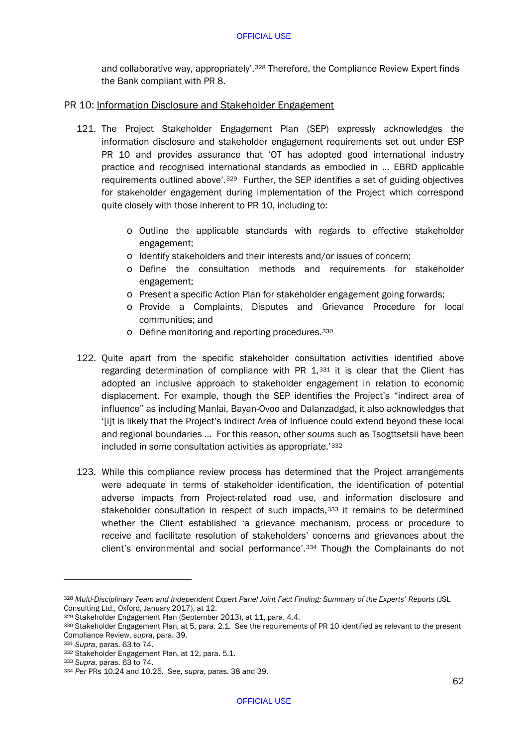and collaborative way, appropriately'.[328] Therefore, the Compliance Review Expert finds the Bank compliant with PR 8.

PR 10: Information Disclosure and Stakeholder Engagement

121. The Project Stakeholder Engagement Plan (SEP) expressly acknowledges the information disclosure and stakeholder engagement requirements set out under ESP PR 10 and provides assurance that 'OT has adopted good international industry practice and recognised international standards as embodied in … EBRD applicable requirements outlined above'.[329] Further, the SEP identifies a set of guiding objectives for stakeholder engagement during implementation of the Project which correspond quite closely with those inherent to PR 10, including to:

    - Outline the applicable standards with regards to effective stakeholder engagement;
    - Identify stakeholders and their interests and/or issues of concern;
    - Define the consultation methods and requirements for stakeholder engagement;
    - Present a specific Action Plan for stakeholder engagement going forwards;
    - Provide a Complaints, Disputes and Grievance Procedure for local communities; and
    - Define monitoring and reporting procedures.[330]

122. Quite apart from the specific stakeholder consultation activities identified above regarding determination of compliance with PR 1,[331] it is clear that the Client has adopted an inclusive approach to stakeholder engagement in relation to economic displacement. For example, though the SEP identifies the Project's "indirect area of influence" as including Manlai, Bayan-Ovoo and Dalanzadgad, it also acknowledges that '[i]t is likely that the Project's Indirect Area of Influence could extend beyond these local and regional boundaries … For this reason, other *soums* such as Tsogttsetsii have been included in some consultation activities as appropriate.'[332]

123. While this compliance review process has determined that the Project arrangements were adequate in terms of stakeholder identification, the identification of potential adverse impacts from Project-related road use, and information disclosure and stakeholder consultation in respect of such impacts,[333] it remains to be determined whether the Client established 'a grievance mechanism, process or procedure to receive and facilitate resolution of stakeholders' concerns and grievances about the client's environmental and social performance'.[334] Though the Complainants do not

---

[328] *Multi-Disciplinary Team and Independent Expert Panel Joint Fact Finding: Summary of the Experts' Reports* (JSL Consulting Ltd., Oxford, January 2017), at 12.

[329] Stakeholder Engagement Plan (September 2013), at 11, para. 4.4.

[330] Stakeholder Engagement Plan, at 5, para. 2.1. See the requirements of PR 10 identified as relevant to the present Compliance Review, *supra*, para. 39.

[331] *Supra*, paras. 63 to 74.

[332] Stakeholder Engagement Plan, at 12, para. 5.1.

[333] *Supra*, paras. 63 to 74.

[334] *Per* PRs 10.24 and 10.25. See, *supra*, paras. 38 and 39.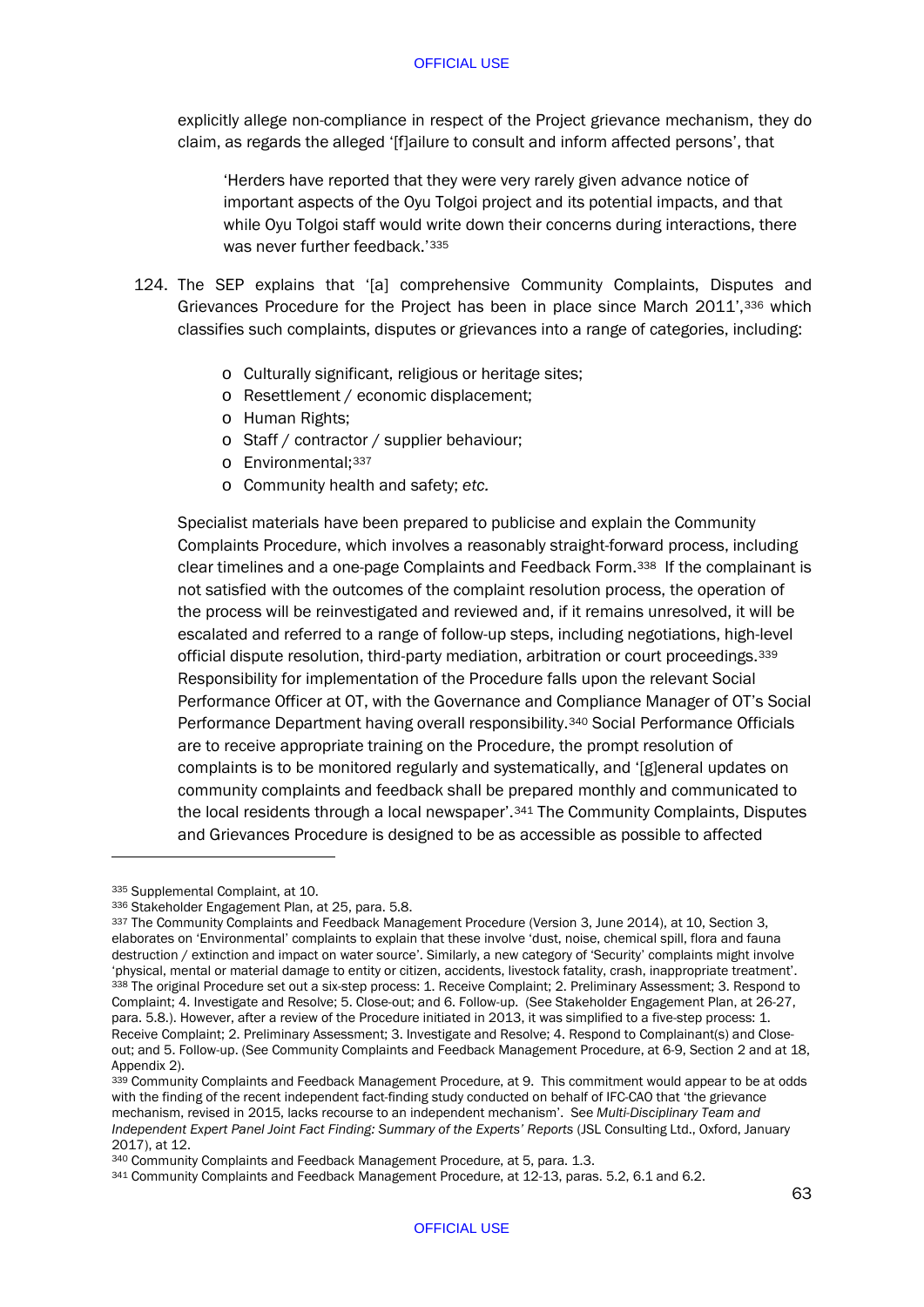explicitly allege non-compliance in respect of the Project grievance mechanism, they do claim, as regards the alleged '[f]ailure to consult and inform affected persons', that

> 'Herders have reported that they were very rarely given advance notice of important aspects of the Oyu Tolgoi project and its potential impacts, and that while Oyu Tolgoi staff would write down their concerns during interactions, there was never further feedback.'[335]

124. The SEP explains that '[a] comprehensive Community Complaints, Disputes and Grievances Procedure for the Project has been in place since March 2011',[336] which classifies such complaints, disputes or grievances into a range of categories, including:

    - Culturally significant, religious or heritage sites;
    - Resettlement / economic displacement;
    - Human Rights;
    - Staff / contractor / supplier behaviour;
    - Environmental;[337]
    - Community health and safety; *etc.*

    Specialist materials have been prepared to publicise and explain the Community Complaints Procedure, which involves a reasonably straight-forward process, including clear timelines and a one-page Complaints and Feedback Form.[338] If the complainant is not satisfied with the outcomes of the complaint resolution process, the operation of the process will be reinvestigated and reviewed and, if it remains unresolved, it will be escalated and referred to a range of follow-up steps, including negotiations, high-level official dispute resolution, third-party mediation, arbitration or court proceedings.[339] Responsibility for implementation of the Procedure falls upon the relevant Social Performance Officer at OT, with the Governance and Compliance Manager of OT's Social Performance Department having overall responsibility.[340] Social Performance Officials are to receive appropriate training on the Procedure, the prompt resolution of complaints is to be monitored regularly and systematically, and '[g]eneral updates on community complaints and feedback shall be prepared monthly and communicated to the local residents through a local newspaper'.[341] The Community Complaints, Disputes and Grievances Procedure is designed to be as accessible as possible to affected

---

[335] Supplemental Complaint, at 10.

[336] Stakeholder Engagement Plan, at 25, para. 5.8.

[337] The Community Complaints and Feedback Management Procedure (Version 3, June 2014), at 10, Section 3, elaborates on 'Environmental' complaints to explain that these involve 'dust, noise, chemical spill, flora and fauna destruction / extinction and impact on water source'. Similarly, a new category of 'Security' complaints might involve 'physical, mental or material damage to entity or citizen, accidents, livestock fatality, crash, inappropriate treatment'.

[338] The original Procedure set out a six-step process: 1. Receive Complaint; 2. Preliminary Assessment; 3. Respond to Complaint; 4. Investigate and Resolve; 5. Close-out; and 6. Follow-up. (See Stakeholder Engagement Plan, at 26-27, para. 5.8.). However, after a review of the Procedure initiated in 2013, it was simplified to a five-step process: 1. Receive Complaint; 2. Preliminary Assessment; 3. Investigate and Resolve; 4. Respond to Complainant(s) and Close-out; and 5. Follow-up. (See Community Complaints and Feedback Management Procedure, at 6-9, Section 2 and at 18, Appendix 2).

[339] Community Complaints and Feedback Management Procedure, at 9. This commitment would appear to be at odds with the finding of the recent independent fact-finding study conducted on behalf of IFC-CAO that 'the grievance mechanism, revised in 2015, lacks recourse to an independent mechanism'. See *Multi-Disciplinary Team and Independent Expert Panel Joint Fact Finding: Summary of the Experts' Reports* (JSL Consulting Ltd., Oxford, January 2017), at 12.

[340] Community Complaints and Feedback Management Procedure, at 5, para. 1.3.

[341] Community Complaints and Feedback Management Procedure, at 12-13, paras. 5.2, 6.1 and 6.2.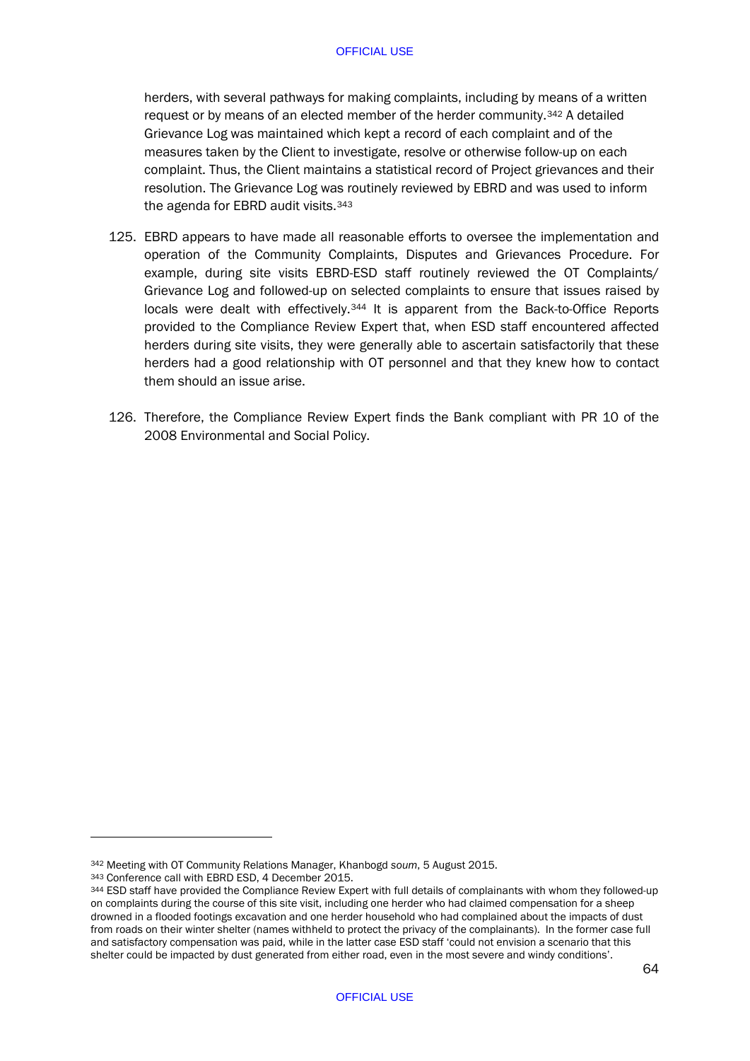herders, with several pathways for making complaints, including by means of a written request or by means of an elected member of the herder community.[342] A detailed Grievance Log was maintained which kept a record of each complaint and of the measures taken by the Client to investigate, resolve or otherwise follow-up on each complaint. Thus, the Client maintains a statistical record of Project grievances and their resolution. The Grievance Log was routinely reviewed by EBRD and was used to inform the agenda for EBRD audit visits.[343]

125. EBRD appears to have made all reasonable efforts to oversee the implementation and operation of the Community Complaints, Disputes and Grievances Procedure. For example, during site visits EBRD-ESD staff routinely reviewed the OT Complaints/ Grievance Log and followed-up on selected complaints to ensure that issues raised by locals were dealt with effectively.[344] It is apparent from the Back-to-Office Reports provided to the Compliance Review Expert that, when ESD staff encountered affected herders during site visits, they were generally able to ascertain satisfactorily that these herders had a good relationship with OT personnel and that they knew how to contact them should an issue arise.

126. Therefore, the Compliance Review Expert finds the Bank compliant with PR 10 of the 2008 Environmental and Social Policy.

---

[342] Meeting with OT Community Relations Manager, Khanbogd *soum*, 5 August 2015.

[343] Conference call with EBRD ESD, 4 December 2015.

[344] ESD staff have provided the Compliance Review Expert with full details of complainants with whom they followed-up on complaints during the course of this site visit, including one herder who had claimed compensation for a sheep drowned in a flooded footings excavation and one herder household who had complained about the impacts of dust from roads on their winter shelter (names withheld to protect the privacy of the complainants). In the former case full and satisfactory compensation was paid, while in the latter case ESD staff 'could not envision a scenario that this shelter could be impacted by dust generated from either road, even in the most severe and windy conditions'.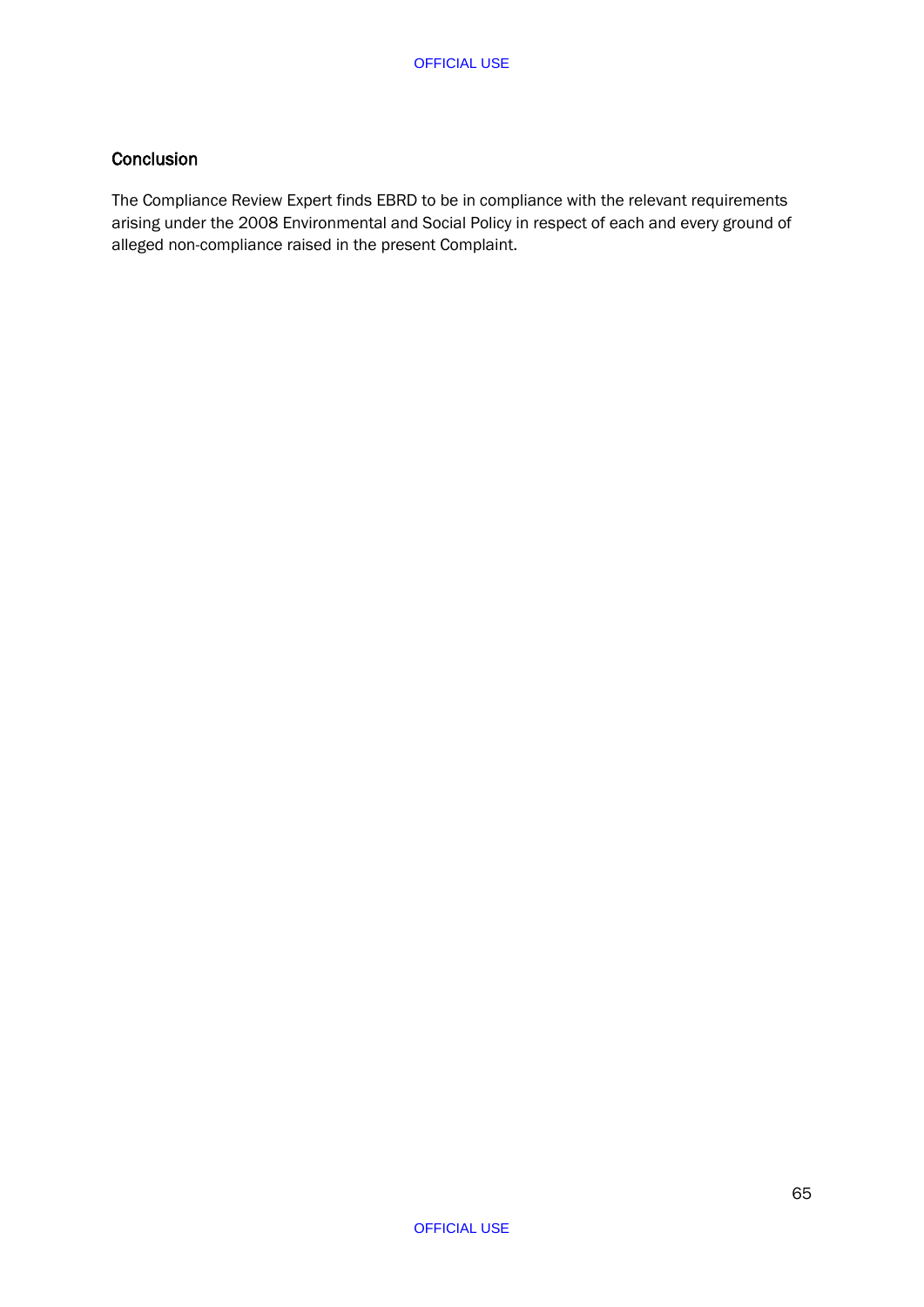## Conclusion

The Compliance Review Expert finds EBRD to be in compliance with the relevant requirements arising under the 2008 Environmental and Social Policy in respect of each and every ground of alleged non-compliance raised in the present Complaint.